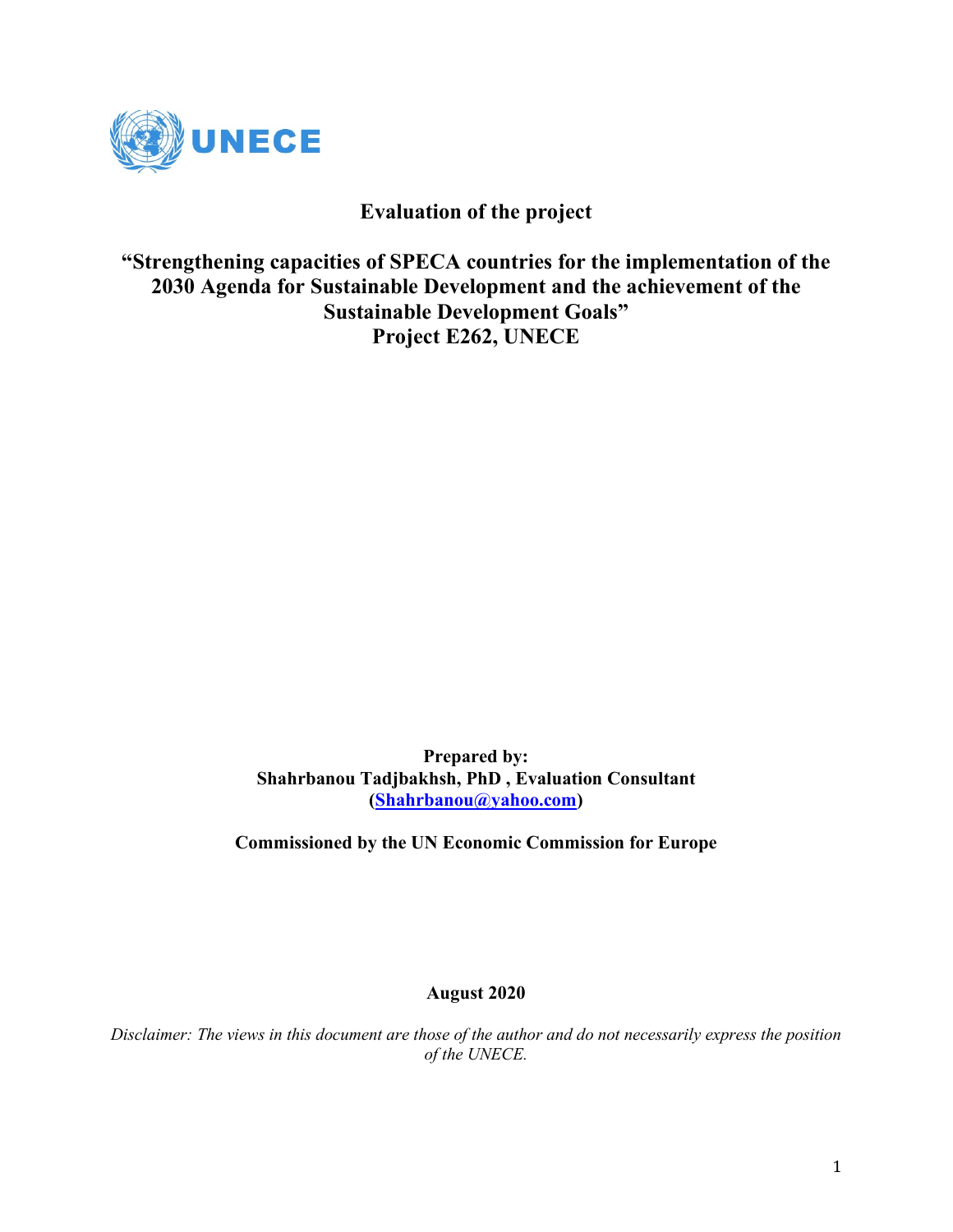UNECE

# Evaluation of the project

## "Strengthening capacities of SPECA countries for the implementation of the 2030 Agenda for Sustainable Development and the achievement of the Sustainable Development Goals"
## Project E262, UNECE

**Prepared by:**
**Shahrbanou Tadjbakhsh, PhD , Evaluation Consultant**
**([Shahrbanou@yahoo.com](mailto:Shahrbanou@yahoo.com))**

**Commissioned by the UN Economic Commission for Europe**

**August 2020**

*Disclaimer: The views in this document are those of the author and do not necessarily express the position of the UNECE.*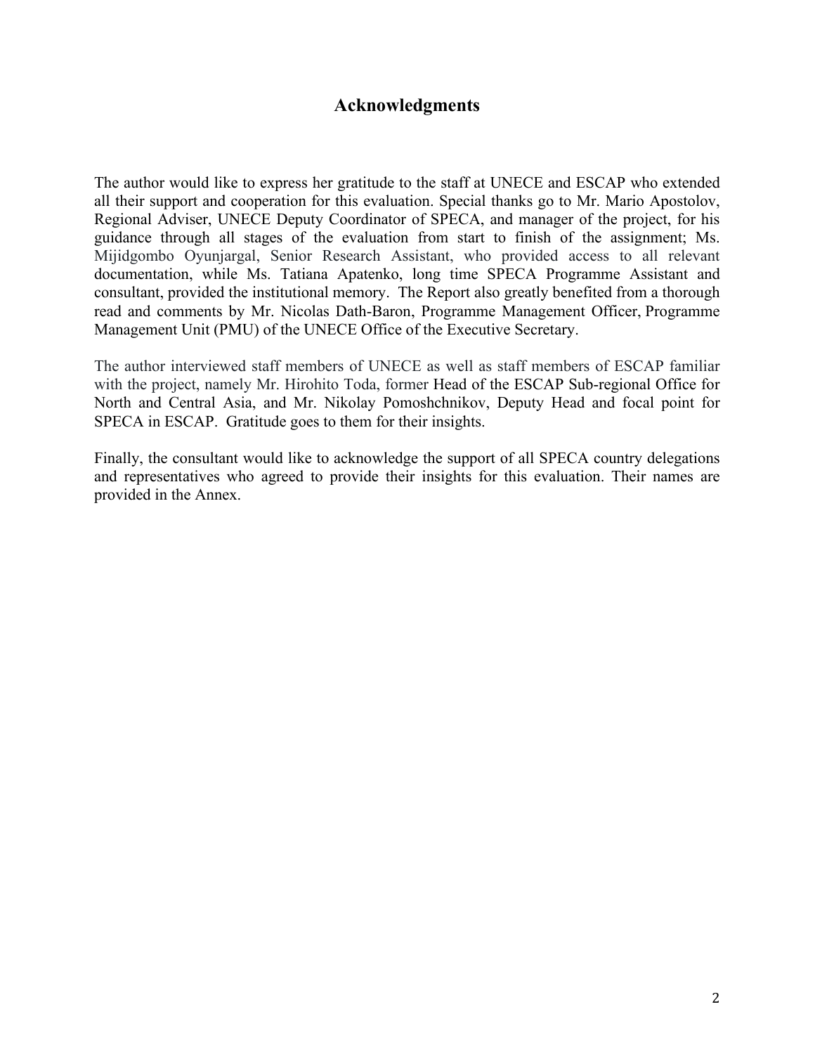## Acknowledgments

The author would like to express her gratitude to the staff at UNECE and ESCAP who extended all their support and cooperation for this evaluation. Special thanks go to Mr. Mario Apostolov, Regional Adviser, UNECE Deputy Coordinator of SPECA, and manager of the project, for his guidance through all stages of the evaluation from start to finish of the assignment; Ms. Mijidgombo Oyunjargal, Senior Research Assistant, who provided access to all relevant documentation, while Ms. Tatiana Apatenko, long time SPECA Programme Assistant and consultant, provided the institutional memory. The Report also greatly benefited from a thorough read and comments by Mr. Nicolas Dath-Baron, Programme Management Officer, Programme Management Unit (PMU) of the UNECE Office of the Executive Secretary.

The author interviewed staff members of UNECE as well as staff members of ESCAP familiar with the project, namely Mr. Hirohito Toda, former Head of the ESCAP Sub-regional Office for North and Central Asia, and Mr. Nikolay Pomoshchnikov, Deputy Head and focal point for SPECA in ESCAP. Gratitude goes to them for their insights.

Finally, the consultant would like to acknowledge the support of all SPECA country delegations and representatives who agreed to provide their insights for this evaluation. Their names are provided in the Annex.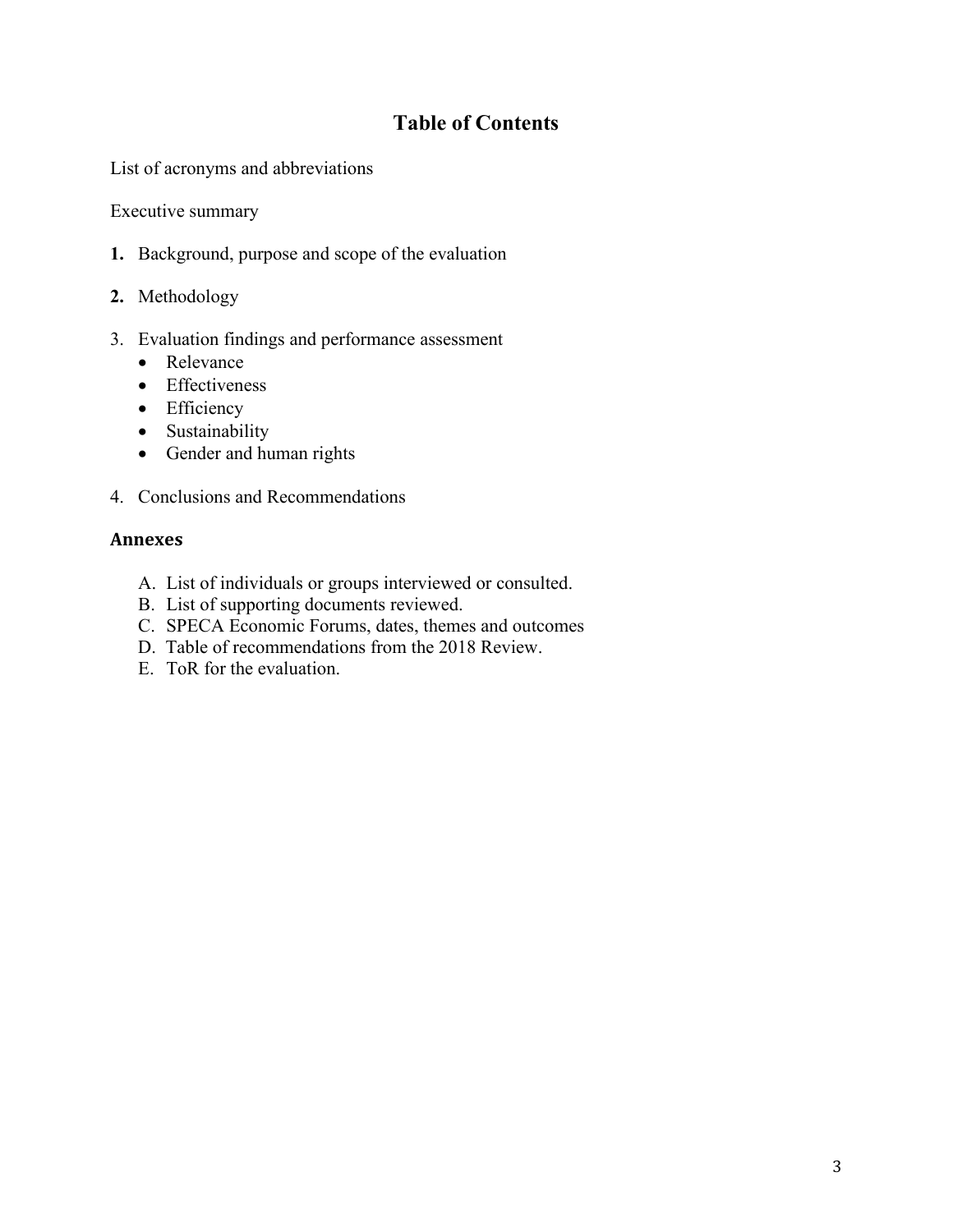# Table of Contents

List of acronyms and abbreviations

Executive summary

**1.** Background, purpose and scope of the evaluation

**2.** Methodology

3. Evaluation findings and performance assessment
   - Relevance
   - Effectiveness
   - Efficiency
   - Sustainability
   - Gender and human rights

4. Conclusions and Recommendations

## Annexes

A. List of individuals or groups interviewed or consulted.
B. List of supporting documents reviewed.
C. SPECA Economic Forums, dates, themes and outcomes
D. Table of recommendations from the 2018 Review.
E. ToR for the evaluation.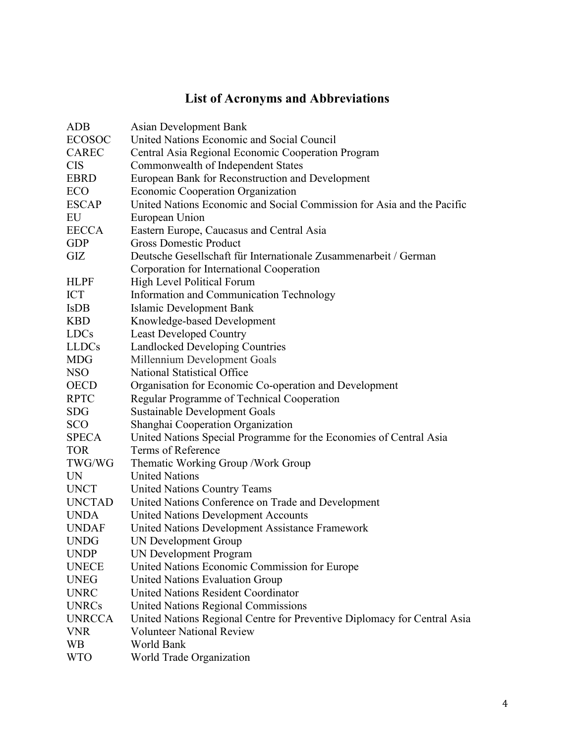# List of Acronyms and Abbreviations

| | |
|---|---|
| ADB | Asian Development Bank |
| ECOSOC | United Nations Economic and Social Council |
| CAREC | Central Asia Regional Economic Cooperation Program |
| CIS | Commonwealth of Independent States |
| EBRD | European Bank for Reconstruction and Development |
| ECO | Economic Cooperation Organization |
| ESCAP | United Nations Economic and Social Commission for Asia and the Pacific |
| EU | European Union |
| EECCA | Eastern Europe, Caucasus and Central Asia |
| GDP | Gross Domestic Product |
| GIZ | Deutsche Gesellschaft für Internationale Zusammenarbeit / German Corporation for International Cooperation |
| HLPF | High Level Political Forum |
| ICT | Information and Communication Technology |
| IsDB | Islamic Development Bank |
| KBD | Knowledge-based Development |
| LDCs | Least Developed Country |
| LLDCs | Landlocked Developing Countries |
| MDG | Millennium Development Goals |
| NSO | National Statistical Office |
| OECD | Organisation for Economic Co-operation and Development |
| RPTC | Regular Programme of Technical Cooperation |
| SDG | Sustainable Development Goals |
| SCO | Shanghai Cooperation Organization |
| SPECA | United Nations Special Programme for the Economies of Central Asia |
| TOR | Terms of Reference |
| TWG/WG | Thematic Working Group /Work Group |
| UN | United Nations |
| UNCT | United Nations Country Teams |
| UNCTAD | United Nations Conference on Trade and Development |
| UNDA | United Nations Development Accounts |
| UNDAF | United Nations Development Assistance Framework |
| UNDG | UN Development Group |
| UNDP | UN Development Program |
| UNECE | United Nations Economic Commission for Europe |
| UNEG | United Nations Evaluation Group |
| UNRC | United Nations Resident Coordinator |
| UNRCs | United Nations Regional Commissions |
| UNRCCA | United Nations Regional Centre for Preventive Diplomacy for Central Asia |
| VNR | Volunteer National Review |
| WB | World Bank |
| WTO | World Trade Organization |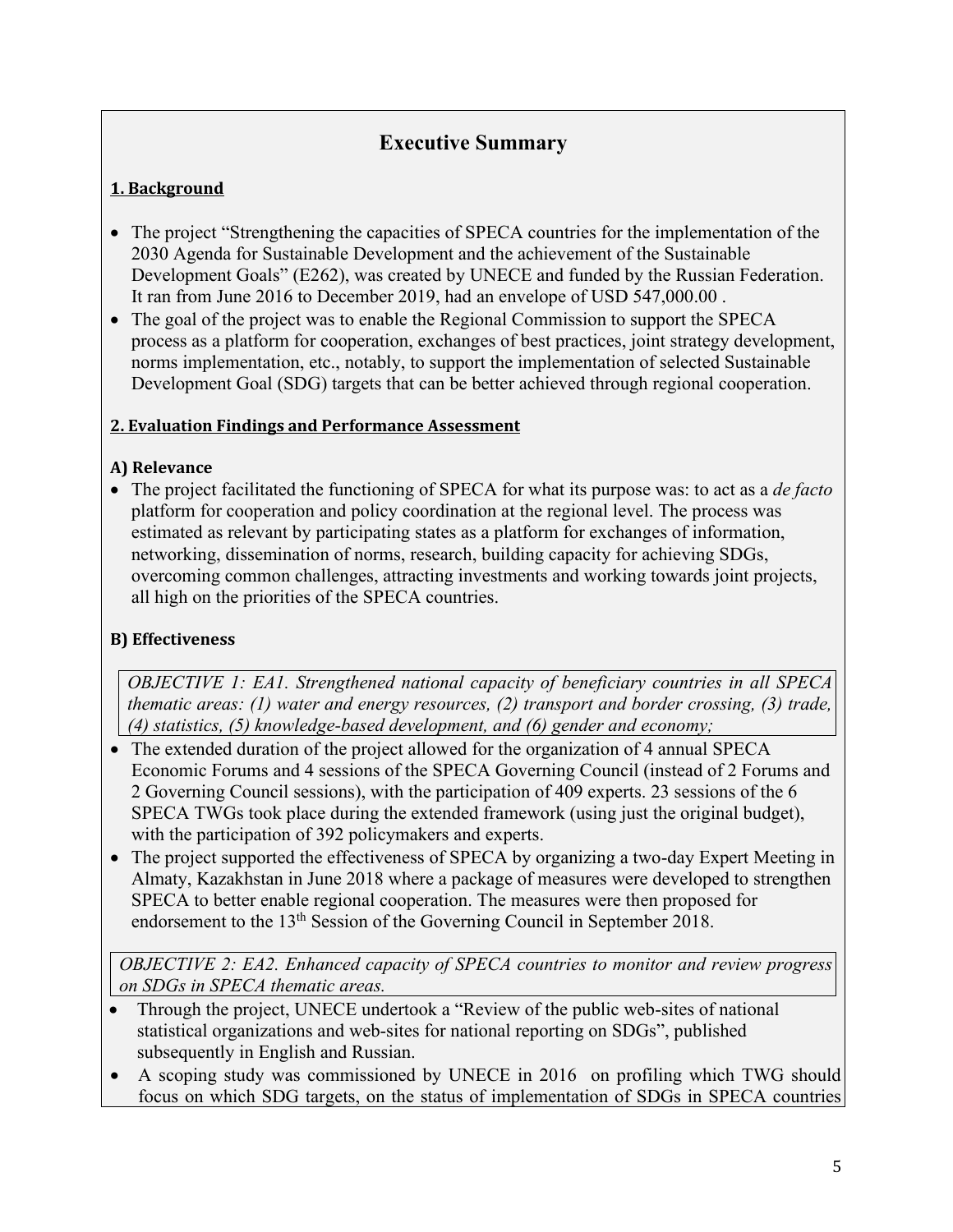# Executive Summary

## 1. Background

- The project "Strengthening the capacities of SPECA countries for the implementation of the 2030 Agenda for Sustainable Development and the achievement of the Sustainable Development Goals" (E262), was created by UNECE and funded by the Russian Federation. It ran from June 2016 to December 2019, had an envelope of USD 547,000.00 .
- The goal of the project was to enable the Regional Commission to support the SPECA process as a platform for cooperation, exchanges of best practices, joint strategy development, norms implementation, etc., notably, to support the implementation of selected Sustainable Development Goal (SDG) targets that can be better achieved through regional cooperation.

## 2. Evaluation Findings and Performance Assessment

### A) Relevance

- The project facilitated the functioning of SPECA for what its purpose was: to act as a *de facto* platform for cooperation and policy coordination at the regional level. The process was estimated as relevant by participating states as a platform for exchanges of information, networking, dissemination of norms, research, building capacity for achieving SDGs, overcoming common challenges, attracting investments and working towards joint projects, all high on the priorities of the SPECA countries.

### B) Effectiveness

*OBJECTIVE 1: EA1. Strengthened national capacity of beneficiary countries in all SPECA thematic areas: (1) water and energy resources, (2) transport and border crossing, (3) trade, (4) statistics, (5) knowledge-based development, and (6) gender and economy;*

- The extended duration of the project allowed for the organization of 4 annual SPECA Economic Forums and 4 sessions of the SPECA Governing Council (instead of 2 Forums and 2 Governing Council sessions), with the participation of 409 experts. 23 sessions of the 6 SPECA TWGs took place during the extended framework (using just the original budget), with the participation of 392 policymakers and experts.
- The project supported the effectiveness of SPECA by organizing a two-day Expert Meeting in Almaty, Kazakhstan in June 2018 where a package of measures were developed to strengthen SPECA to better enable regional cooperation. The measures were then proposed for endorsement to the 13th Session of the Governing Council in September 2018.

*OBJECTIVE 2: EA2. Enhanced capacity of SPECA countries to monitor and review progress on SDGs in SPECA thematic areas.*

- Through the project, UNECE undertook a "Review of the public web-sites of national statistical organizations and web-sites for national reporting on SDGs", published subsequently in English and Russian.
- A scoping study was commissioned by UNECE in 2016 on profiling which TWG should focus on which SDG targets, on the status of implementation of SDGs in SPECA countries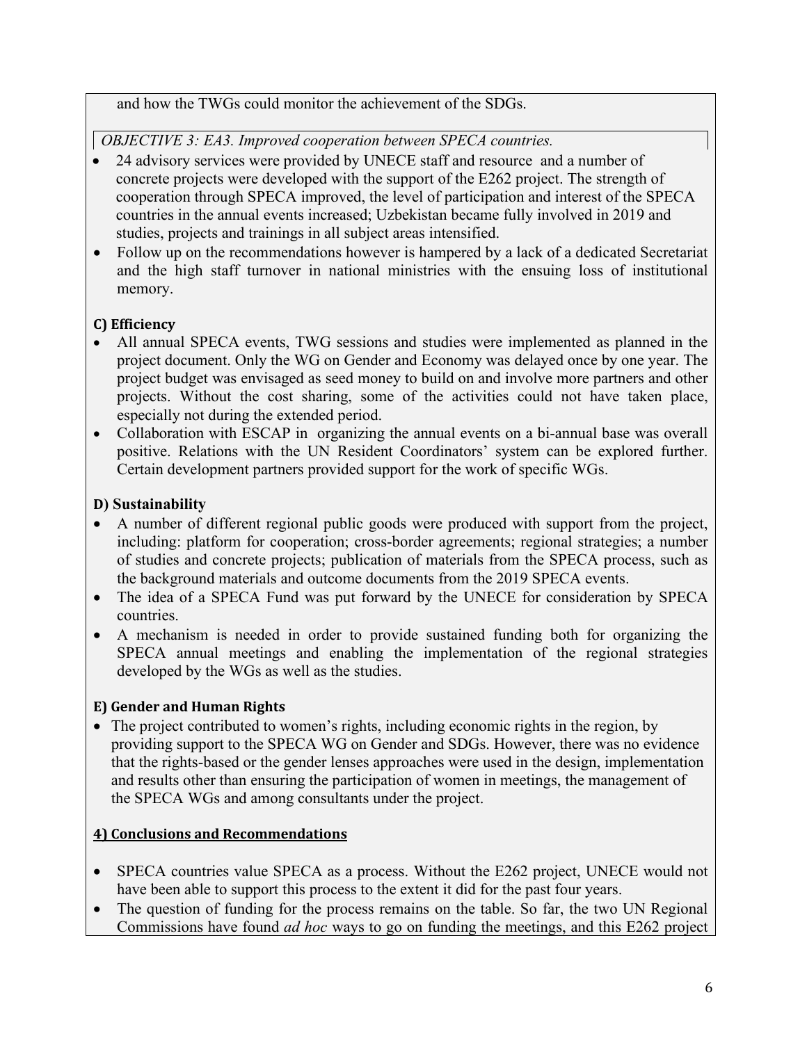and how the TWGs could monitor the achievement of the SDGs.

*OBJECTIVE 3: EA3. Improved cooperation between SPECA countries.*

- 24 advisory services were provided by UNECE staff and resource and a number of concrete projects were developed with the support of the E262 project. The strength of cooperation through SPECA improved, the level of participation and interest of the SPECA countries in the annual events increased; Uzbekistan became fully involved in 2019 and studies, projects and trainings in all subject areas intensified.
- Follow up on the recommendations however is hampered by a lack of a dedicated Secretariat and the high staff turnover in national ministries with the ensuing loss of institutional memory.

**C) Efficiency**

- All annual SPECA events, TWG sessions and studies were implemented as planned in the project document. Only the WG on Gender and Economy was delayed once by one year. The project budget was envisaged as seed money to build on and involve more partners and other projects. Without the cost sharing, some of the activities could not have taken place, especially not during the extended period.
- Collaboration with ESCAP in organizing the annual events on a bi-annual base was overall positive. Relations with the UN Resident Coordinators' system can be explored further. Certain development partners provided support for the work of specific WGs.

**D) Sustainability**

- A number of different regional public goods were produced with support from the project, including: platform for cooperation; cross-border agreements; regional strategies; a number of studies and concrete projects; publication of materials from the SPECA process, such as the background materials and outcome documents from the 2019 SPECA events.
- The idea of a SPECA Fund was put forward by the UNECE for consideration by SPECA countries.
- A mechanism is needed in order to provide sustained funding both for organizing the SPECA annual meetings and enabling the implementation of the regional strategies developed by the WGs as well as the studies.

**E) Gender and Human Rights**

- The project contributed to women's rights, including economic rights in the region, by providing support to the SPECA WG on Gender and SDGs. However, there was no evidence that the rights-based or the gender lenses approaches were used in the design, implementation and results other than ensuring the participation of women in meetings, the management of the SPECA WGs and among consultants under the project.

**4) Conclusions and Recommendations**

- SPECA countries value SPECA as a process. Without the E262 project, UNECE would not have been able to support this process to the extent it did for the past four years.
- The question of funding for the process remains on the table. So far, the two UN Regional Commissions have found *ad hoc* ways to go on funding the meetings, and this E262 project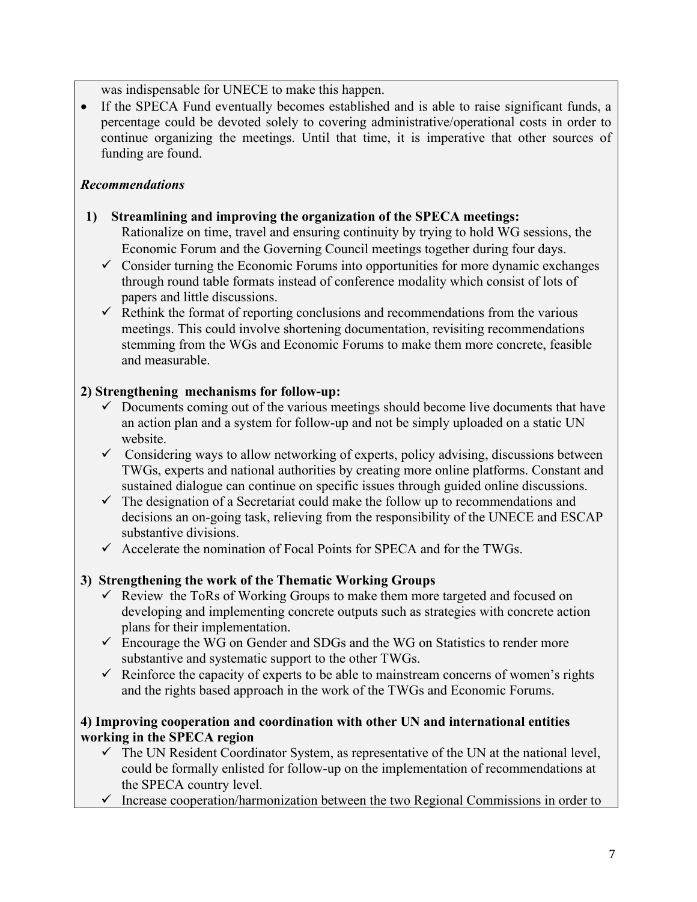was indispensable for UNECE to make this happen.

- If the SPECA Fund eventually becomes established and is able to raise significant funds, a percentage could be devoted solely to covering administrative/operational costs in order to continue organizing the meetings. Until that time, it is imperative that other sources of funding are found.

*Recommendations*

**1) Streamlining and improving the organization of the SPECA meetings:**

Rationalize on time, travel and ensuring continuity by trying to hold WG sessions, the Economic Forum and the Governing Council meetings together during four days.

- ✓ Consider turning the Economic Forums into opportunities for more dynamic exchanges through round table formats instead of conference modality which consist of lots of papers and little discussions.
- ✓ Rethink the format of reporting conclusions and recommendations from the various meetings. This could involve shortening documentation, revisiting recommendations stemming from the WGs and Economic Forums to make them more concrete, feasible and measurable.

**2) Strengthening mechanisms for follow-up:**

- ✓ Documents coming out of the various meetings should become live documents that have an action plan and a system for follow-up and not be simply uploaded on a static UN website.
- ✓ Considering ways to allow networking of experts, policy advising, discussions between TWGs, experts and national authorities by creating more online platforms. Constant and sustained dialogue can continue on specific issues through guided online discussions.
- ✓ The designation of a Secretariat could make the follow up to recommendations and decisions an on-going task, relieving from the responsibility of the UNECE and ESCAP substantive divisions.
- ✓ Accelerate the nomination of Focal Points for SPECA and for the TWGs.

**3) Strengthening the work of the Thematic Working Groups**

- ✓ Review the ToRs of Working Groups to make them more targeted and focused on developing and implementing concrete outputs such as strategies with concrete action plans for their implementation.
- ✓ Encourage the WG on Gender and SDGs and the WG on Statistics to render more substantive and systematic support to the other TWGs.
- ✓ Reinforce the capacity of experts to be able to mainstream concerns of women's rights and the rights based approach in the work of the TWGs and Economic Forums.

**4) Improving cooperation and coordination with other UN and international entities working in the SPECA region**

- ✓ The UN Resident Coordinator System, as representative of the UN at the national level, could be formally enlisted for follow-up on the implementation of recommendations at the SPECA country level.
- ✓ Increase cooperation/harmonization between the two Regional Commissions in order to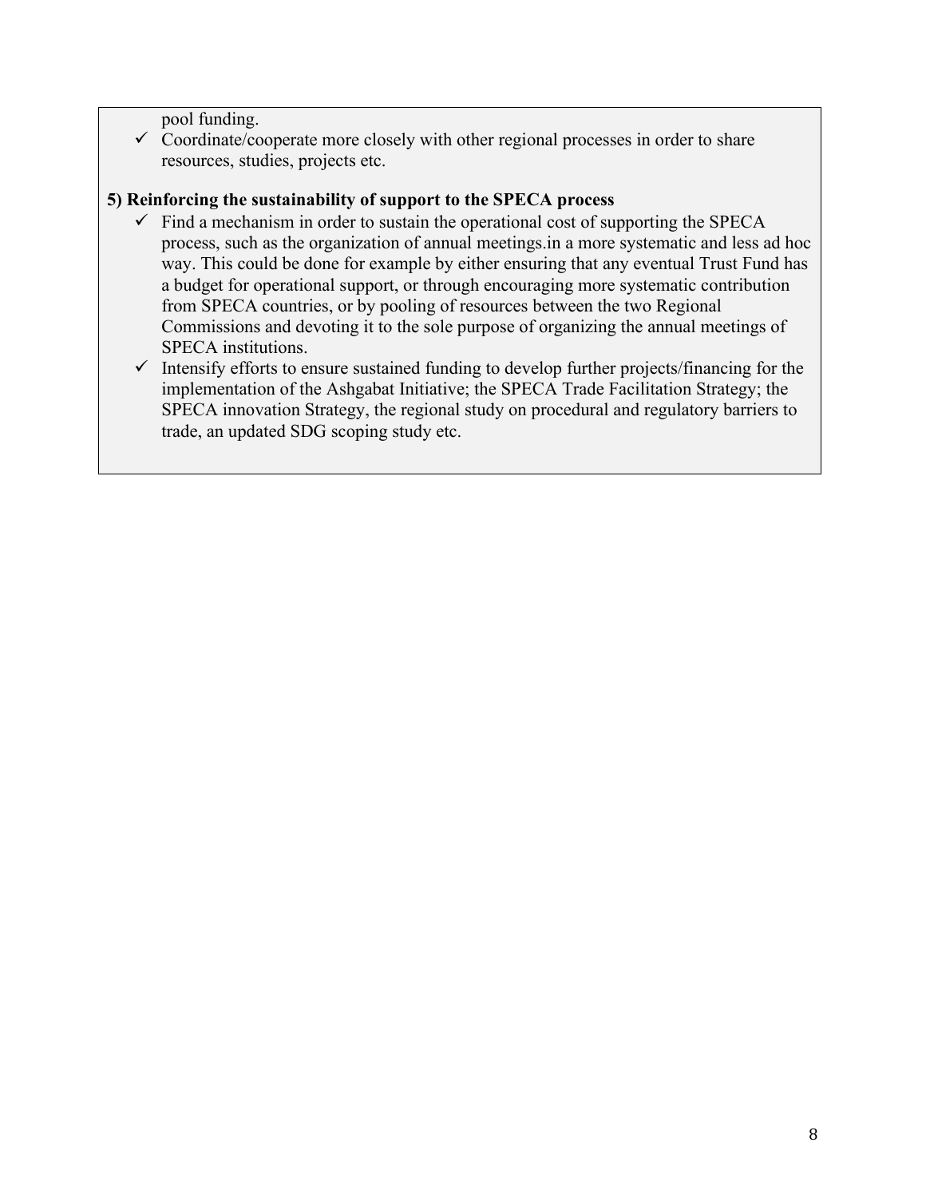pool funding.

- ✓ Coordinate/cooperate more closely with other regional processes in order to share resources, studies, projects etc.

**5) Reinforcing the sustainability of support to the SPECA process**

- ✓ Find a mechanism in order to sustain the operational cost of supporting the SPECA process, such as the organization of annual meetings.in a more systematic and less ad hoc way. This could be done for example by either ensuring that any eventual Trust Fund has a budget for operational support, or through encouraging more systematic contribution from SPECA countries, or by pooling of resources between the two Regional Commissions and devoting it to the sole purpose of organizing the annual meetings of SPECA institutions.
- ✓ Intensify efforts to ensure sustained funding to develop further projects/financing for the implementation of the Ashgabat Initiative; the SPECA Trade Facilitation Strategy; the SPECA innovation Strategy, the regional study on procedural and regulatory barriers to trade, an updated SDG scoping study etc.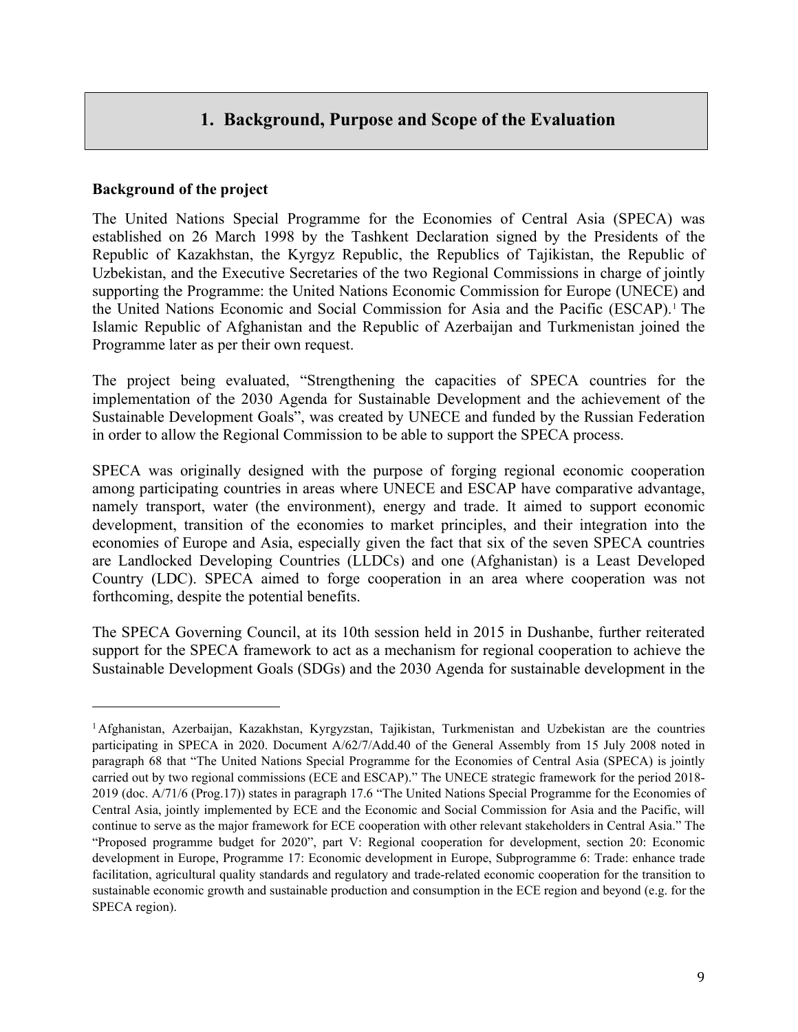# 1. Background, Purpose and Scope of the Evaluation

**Background of the project**

The United Nations Special Programme for the Economies of Central Asia (SPECA) was established on 26 March 1998 by the Tashkent Declaration signed by the Presidents of the Republic of Kazakhstan, the Kyrgyz Republic, the Republics of Tajikistan, the Republic of Uzbekistan, and the Executive Secretaries of the two Regional Commissions in charge of jointly supporting the Programme: the United Nations Economic Commission for Europe (UNECE) and the United Nations Economic and Social Commission for Asia and the Pacific (ESCAP).[1] The Islamic Republic of Afghanistan and the Republic of Azerbaijan and Turkmenistan joined the Programme later as per their own request.

The project being evaluated, "Strengthening the capacities of SPECA countries for the implementation of the 2030 Agenda for Sustainable Development and the achievement of the Sustainable Development Goals", was created by UNECE and funded by the Russian Federation in order to allow the Regional Commission to be able to support the SPECA process.

SPECA was originally designed with the purpose of forging regional economic cooperation among participating countries in areas where UNECE and ESCAP have comparative advantage, namely transport, water (the environment), energy and trade. It aimed to support economic development, transition of the economies to market principles, and their integration into the economies of Europe and Asia, especially given the fact that six of the seven SPECA countries are Landlocked Developing Countries (LLDCs) and one (Afghanistan) is a Least Developed Country (LDC). SPECA aimed to forge cooperation in an area where cooperation was not forthcoming, despite the potential benefits.

The SPECA Governing Council, at its 10th session held in 2015 in Dushanbe, further reiterated support for the SPECA framework to act as a mechanism for regional cooperation to achieve the Sustainable Development Goals (SDGs) and the 2030 Agenda for sustainable development in the

---

[1] Afghanistan, Azerbaijan, Kazakhstan, Kyrgyzstan, Tajikistan, Turkmenistan and Uzbekistan are the countries participating in SPECA in 2020. Document A/62/7/Add.40 of the General Assembly from 15 July 2008 noted in paragraph 68 that "The United Nations Special Programme for the Economies of Central Asia (SPECA) is jointly carried out by two regional commissions (ECE and ESCAP)." The UNECE strategic framework for the period 2018-2019 (doc. A/71/6 (Prog.17)) states in paragraph 17.6 "The United Nations Special Programme for the Economies of Central Asia, jointly implemented by ECE and the Economic and Social Commission for Asia and the Pacific, will continue to serve as the major framework for ECE cooperation with other relevant stakeholders in Central Asia." The "Proposed programme budget for 2020", part V: Regional cooperation for development, section 20: Economic development in Europe, Programme 17: Economic development in Europe, Subprogramme 6: Trade: enhance trade facilitation, agricultural quality standards and regulatory and trade-related economic cooperation for the transition to sustainable economic growth and sustainable production and consumption in the ECE region and beyond (e.g. for the SPECA region).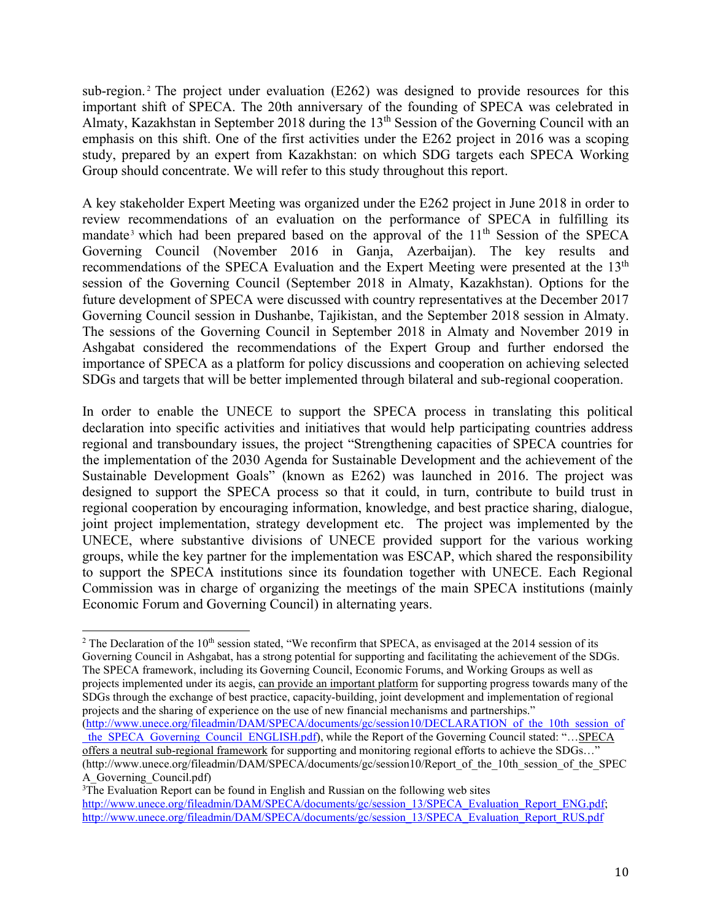sub-region.[2] The project under evaluation (E262) was designed to provide resources for this important shift of SPECA. The 20th anniversary of the founding of SPECA was celebrated in Almaty, Kazakhstan in September 2018 during the 13th Session of the Governing Council with an emphasis on this shift. One of the first activities under the E262 project in 2016 was a scoping study, prepared by an expert from Kazakhstan: on which SDG targets each SPECA Working Group should concentrate. We will refer to this study throughout this report.

A key stakeholder Expert Meeting was organized under the E262 project in June 2018 in order to review recommendations of an evaluation on the performance of SPECA in fulfilling its mandate[3] which had been prepared based on the approval of the 11th Session of the SPECA Governing Council (November 2016 in Ganja, Azerbaijan). The key results and recommendations of the SPECA Evaluation and the Expert Meeting were presented at the 13th session of the Governing Council (September 2018 in Almaty, Kazakhstan). Options for the future development of SPECA were discussed with country representatives at the December 2017 Governing Council session in Dushanbe, Tajikistan, and the September 2018 session in Almaty. The sessions of the Governing Council in September 2018 in Almaty and November 2019 in Ashgabat considered the recommendations of the Expert Group and further endorsed the importance of SPECA as a platform for policy discussions and cooperation on achieving selected SDGs and targets that will be better implemented through bilateral and sub-regional cooperation.

In order to enable the UNECE to support the SPECA process in translating this political declaration into specific activities and initiatives that would help participating countries address regional and transboundary issues, the project "Strengthening capacities of SPECA countries for the implementation of the 2030 Agenda for Sustainable Development and the achievement of the Sustainable Development Goals" (known as E262) was launched in 2016. The project was designed to support the SPECA process so that it could, in turn, contribute to build trust in regional cooperation by encouraging information, knowledge, and best practice sharing, dialogue, joint project implementation, strategy development etc. The project was implemented by the UNECE, where substantive divisions of UNECE provided support for the various working groups, while the key partner for the implementation was ESCAP, which shared the responsibility to support the SPECA institutions since its foundation together with UNECE. Each Regional Commission was in charge of organizing the meetings of the main SPECA institutions (mainly Economic Forum and Governing Council) in alternating years.

---

[2] The Declaration of the 10th session stated, "We reconfirm that SPECA, as envisaged at the 2014 session of its Governing Council in Ashgabat, has a strong potential for supporting and facilitating the achievement of the SDGs. The SPECA framework, including its Governing Council, Economic Forums, and Working Groups as well as projects implemented under its aegis, can provide an important platform for supporting progress towards many of the SDGs through the exchange of best practice, capacity-building, joint development and implementation of regional projects and the sharing of experience on the use of new financial mechanisms and partnerships." (http://www.unece.org/fileadmin/DAM/SPECA/documents/gc/session10/DECLARATION_of_the_10th_session_of_the_SPECA_Governing_Council_ENGLISH.pdf), while the Report of the Governing Council stated: "…SPECA offers a neutral sub-regional framework for supporting and monitoring regional efforts to achieve the SDGs…" (http://www.unece.org/fileadmin/DAM/SPECA/documents/gc/session10/Report_of_the_10th_session_of_the_SPECA_Governing_Council.pdf)

[3] The Evaluation Report can be found in English and Russian on the following web sites http://www.unece.org/fileadmin/DAM/SPECA/documents/gc/session_13/SPECA_Evaluation_Report_ENG.pdf; http://www.unece.org/fileadmin/DAM/SPECA/documents/gc/session_13/SPECA_Evaluation_Report_RUS.pdf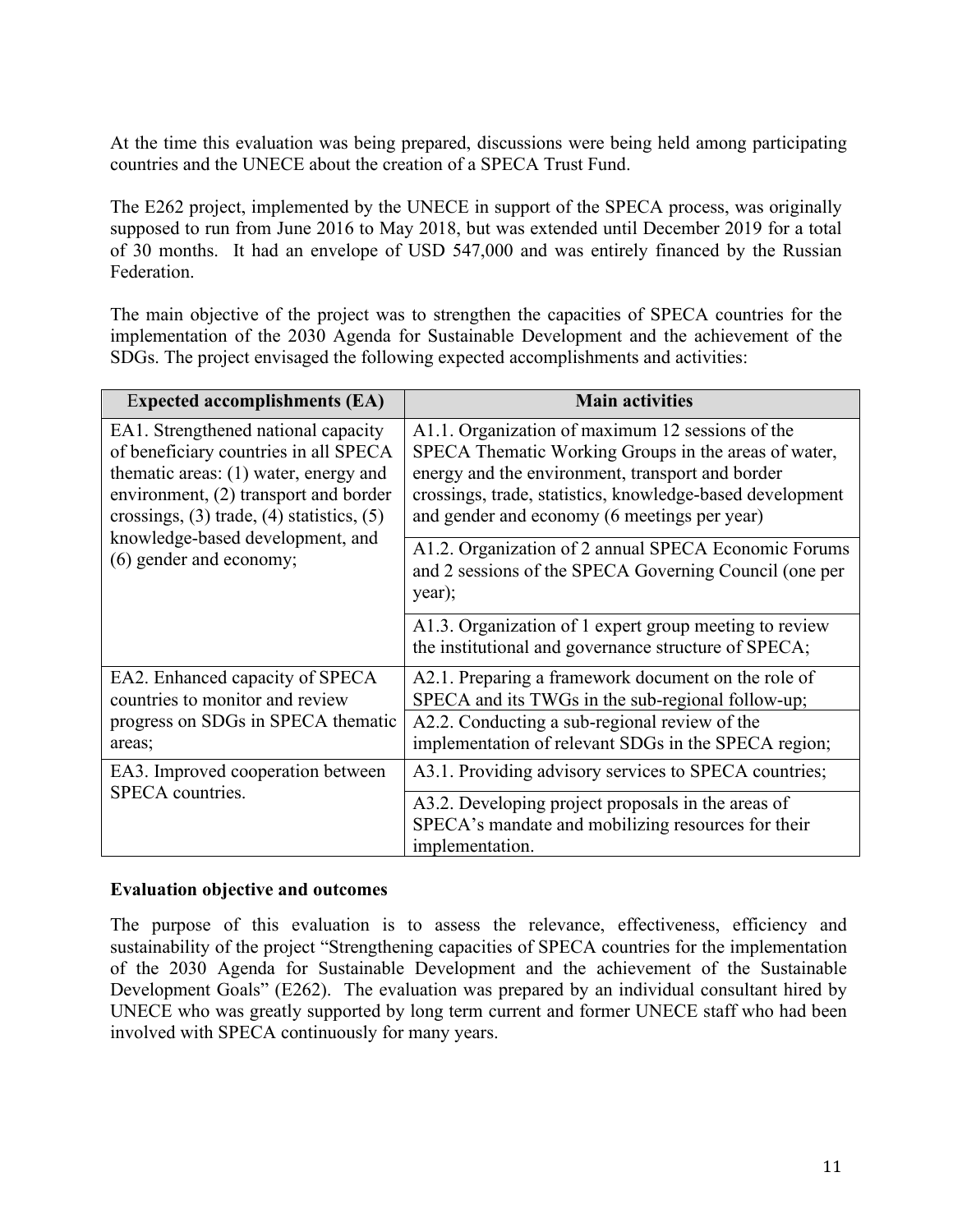At the time this evaluation was being prepared, discussions were being held among participating countries and the UNECE about the creation of a SPECA Trust Fund.

The E262 project, implemented by the UNECE in support of the SPECA process, was originally supposed to run from June 2016 to May 2018, but was extended until December 2019 for a total of 30 months. It had an envelope of USD 547,000 and was entirely financed by the Russian Federation.

The main objective of the project was to strengthen the capacities of SPECA countries for the implementation of the 2030 Agenda for Sustainable Development and the achievement of the SDGs. The project envisaged the following expected accomplishments and activities:

| Expected accomplishments (EA) | Main activities |
|---|---|
| EA1. Strengthened national capacity of beneficiary countries in all SPECA thematic areas: (1) water, energy and environment, (2) transport and border crossings, (3) trade, (4) statistics, (5) knowledge-based development, and (6) gender and economy; | A1.1. Organization of maximum 12 sessions of the SPECA Thematic Working Groups in the areas of water, energy and the environment, transport and border crossings, trade, statistics, knowledge-based development and gender and economy (6 meetings per year) |
| | A1.2. Organization of 2 annual SPECA Economic Forums and 2 sessions of the SPECA Governing Council (one per year); |
| | A1.3. Organization of 1 expert group meeting to review the institutional and governance structure of SPECA; |
| EA2. Enhanced capacity of SPECA countries to monitor and review progress on SDGs in SPECA thematic areas; | A2.1. Preparing a framework document on the role of SPECA and its TWGs in the sub-regional follow-up; |
| | A2.2. Conducting a sub-regional review of the implementation of relevant SDGs in the SPECA region; |
| EA3. Improved cooperation between SPECA countries. | A3.1. Providing advisory services to SPECA countries; |
| | A3.2. Developing project proposals in the areas of SPECA's mandate and mobilizing resources for their implementation. |

**Evaluation objective and outcomes**

The purpose of this evaluation is to assess the relevance, effectiveness, efficiency and sustainability of the project "Strengthening capacities of SPECA countries for the implementation of the 2030 Agenda for Sustainable Development and the achievement of the Sustainable Development Goals" (E262). The evaluation was prepared by an individual consultant hired by UNECE who was greatly supported by long term current and former UNECE staff who had been involved with SPECA continuously for many years.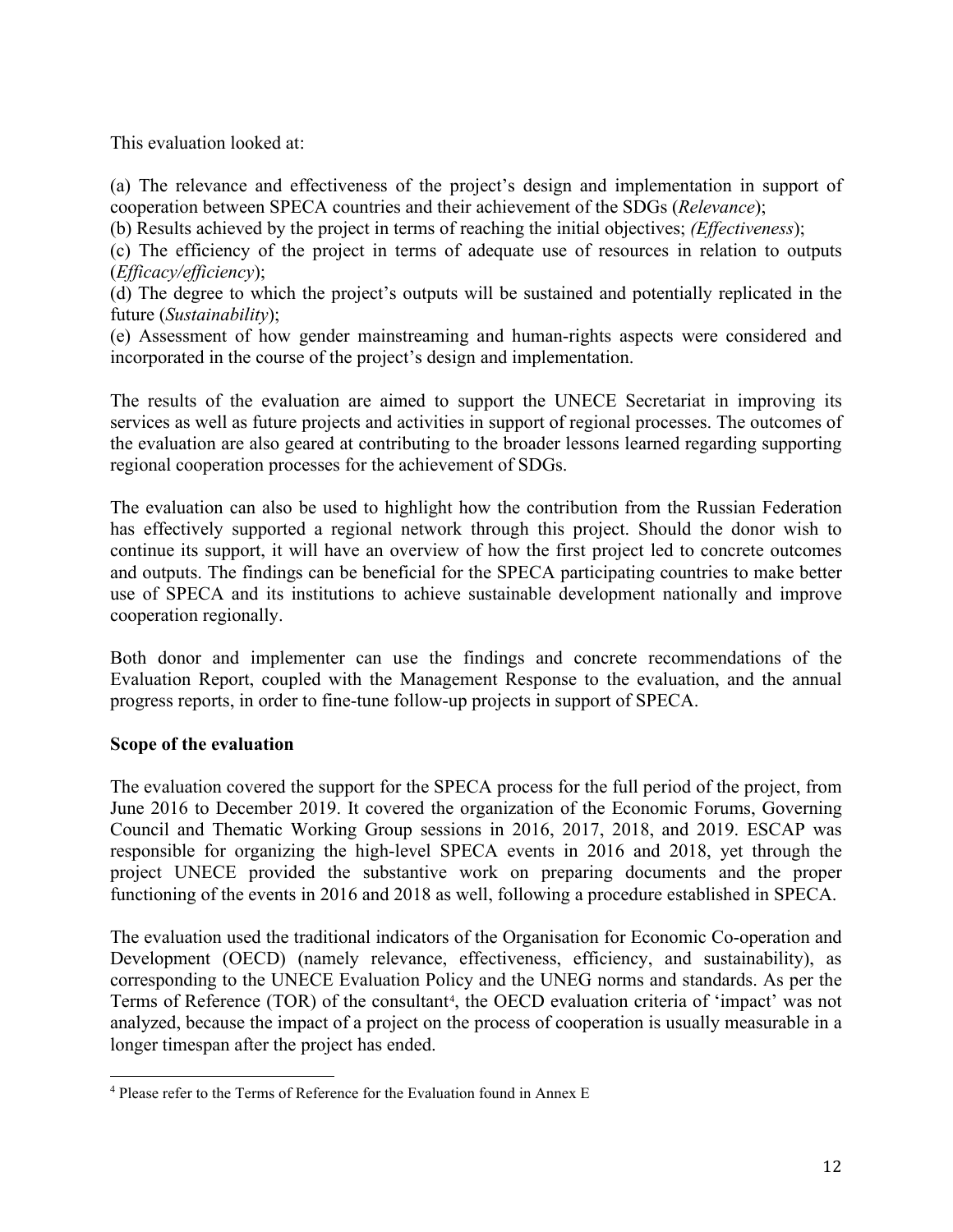This evaluation looked at:

(a) The relevance and effectiveness of the project's design and implementation in support of cooperation between SPECA countries and their achievement of the SDGs (*Relevance*);
(b) Results achieved by the project in terms of reaching the initial objectives; *(Effectiveness*);
(c) The efficiency of the project in terms of adequate use of resources in relation to outputs (*Efficacy/efficiency*);
(d) The degree to which the project's outputs will be sustained and potentially replicated in the future (*Sustainability*);
(e) Assessment of how gender mainstreaming and human-rights aspects were considered and incorporated in the course of the project's design and implementation.

The results of the evaluation are aimed to support the UNECE Secretariat in improving its services as well as future projects and activities in support of regional processes. The outcomes of the evaluation are also geared at contributing to the broader lessons learned regarding supporting regional cooperation processes for the achievement of SDGs.

The evaluation can also be used to highlight how the contribution from the Russian Federation has effectively supported a regional network through this project. Should the donor wish to continue its support, it will have an overview of how the first project led to concrete outcomes and outputs. The findings can be beneficial for the SPECA participating countries to make better use of SPECA and its institutions to achieve sustainable development nationally and improve cooperation regionally.

Both donor and implementer can use the findings and concrete recommendations of the Evaluation Report, coupled with the Management Response to the evaluation, and the annual progress reports, in order to fine-tune follow-up projects in support of SPECA.

**Scope of the evaluation**

The evaluation covered the support for the SPECA process for the full period of the project, from June 2016 to December 2019. It covered the organization of the Economic Forums, Governing Council and Thematic Working Group sessions in 2016, 2017, 2018, and 2019. ESCAP was responsible for organizing the high-level SPECA events in 2016 and 2018, yet through the project UNECE provided the substantive work on preparing documents and the proper functioning of the events in 2016 and 2018 as well, following a procedure established in SPECA.

The evaluation used the traditional indicators of the Organisation for Economic Co-operation and Development (OECD) (namely relevance, effectiveness, efficiency, and sustainability), as corresponding to the UNECE Evaluation Policy and the UNEG norms and standards. As per the Terms of Reference (TOR) of the consultant[4], the OECD evaluation criteria of 'impact' was not analyzed, because the impact of a project on the process of cooperation is usually measurable in a longer timespan after the project has ended.

[4] Please refer to the Terms of Reference for the Evaluation found in Annex E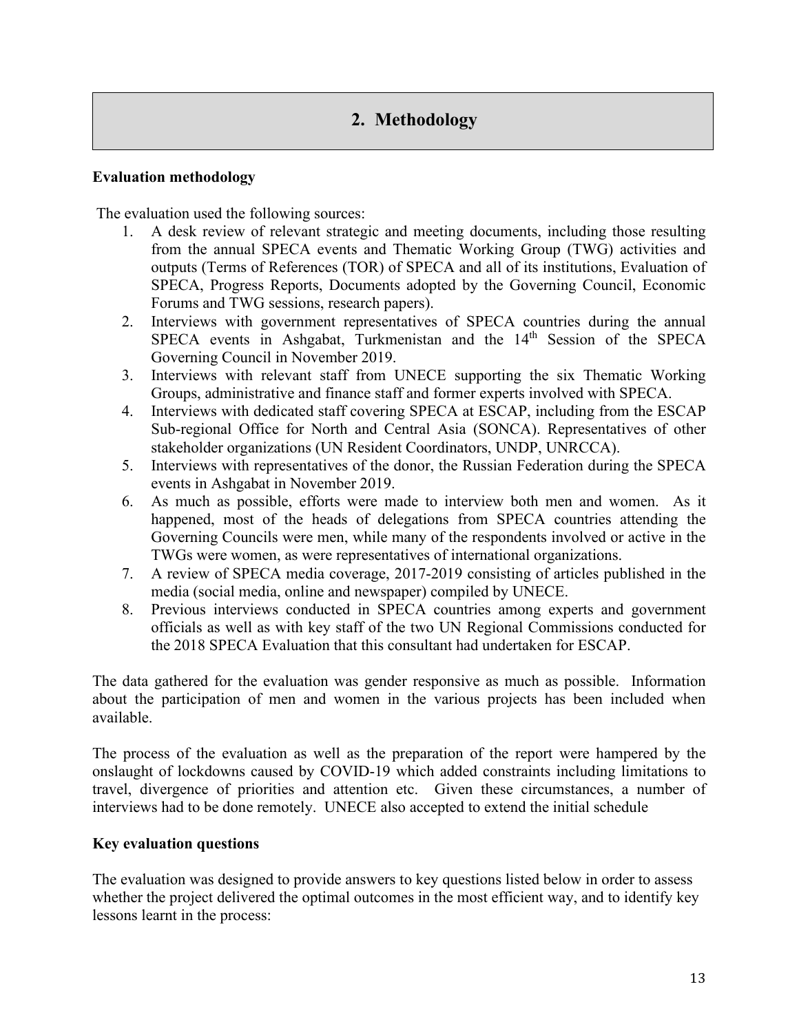## 2. Methodology

**Evaluation methodology**

The evaluation used the following sources:

1. A desk review of relevant strategic and meeting documents, including those resulting from the annual SPECA events and Thematic Working Group (TWG) activities and outputs (Terms of References (TOR) of SPECA and all of its institutions, Evaluation of SPECA, Progress Reports, Documents adopted by the Governing Council, Economic Forums and TWG sessions, research papers).
2. Interviews with government representatives of SPECA countries during the annual SPECA events in Ashgabat, Turkmenistan and the 14th Session of the SPECA Governing Council in November 2019.
3. Interviews with relevant staff from UNECE supporting the six Thematic Working Groups, administrative and finance staff and former experts involved with SPECA.
4. Interviews with dedicated staff covering SPECA at ESCAP, including from the ESCAP Sub-regional Office for North and Central Asia (SONCA). Representatives of other stakeholder organizations (UN Resident Coordinators, UNDP, UNRCCA).
5. Interviews with representatives of the donor, the Russian Federation during the SPECA events in Ashgabat in November 2019.
6. As much as possible, efforts were made to interview both men and women. As it happened, most of the heads of delegations from SPECA countries attending the Governing Councils were men, while many of the respondents involved or active in the TWGs were women, as were representatives of international organizations.
7. A review of SPECA media coverage, 2017-2019 consisting of articles published in the media (social media, online and newspaper) compiled by UNECE.
8. Previous interviews conducted in SPECA countries among experts and government officials as well as with key staff of the two UN Regional Commissions conducted for the 2018 SPECA Evaluation that this consultant had undertaken for ESCAP.

The data gathered for the evaluation was gender responsive as much as possible. Information about the participation of men and women in the various projects has been included when available.

The process of the evaluation as well as the preparation of the report were hampered by the onslaught of lockdowns caused by COVID-19 which added constraints including limitations to travel, divergence of priorities and attention etc. Given these circumstances, a number of interviews had to be done remotely. UNECE also accepted to extend the initial schedule

**Key evaluation questions**

The evaluation was designed to provide answers to key questions listed below in order to assess whether the project delivered the optimal outcomes in the most efficient way, and to identify key lessons learnt in the process: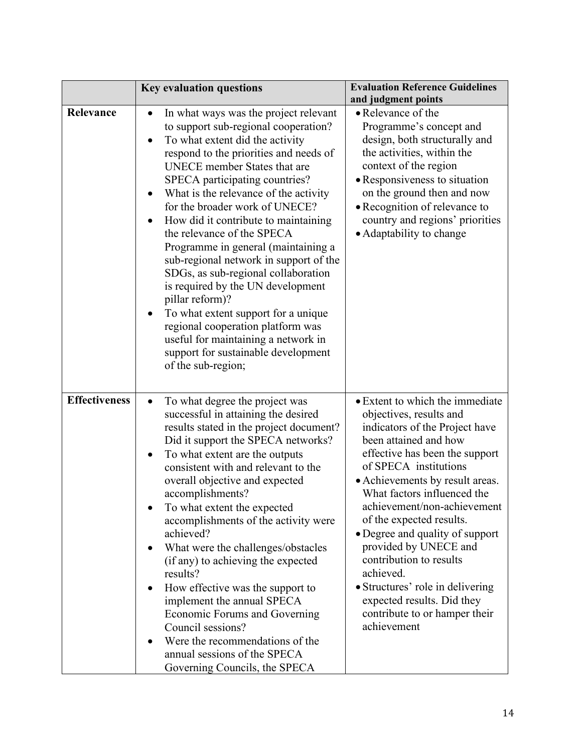| | Key evaluation questions | Evaluation Reference Guidelines and judgment points |
|---|---|---|
| **Relevance** | • In what ways was the project relevant to support sub-regional cooperation?<br>• To what extent did the activity respond to the priorities and needs of UNECE member States that are SPECA participating countries?<br>• What is the relevance of the activity for the broader work of UNECE?<br>• How did it contribute to maintaining the relevance of the SPECA Programme in general (maintaining a sub-regional network in support of the SDGs, as sub-regional collaboration is required by the UN development pillar reform)?<br>• To what extent support for a unique regional cooperation platform was useful for maintaining a network in support for sustainable development of the sub-region; | • Relevance of the Programme's concept and design, both structurally and the activities, within the context of the region<br>• Responsiveness to situation on the ground then and now<br>• Recognition of relevance to country and regions' priorities<br>• Adaptability to change |
| **Effectiveness** | • To what degree the project was successful in attaining the desired results stated in the project document? Did it support the SPECA networks?<br>• To what extent are the outputs consistent with and relevant to the overall objective and expected accomplishments?<br>• To what extent the expected accomplishments of the activity were achieved?<br>• What were the challenges/obstacles (if any) to achieving the expected results?<br>• How effective was the support to implement the annual SPECA Economic Forums and Governing Council sessions?<br>• Were the recommendations of the annual sessions of the SPECA Governing Councils, the SPECA | • Extent to which the immediate objectives, results and indicators of the Project have been attained and how effective has been the support of SPECA institutions<br>• Achievements by result areas. What factors influenced the achievement/non-achievement of the expected results.<br>• Degree and quality of support provided by UNECE and contribution to results achieved.<br>• Structures' role in delivering expected results. Did they contribute to or hamper their achievement |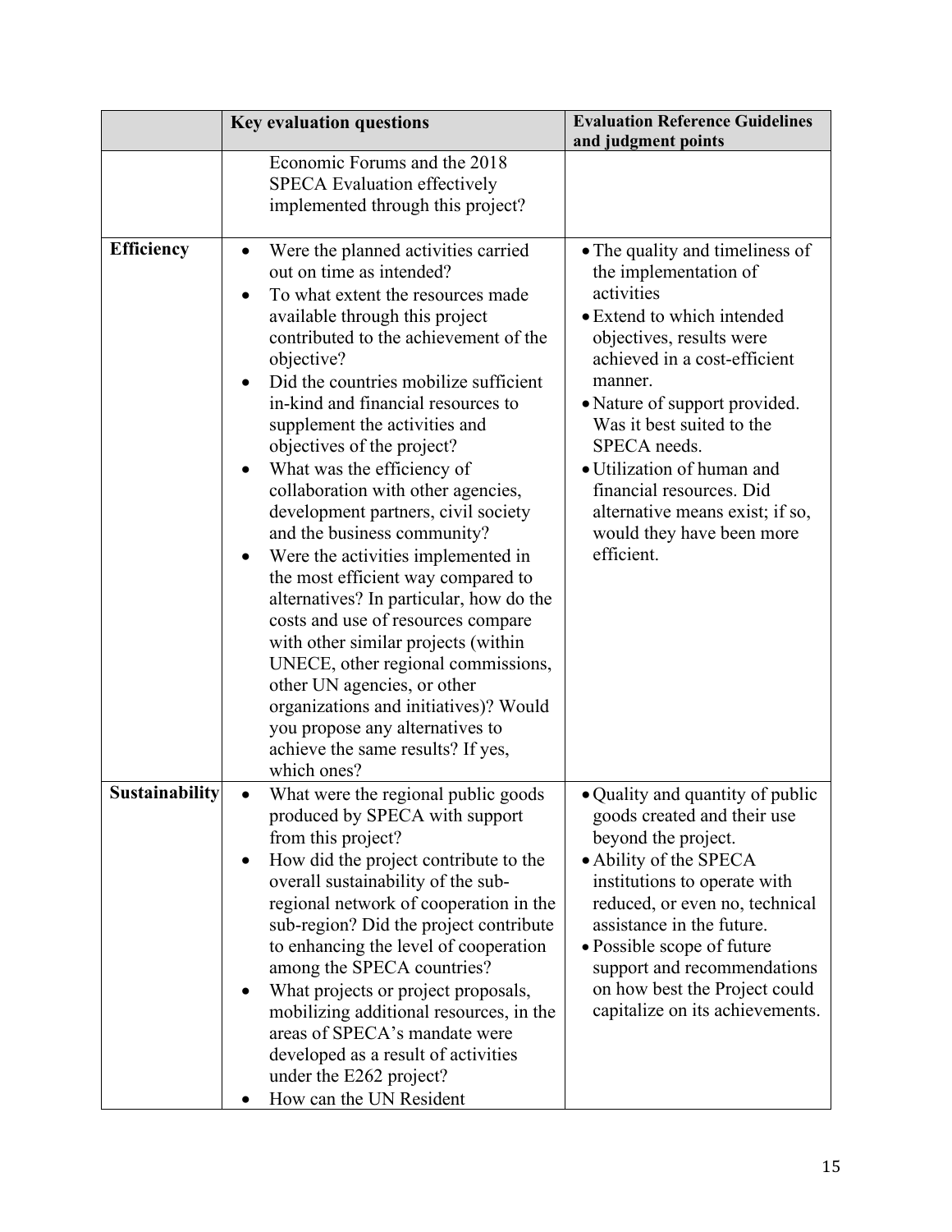| | Key evaluation questions | Evaluation Reference Guidelines and judgment points |
|---|---|---|
| | Economic Forums and the 2018 SPECA Evaluation effectively implemented through this project? | |
| **Efficiency** | • Were the planned activities carried out on time as intended?<br>• To what extent the resources made available through this project contributed to the achievement of the objective?<br>• Did the countries mobilize sufficient in-kind and financial resources to supplement the activities and objectives of the project?<br>• What was the efficiency of collaboration with other agencies, development partners, civil society and the business community?<br>• Were the activities implemented in the most efficient way compared to alternatives? In particular, how do the costs and use of resources compare with other similar projects (within UNECE, other regional commissions, other UN agencies, or other organizations and initiatives)? Would you propose any alternatives to achieve the same results? If yes, which ones? | • The quality and timeliness of the implementation of activities<br>• Extend to which intended objectives, results were achieved in a cost-efficient manner.<br>• Nature of support provided. Was it best suited to the SPECA needs.<br>• Utilization of human and financial resources. Did alternative means exist; if so, would they have been more efficient. |
| **Sustainability** | • What were the regional public goods produced by SPECA with support from this project?<br>• How did the project contribute to the overall sustainability of the sub-regional network of cooperation in the sub-region? Did the project contribute to enhancing the level of cooperation among the SPECA countries?<br>• What projects or project proposals, mobilizing additional resources, in the areas of SPECA's mandate were developed as a result of activities under the E262 project?<br>• How can the UN Resident | • Quality and quantity of public goods created and their use beyond the project.<br>• Ability of the SPECA institutions to operate with reduced, or even no, technical assistance in the future.<br>• Possible scope of future support and recommendations on how best the Project could capitalize on its achievements. |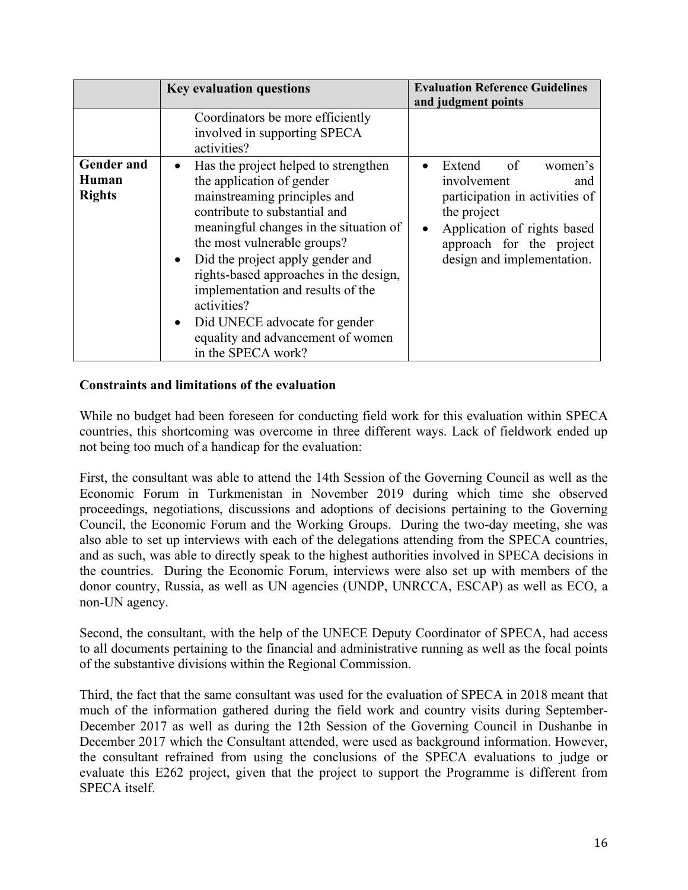| | Key evaluation questions | Evaluation Reference Guidelines and judgment points |
|---|---|---|
| | Coordinators be more efficiently involved in supporting SPECA activities? | |
| **Gender and Human Rights** | • Has the project helped to strengthen the application of gender mainstreaming principles and contribute to substantial and meaningful changes in the situation of the most vulnerable groups?<br>• Did the project apply gender and rights-based approaches in the design, implementation and results of the activities?<br>• Did UNECE advocate for gender equality and advancement of women in the SPECA work? | • Extend of women's involvement and participation in activities of the project<br>• Application of rights based approach for the project design and implementation. |

**Constraints and limitations of the evaluation**

While no budget had been foreseen for conducting field work for this evaluation within SPECA countries, this shortcoming was overcome in three different ways. Lack of fieldwork ended up not being too much of a handicap for the evaluation:

First, the consultant was able to attend the 14th Session of the Governing Council as well as the Economic Forum in Turkmenistan in November 2019 during which time she observed proceedings, negotiations, discussions and adoptions of decisions pertaining to the Governing Council, the Economic Forum and the Working Groups. During the two-day meeting, she was also able to set up interviews with each of the delegations attending from the SPECA countries, and as such, was able to directly speak to the highest authorities involved in SPECA decisions in the countries. During the Economic Forum, interviews were also set up with members of the donor country, Russia, as well as UN agencies (UNDP, UNRCCA, ESCAP) as well as ECO, a non-UN agency.

Second, the consultant, with the help of the UNECE Deputy Coordinator of SPECA, had access to all documents pertaining to the financial and administrative running as well as the focal points of the substantive divisions within the Regional Commission.

Third, the fact that the same consultant was used for the evaluation of SPECA in 2018 meant that much of the information gathered during the field work and country visits during September-December 2017 as well as during the 12th Session of the Governing Council in Dushanbe in December 2017 which the Consultant attended, were used as background information. However, the consultant refrained from using the conclusions of the SPECA evaluations to judge or evaluate this E262 project, given that the project to support the Programme is different from SPECA itself.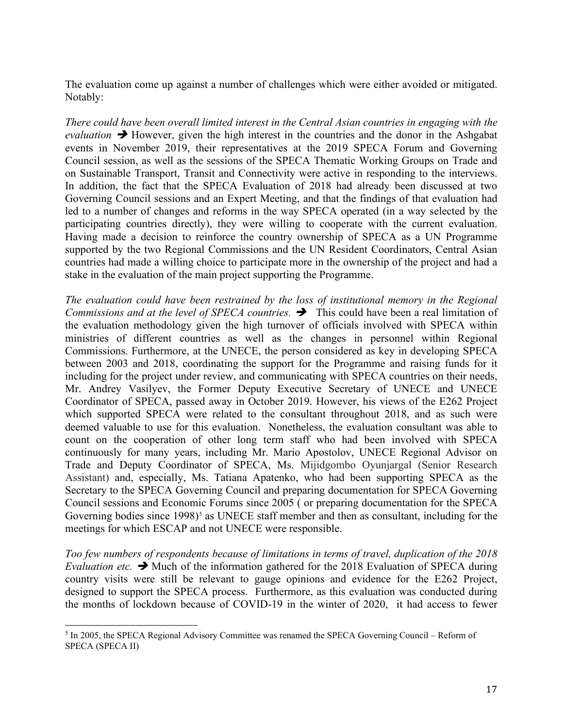The evaluation come up against a number of challenges which were either avoided or mitigated. Notably:

*There could have been overall limited interest in the Central Asian countries in engaging with the evaluation* ➔ However, given the high interest in the countries and the donor in the Ashgabat events in November 2019, their representatives at the 2019 SPECA Forum and Governing Council session, as well as the sessions of the SPECA Thematic Working Groups on Trade and on Sustainable Transport, Transit and Connectivity were active in responding to the interviews. In addition, the fact that the SPECA Evaluation of 2018 had already been discussed at two Governing Council sessions and an Expert Meeting, and that the findings of that evaluation had led to a number of changes and reforms in the way SPECA operated (in a way selected by the participating countries directly), they were willing to cooperate with the current evaluation. Having made a decision to reinforce the country ownership of SPECA as a UN Programme supported by the two Regional Commissions and the UN Resident Coordinators, Central Asian countries had made a willing choice to participate more in the ownership of the project and had a stake in the evaluation of the main project supporting the Programme.

*The evaluation could have been restrained by the loss of institutional memory in the Regional Commissions and at the level of SPECA countries.* ➔ This could have been a real limitation of the evaluation methodology given the high turnover of officials involved with SPECA within ministries of different countries as well as the changes in personnel within Regional Commissions. Furthermore, at the UNECE, the person considered as key in developing SPECA between 2003 and 2018, coordinating the support for the Programme and raising funds for it including for the project under review, and communicating with SPECA countries on their needs, Mr. Andrey Vasilyev, the Former Deputy Executive Secretary of UNECE and UNECE Coordinator of SPECA, passed away in October 2019. However, his views of the E262 Project which supported SPECA were related to the consultant throughout 2018, and as such were deemed valuable to use for this evaluation. Nonetheless, the evaluation consultant was able to count on the cooperation of other long term staff who had been involved with SPECA continuously for many years, including Mr. Mario Apostolov, UNECE Regional Advisor on Trade and Deputy Coordinator of SPECA, Ms. Mijidgombo Oyunjargal (Senior Research Assistant) and, especially, Ms. Tatiana Apatenko, who had been supporting SPECA as the Secretary to the SPECA Governing Council and preparing documentation for SPECA Governing Council sessions and Economic Forums since 2005 ( or preparing documentation for the SPECA Governing bodies since 1998)[5] as UNECE staff member and then as consultant, including for the meetings for which ESCAP and not UNECE were responsible.

*Too few numbers of respondents because of limitations in terms of travel, duplication of the 2018 Evaluation etc.* ➔ Much of the information gathered for the 2018 Evaluation of SPECA during country visits were still be relevant to gauge opinions and evidence for the E262 Project, designed to support the SPECA process. Furthermore, as this evaluation was conducted during the months of lockdown because of COVID-19 in the winter of 2020, it had access to fewer

[5] In 2005, the SPECA Regional Advisory Committee was renamed the SPECA Governing Council – Reform of SPECA (SPECA II)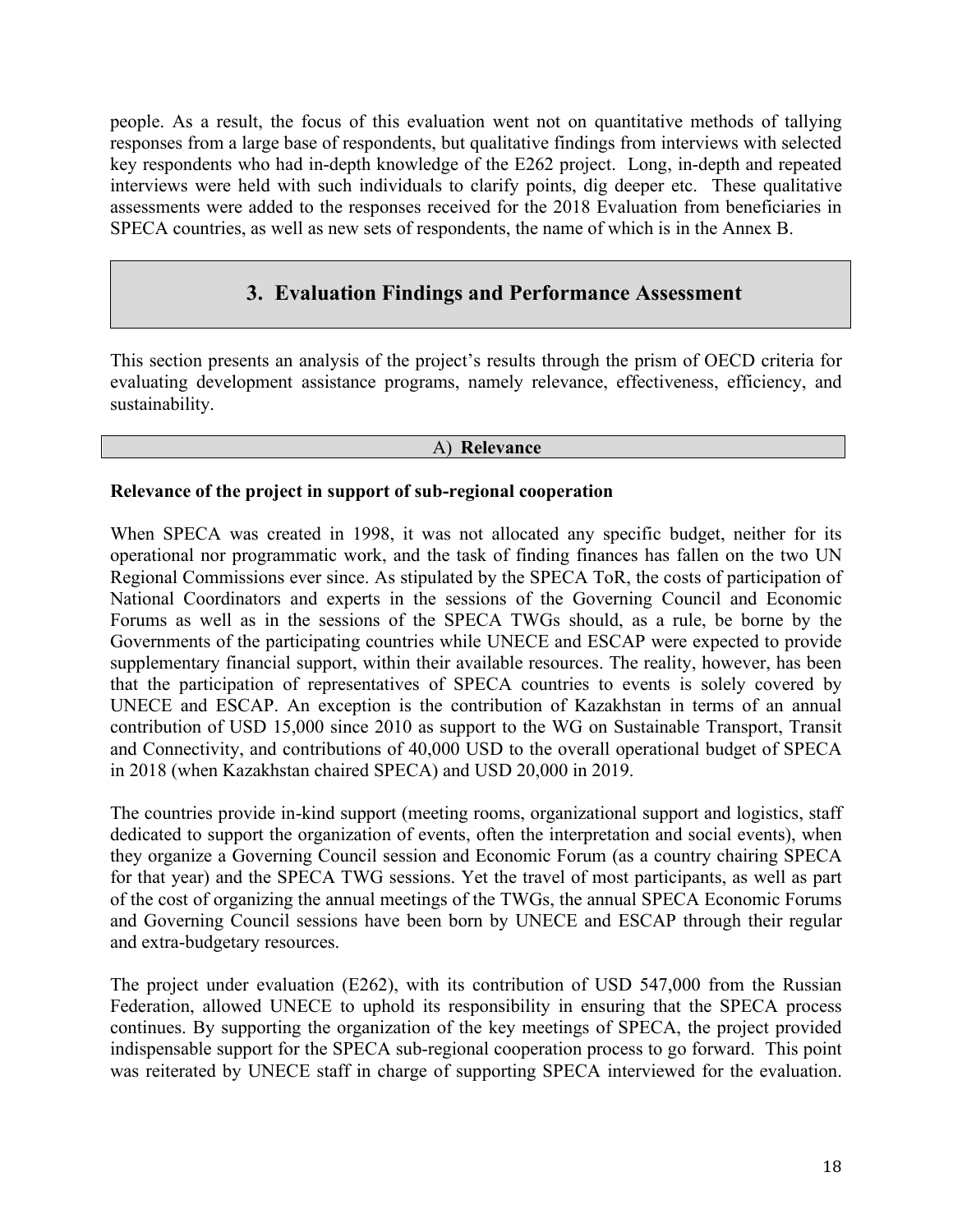people. As a result, the focus of this evaluation went not on quantitative methods of tallying responses from a large base of respondents, but qualitative findings from interviews with selected key respondents who had in-depth knowledge of the E262 project. Long, in-depth and repeated interviews were held with such individuals to clarify points, dig deeper etc. These qualitative assessments were added to the responses received for the 2018 Evaluation from beneficiaries in SPECA countries, as well as new sets of respondents, the name of which is in the Annex B.

# 3. Evaluation Findings and Performance Assessment

This section presents an analysis of the project's results through the prism of OECD criteria for evaluating development assistance programs, namely relevance, effectiveness, efficiency, and sustainability.

## A) Relevance

**Relevance of the project in support of sub-regional cooperation**

When SPECA was created in 1998, it was not allocated any specific budget, neither for its operational nor programmatic work, and the task of finding finances has fallen on the two UN Regional Commissions ever since. As stipulated by the SPECA ToR, the costs of participation of National Coordinators and experts in the sessions of the Governing Council and Economic Forums as well as in the sessions of the SPECA TWGs should, as a rule, be borne by the Governments of the participating countries while UNECE and ESCAP were expected to provide supplementary financial support, within their available resources. The reality, however, has been that the participation of representatives of SPECA countries to events is solely covered by UNECE and ESCAP. An exception is the contribution of Kazakhstan in terms of an annual contribution of USD 15,000 since 2010 as support to the WG on Sustainable Transport, Transit and Connectivity, and contributions of 40,000 USD to the overall operational budget of SPECA in 2018 (when Kazakhstan chaired SPECA) and USD 20,000 in 2019.

The countries provide in-kind support (meeting rooms, organizational support and logistics, staff dedicated to support the organization of events, often the interpretation and social events), when they organize a Governing Council session and Economic Forum (as a country chairing SPECA for that year) and the SPECA TWG sessions. Yet the travel of most participants, as well as part of the cost of organizing the annual meetings of the TWGs, the annual SPECA Economic Forums and Governing Council sessions have been born by UNECE and ESCAP through their regular and extra-budgetary resources.

The project under evaluation (E262), with its contribution of USD 547,000 from the Russian Federation, allowed UNECE to uphold its responsibility in ensuring that the SPECA process continues. By supporting the organization of the key meetings of SPECA, the project provided indispensable support for the SPECA sub-regional cooperation process to go forward. This point was reiterated by UNECE staff in charge of supporting SPECA interviewed for the evaluation.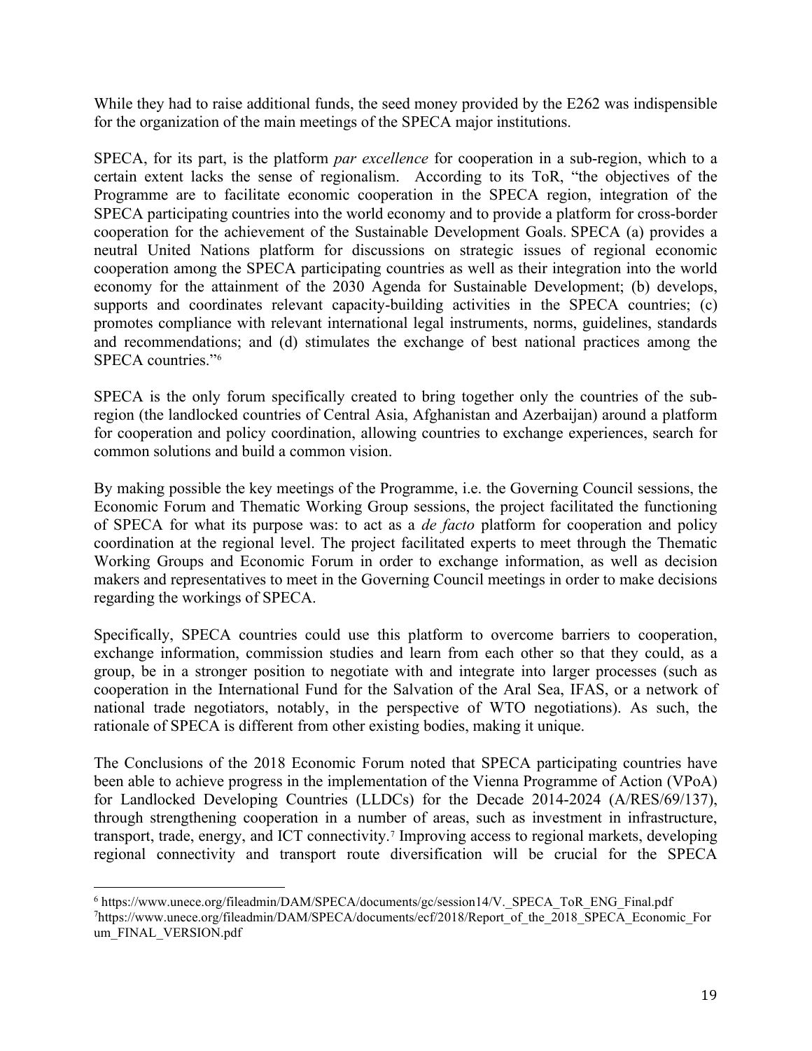While they had to raise additional funds, the seed money provided by the E262 was indispensible for the organization of the main meetings of the SPECA major institutions.

SPECA, for its part, is the platform *par excellence* for cooperation in a sub-region, which to a certain extent lacks the sense of regionalism. According to its ToR, "the objectives of the Programme are to facilitate economic cooperation in the SPECA region, integration of the SPECA participating countries into the world economy and to provide a platform for cross-border cooperation for the achievement of the Sustainable Development Goals. SPECA (a) provides a neutral United Nations platform for discussions on strategic issues of regional economic cooperation among the SPECA participating countries as well as their integration into the world economy for the attainment of the 2030 Agenda for Sustainable Development; (b) develops, supports and coordinates relevant capacity-building activities in the SPECA countries; (c) promotes compliance with relevant international legal instruments, norms, guidelines, standards and recommendations; and (d) stimulates the exchange of best national practices among the SPECA countries."[6]

SPECA is the only forum specifically created to bring together only the countries of the sub-region (the landlocked countries of Central Asia, Afghanistan and Azerbaijan) around a platform for cooperation and policy coordination, allowing countries to exchange experiences, search for common solutions and build a common vision.

By making possible the key meetings of the Programme, i.e. the Governing Council sessions, the Economic Forum and Thematic Working Group sessions, the project facilitated the functioning of SPECA for what its purpose was: to act as a *de facto* platform for cooperation and policy coordination at the regional level. The project facilitated experts to meet through the Thematic Working Groups and Economic Forum in order to exchange information, as well as decision makers and representatives to meet in the Governing Council meetings in order to make decisions regarding the workings of SPECA.

Specifically, SPECA countries could use this platform to overcome barriers to cooperation, exchange information, commission studies and learn from each other so that they could, as a group, be in a stronger position to negotiate with and integrate into larger processes (such as cooperation in the International Fund for the Salvation of the Aral Sea, IFAS, or a network of national trade negotiators, notably, in the perspective of WTO negotiations). As such, the rationale of SPECA is different from other existing bodies, making it unique.

The Conclusions of the 2018 Economic Forum noted that SPECA participating countries have been able to achieve progress in the implementation of the Vienna Programme of Action (VPoA) for Landlocked Developing Countries (LLDCs) for the Decade 2014-2024 (A/RES/69/137), through strengthening cooperation in a number of areas, such as investment in infrastructure, transport, trade, energy, and ICT connectivity.[7] Improving access to regional markets, developing regional connectivity and transport route diversification will be crucial for the SPECA

---

[6] https://www.unece.org/fileadmin/DAM/SPECA/documents/gc/session14/V._SPECA_ToR_ENG_Final.pdf

[7] https://www.unece.org/fileadmin/DAM/SPECA/documents/ecf/2018/Report_of_the_2018_SPECA_Economic_Forum_FINAL_VERSION.pdf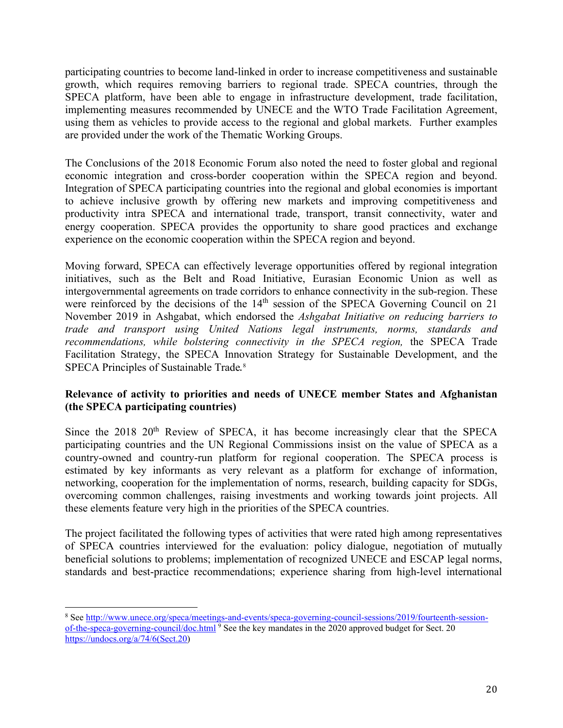participating countries to become land-linked in order to increase competitiveness and sustainable growth, which requires removing barriers to regional trade. SPECA countries, through the SPECA platform, have been able to engage in infrastructure development, trade facilitation, implementing measures recommended by UNECE and the WTO Trade Facilitation Agreement, using them as vehicles to provide access to the regional and global markets. Further examples are provided under the work of the Thematic Working Groups.

The Conclusions of the 2018 Economic Forum also noted the need to foster global and regional economic integration and cross-border cooperation within the SPECA region and beyond. Integration of SPECA participating countries into the regional and global economies is important to achieve inclusive growth by offering new markets and improving competitiveness and productivity intra SPECA and international trade, transport, transit connectivity, water and energy cooperation. SPECA provides the opportunity to share good practices and exchange experience on the economic cooperation within the SPECA region and beyond.

Moving forward, SPECA can effectively leverage opportunities offered by regional integration initiatives, such as the Belt and Road Initiative, Eurasian Economic Union as well as intergovernmental agreements on trade corridors to enhance connectivity in the sub-region. These were reinforced by the decisions of the 14th session of the SPECA Governing Council on 21 November 2019 in Ashgabat, which endorsed the *Ashgabat Initiative on reducing barriers to trade and transport using United Nations legal instruments, norms, standards and recommendations, while bolstering connectivity in the SPECA region,* the SPECA Trade Facilitation Strategy, the SPECA Innovation Strategy for Sustainable Development, and the SPECA Principles of Sustainable Trade.[8]

**Relevance of activity to priorities and needs of UNECE member States and Afghanistan (the SPECA participating countries)**

Since the 2018 20th Review of SPECA, it has become increasingly clear that the SPECA participating countries and the UN Regional Commissions insist on the value of SPECA as a country-owned and country-run platform for regional cooperation. The SPECA process is estimated by key informants as very relevant as a platform for exchange of information, networking, cooperation for the implementation of norms, research, building capacity for SDGs, overcoming common challenges, raising investments and working towards joint projects. All these elements feature very high in the priorities of the SPECA countries.

The project facilitated the following types of activities that were rated high among representatives of SPECA countries interviewed for the evaluation: policy dialogue, negotiation of mutually beneficial solutions to problems; implementation of recognized UNECE and ESCAP legal norms, standards and best-practice recommendations; experience sharing from high-level international

---

[8] See http://www.unece.org/speca/meetings-and-events/speca-governing-council-sessions/2019/fourteenth-session-of-the-speca-governing-council/doc.html [9] See the key mandates in the 2020 approved budget for Sect. 20 https://undocs.org/a/74/6(Sect.20)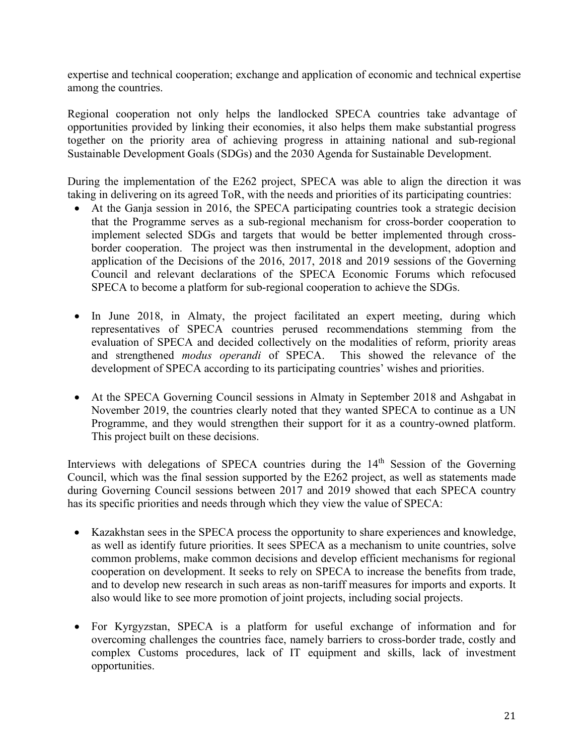expertise and technical cooperation; exchange and application of economic and technical expertise among the countries.

Regional cooperation not only helps the landlocked SPECA countries take advantage of opportunities provided by linking their economies, it also helps them make substantial progress together on the priority area of achieving progress in attaining national and sub-regional Sustainable Development Goals (SDGs) and the 2030 Agenda for Sustainable Development.

During the implementation of the E262 project, SPECA was able to align the direction it was taking in delivering on its agreed ToR, with the needs and priorities of its participating countries:

- At the Ganja session in 2016, the SPECA participating countries took a strategic decision that the Programme serves as a sub-regional mechanism for cross-border cooperation to implement selected SDGs and targets that would be better implemented through cross-border cooperation. The project was then instrumental in the development, adoption and application of the Decisions of the 2016, 2017, 2018 and 2019 sessions of the Governing Council and relevant declarations of the SPECA Economic Forums which refocused SPECA to become a platform for sub-regional cooperation to achieve the SDGs.

- In June 2018, in Almaty, the project facilitated an expert meeting, during which representatives of SPECA countries perused recommendations stemming from the evaluation of SPECA and decided collectively on the modalities of reform, priority areas and strengthened *modus operandi* of SPECA. This showed the relevance of the development of SPECA according to its participating countries' wishes and priorities.

- At the SPECA Governing Council sessions in Almaty in September 2018 and Ashgabat in November 2019, the countries clearly noted that they wanted SPECA to continue as a UN Programme, and they would strengthen their support for it as a country-owned platform. This project built on these decisions.

Interviews with delegations of SPECA countries during the 14th Session of the Governing Council, which was the final session supported by the E262 project, as well as statements made during Governing Council sessions between 2017 and 2019 showed that each SPECA country has its specific priorities and needs through which they view the value of SPECA:

- Kazakhstan sees in the SPECA process the opportunity to share experiences and knowledge, as well as identify future priorities. It sees SPECA as a mechanism to unite countries, solve common problems, make common decisions and develop efficient mechanisms for regional cooperation on development. It seeks to rely on SPECA to increase the benefits from trade, and to develop new research in such areas as non-tariff measures for imports and exports. It also would like to see more promotion of joint projects, including social projects.

- For Kyrgyzstan, SPECA is a platform for useful exchange of information and for overcoming challenges the countries face, namely barriers to cross-border trade, costly and complex Customs procedures, lack of IT equipment and skills, lack of investment opportunities.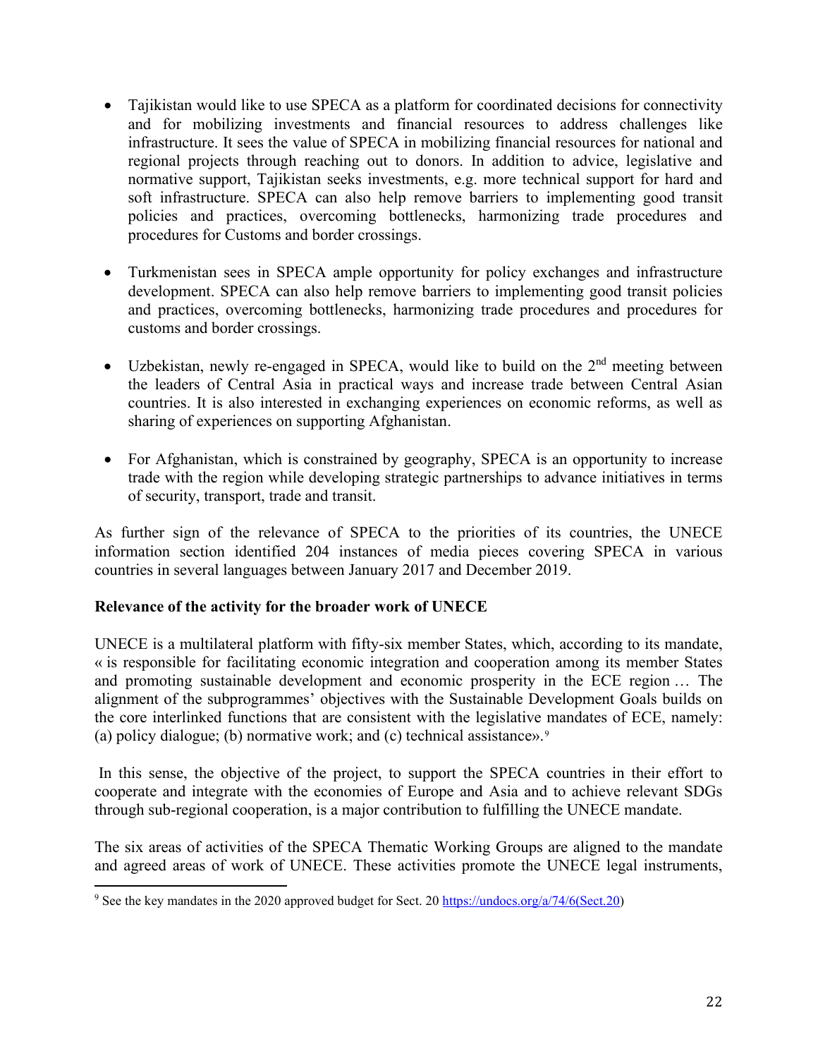- Tajikistan would like to use SPECA as a platform for coordinated decisions for connectivity and for mobilizing investments and financial resources to address challenges like infrastructure. It sees the value of SPECA in mobilizing financial resources for national and regional projects through reaching out to donors. In addition to advice, legislative and normative support, Tajikistan seeks investments, e.g. more technical support for hard and soft infrastructure. SPECA can also help remove barriers to implementing good transit policies and practices, overcoming bottlenecks, harmonizing trade procedures and procedures for Customs and border crossings.

- Turkmenistan sees in SPECA ample opportunity for policy exchanges and infrastructure development. SPECA can also help remove barriers to implementing good transit policies and practices, overcoming bottlenecks, harmonizing trade procedures and procedures for customs and border crossings.

- Uzbekistan, newly re-engaged in SPECA, would like to build on the 2nd meeting between the leaders of Central Asia in practical ways and increase trade between Central Asian countries. It is also interested in exchanging experiences on economic reforms, as well as sharing of experiences on supporting Afghanistan.

- For Afghanistan, which is constrained by geography, SPECA is an opportunity to increase trade with the region while developing strategic partnerships to advance initiatives in terms of security, transport, trade and transit.

As further sign of the relevance of SPECA to the priorities of its countries, the UNECE information section identified 204 instances of media pieces covering SPECA in various countries in several languages between January 2017 and December 2019.

**Relevance of the activity for the broader work of UNECE**

UNECE is a multilateral platform with fifty-six member States, which, according to its mandate, « is responsible for facilitating economic integration and cooperation among its member States and promoting sustainable development and economic prosperity in the ECE region … The alignment of the subprogrammes' objectives with the Sustainable Development Goals builds on the core interlinked functions that are consistent with the legislative mandates of ECE, namely: (a) policy dialogue; (b) normative work; and (c) technical assistance».[9]

In this sense, the objective of the project, to support the SPECA countries in their effort to cooperate and integrate with the economies of Europe and Asia and to achieve relevant SDGs through sub-regional cooperation, is a major contribution to fulfilling the UNECE mandate.

The six areas of activities of the SPECA Thematic Working Groups are aligned to the mandate and agreed areas of work of UNECE. These activities promote the UNECE legal instruments,

[9] See the key mandates in the 2020 approved budget for Sect. 20 https://undocs.org/a/74/6(Sect.20)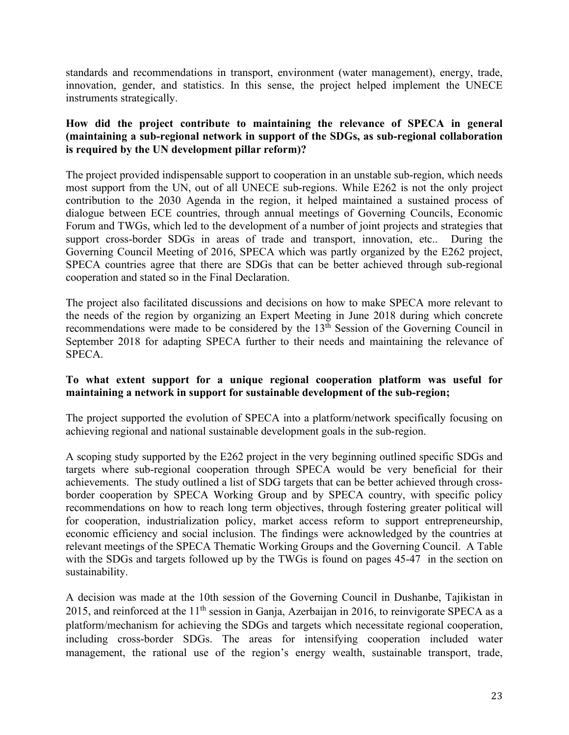standards and recommendations in transport, environment (water management), energy, trade, innovation, gender, and statistics. In this sense, the project helped implement the UNECE instruments strategically.

**How did the project contribute to maintaining the relevance of SPECA in general (maintaining a sub-regional network in support of the SDGs, as sub-regional collaboration is required by the UN development pillar reform)?**

The project provided indispensable support to cooperation in an unstable sub-region, which needs most support from the UN, out of all UNECE sub-regions. While E262 is not the only project contribution to the 2030 Agenda in the region, it helped maintained a sustained process of dialogue between ECE countries, through annual meetings of Governing Councils, Economic Forum and TWGs, which led to the development of a number of joint projects and strategies that support cross-border SDGs in areas of trade and transport, innovation, etc.. During the Governing Council Meeting of 2016, SPECA which was partly organized by the E262 project, SPECA countries agree that there are SDGs that can be better achieved through sub-regional cooperation and stated so in the Final Declaration.

The project also facilitated discussions and decisions on how to make SPECA more relevant to the needs of the region by organizing an Expert Meeting in June 2018 during which concrete recommendations were made to be considered by the 13th Session of the Governing Council in September 2018 for adapting SPECA further to their needs and maintaining the relevance of SPECA.

**To what extent support for a unique regional cooperation platform was useful for maintaining a network in support for sustainable development of the sub-region;**

The project supported the evolution of SPECA into a platform/network specifically focusing on achieving regional and national sustainable development goals in the sub-region.

A scoping study supported by the E262 project in the very beginning outlined specific SDGs and targets where sub-regional cooperation through SPECA would be very beneficial for their achievements. The study outlined a list of SDG targets that can be better achieved through cross-border cooperation by SPECA Working Group and by SPECA country, with specific policy recommendations on how to reach long term objectives, through fostering greater political will for cooperation, industrialization policy, market access reform to support entrepreneurship, economic efficiency and social inclusion. The findings were acknowledged by the countries at relevant meetings of the SPECA Thematic Working Groups and the Governing Council. A Table with the SDGs and targets followed up by the TWGs is found on pages 45-47 in the section on sustainability.

A decision was made at the 10th session of the Governing Council in Dushanbe, Tajikistan in 2015, and reinforced at the 11th session in Ganja, Azerbaijan in 2016, to reinvigorate SPECA as a platform/mechanism for achieving the SDGs and targets which necessitate regional cooperation, including cross-border SDGs. The areas for intensifying cooperation included water management, the rational use of the region's energy wealth, sustainable transport, trade,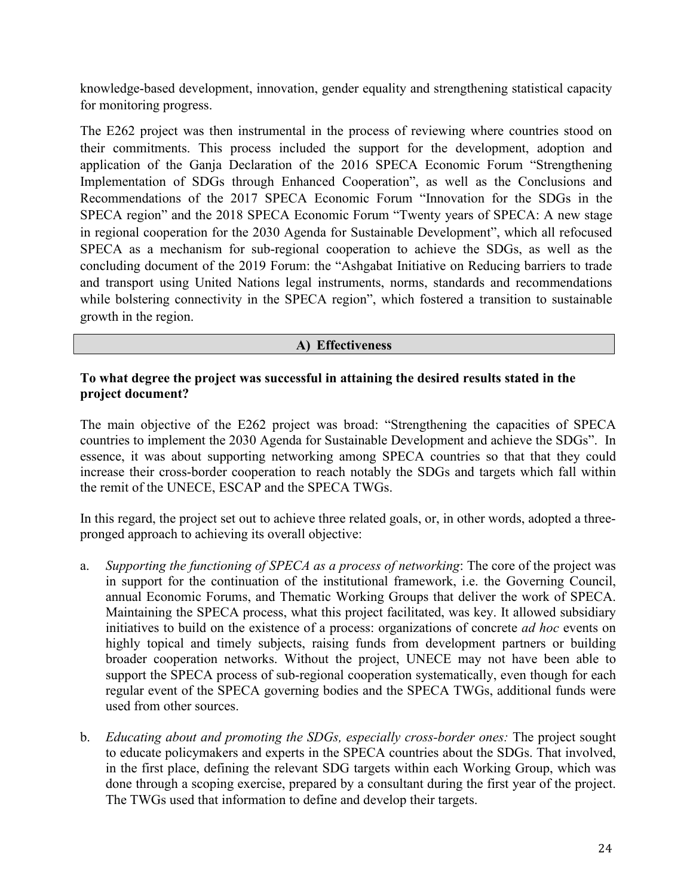knowledge-based development, innovation, gender equality and strengthening statistical capacity for monitoring progress.

The E262 project was then instrumental in the process of reviewing where countries stood on their commitments. This process included the support for the development, adoption and application of the Ganja Declaration of the 2016 SPECA Economic Forum "Strengthening Implementation of SDGs through Enhanced Cooperation", as well as the Conclusions and Recommendations of the 2017 SPECA Economic Forum "Innovation for the SDGs in the SPECA region" and the 2018 SPECA Economic Forum "Twenty years of SPECA: A new stage in regional cooperation for the 2030 Agenda for Sustainable Development", which all refocused SPECA as a mechanism for sub-regional cooperation to achieve the SDGs, as well as the concluding document of the 2019 Forum: the "Ashgabat Initiative on Reducing barriers to trade and transport using United Nations legal instruments, norms, standards and recommendations while bolstering connectivity in the SPECA region", which fostered a transition to sustainable growth in the region.

## A) Effectiveness

**To what degree the project was successful in attaining the desired results stated in the project document?**

The main objective of the E262 project was broad: "Strengthening the capacities of SPECA countries to implement the 2030 Agenda for Sustainable Development and achieve the SDGs". In essence, it was about supporting networking among SPECA countries so that that they could increase their cross-border cooperation to reach notably the SDGs and targets which fall within the remit of the UNECE, ESCAP and the SPECA TWGs.

In this regard, the project set out to achieve three related goals, or, in other words, adopted a three-pronged approach to achieving its overall objective:

a. *Supporting the functioning of SPECA as a process of networking*: The core of the project was in support for the continuation of the institutional framework, i.e. the Governing Council, annual Economic Forums, and Thematic Working Groups that deliver the work of SPECA. Maintaining the SPECA process, what this project facilitated, was key. It allowed subsidiary initiatives to build on the existence of a process: organizations of concrete *ad hoc* events on highly topical and timely subjects, raising funds from development partners or building broader cooperation networks. Without the project, UNECE may not have been able to support the SPECA process of sub-regional cooperation systematically, even though for each regular event of the SPECA governing bodies and the SPECA TWGs, additional funds were used from other sources.

b. *Educating about and promoting the SDGs, especially cross-border ones:* The project sought to educate policymakers and experts in the SPECA countries about the SDGs. That involved, in the first place, defining the relevant SDG targets within each Working Group, which was done through a scoping exercise, prepared by a consultant during the first year of the project. The TWGs used that information to define and develop their targets.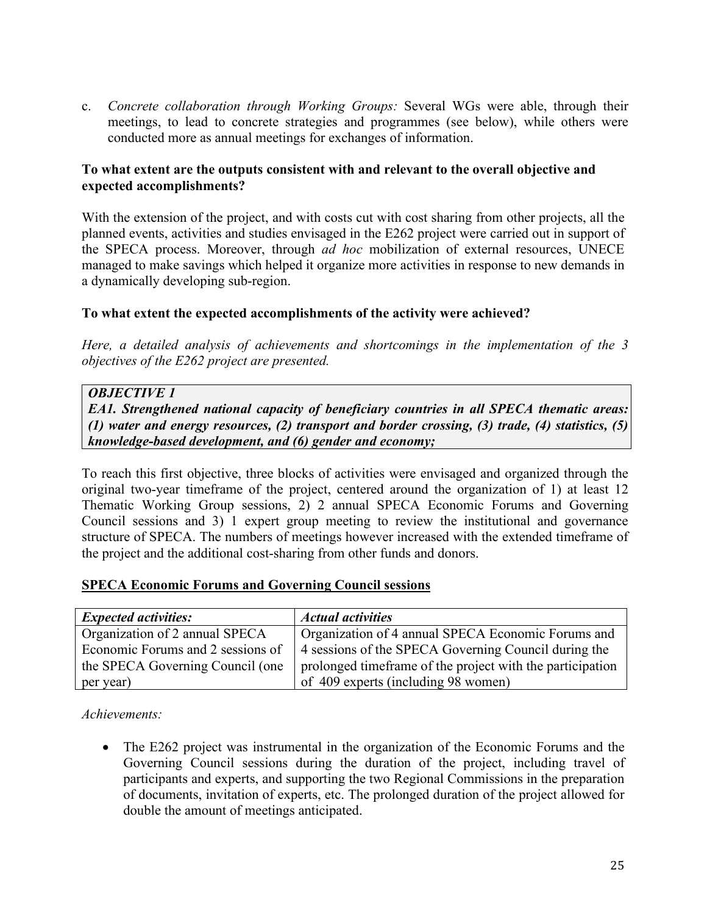c. *Concrete collaboration through Working Groups:* Several WGs were able, through their meetings, to lead to concrete strategies and programmes (see below), while others were conducted more as annual meetings for exchanges of information.

**To what extent are the outputs consistent with and relevant to the overall objective and expected accomplishments?**

With the extension of the project, and with costs cut with cost sharing from other projects, all the planned events, activities and studies envisaged in the E262 project were carried out in support of the SPECA process. Moreover, through *ad hoc* mobilization of external resources, UNECE managed to make savings which helped it organize more activities in response to new demands in a dynamically developing sub-region.

**To what extent the expected accomplishments of the activity were achieved?**

*Here, a detailed analysis of achievements and shortcomings in the implementation of the 3 objectives of the E262 project are presented.*

***OBJECTIVE 1***
***EA1. Strengthened national capacity of beneficiary countries in all SPECA thematic areas: (1) water and energy resources, (2) transport and border crossing, (3) trade, (4) statistics, (5) knowledge-based development, and (6) gender and economy;***

To reach this first objective, three blocks of activities were envisaged and organized through the original two-year timeframe of the project, centered around the organization of 1) at least 12 Thematic Working Group sessions, 2) 2 annual SPECA Economic Forums and Governing Council sessions and 3) 1 expert group meeting to review the institutional and governance structure of SPECA. The numbers of meetings however increased with the extended timeframe of the project and the additional cost-sharing from other funds and donors.

**<u>SPECA Economic Forums and Governing Council sessions</u>**

| *Expected activities:* | *Actual activities* |
|---|---|
| Organization of 2 annual SPECA Economic Forums and 2 sessions of the SPECA Governing Council (one per year) | Organization of 4 annual SPECA Economic Forums and 4 sessions of the SPECA Governing Council during the prolonged timeframe of the project with the participation of 409 experts (including 98 women) |

*Achievements:*

- The E262 project was instrumental in the organization of the Economic Forums and the Governing Council sessions during the duration of the project, including travel of participants and experts, and supporting the two Regional Commissions in the preparation of documents, invitation of experts, etc. The prolonged duration of the project allowed for double the amount of meetings anticipated.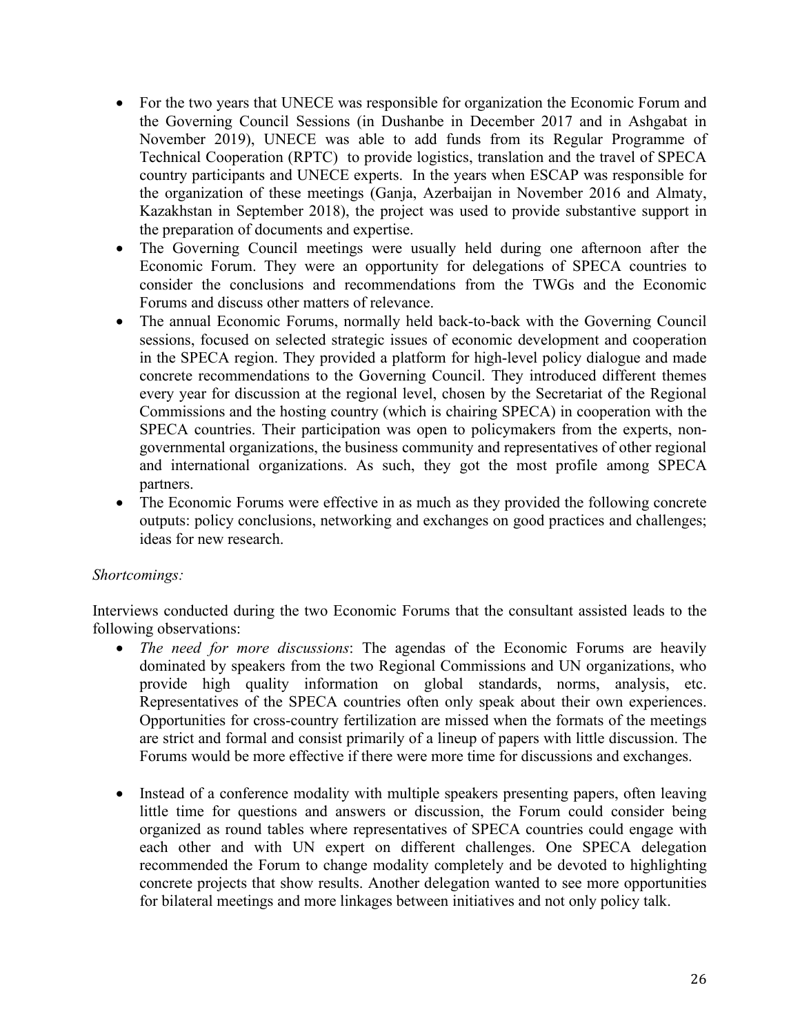- For the two years that UNECE was responsible for organization the Economic Forum and the Governing Council Sessions (in Dushanbe in December 2017 and in Ashgabat in November 2019), UNECE was able to add funds from its Regular Programme of Technical Cooperation (RPTC) to provide logistics, translation and the travel of SPECA country participants and UNECE experts. In the years when ESCAP was responsible for the organization of these meetings (Ganja, Azerbaijan in November 2016 and Almaty, Kazakhstan in September 2018), the project was used to provide substantive support in the preparation of documents and expertise.
- The Governing Council meetings were usually held during one afternoon after the Economic Forum. They were an opportunity for delegations of SPECA countries to consider the conclusions and recommendations from the TWGs and the Economic Forums and discuss other matters of relevance.
- The annual Economic Forums, normally held back-to-back with the Governing Council sessions, focused on selected strategic issues of economic development and cooperation in the SPECA region. They provided a platform for high-level policy dialogue and made concrete recommendations to the Governing Council. They introduced different themes every year for discussion at the regional level, chosen by the Secretariat of the Regional Commissions and the hosting country (which is chairing SPECA) in cooperation with the SPECA countries. Their participation was open to policymakers from the experts, non-governmental organizations, the business community and representatives of other regional and international organizations. As such, they got the most profile among SPECA partners.
- The Economic Forums were effective in as much as they provided the following concrete outputs: policy conclusions, networking and exchanges on good practices and challenges; ideas for new research.

*Shortcomings:*

Interviews conducted during the two Economic Forums that the consultant assisted leads to the following observations:

- *The need for more discussions*: The agendas of the Economic Forums are heavily dominated by speakers from the two Regional Commissions and UN organizations, who provide high quality information on global standards, norms, analysis, etc. Representatives of the SPECA countries often only speak about their own experiences. Opportunities for cross-country fertilization are missed when the formats of the meetings are strict and formal and consist primarily of a lineup of papers with little discussion. The Forums would be more effective if there were more time for discussions and exchanges.

- Instead of a conference modality with multiple speakers presenting papers, often leaving little time for questions and answers or discussion, the Forum could consider being organized as round tables where representatives of SPECA countries could engage with each other and with UN expert on different challenges. One SPECA delegation recommended the Forum to change modality completely and be devoted to highlighting concrete projects that show results. Another delegation wanted to see more opportunities for bilateral meetings and more linkages between initiatives and not only policy talk.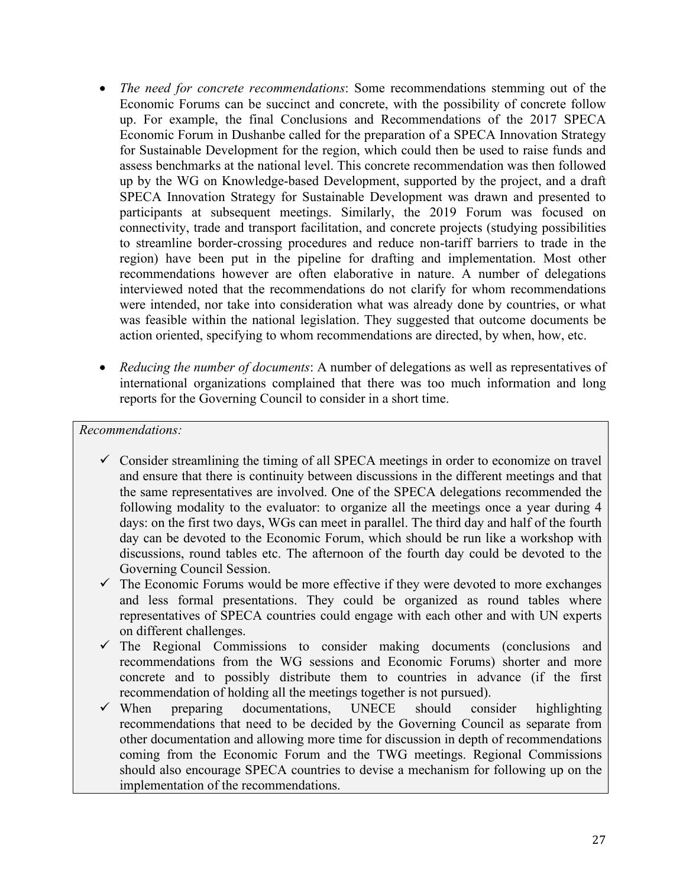- *The need for concrete recommendations*: Some recommendations stemming out of the Economic Forums can be succinct and concrete, with the possibility of concrete follow up. For example, the final Conclusions and Recommendations of the 2017 SPECA Economic Forum in Dushanbe called for the preparation of a SPECA Innovation Strategy for Sustainable Development for the region, which could then be used to raise funds and assess benchmarks at the national level. This concrete recommendation was then followed up by the WG on Knowledge-based Development, supported by the project, and a draft SPECA Innovation Strategy for Sustainable Development was drawn and presented to participants at subsequent meetings. Similarly, the 2019 Forum was focused on connectivity, trade and transport facilitation, and concrete projects (studying possibilities to streamline border-crossing procedures and reduce non-tariff barriers to trade in the region) have been put in the pipeline for drafting and implementation. Most other recommendations however are often elaborative in nature. A number of delegations interviewed noted that the recommendations do not clarify for whom recommendations were intended, nor take into consideration what was already done by countries, or what was feasible within the national legislation. They suggested that outcome documents be action oriented, specifying to whom recommendations are directed, by when, how, etc.

- *Reducing the number of documents*: A number of delegations as well as representatives of international organizations complained that there was too much information and long reports for the Governing Council to consider in a short time.

*Recommendations:*

- ✓ Consider streamlining the timing of all SPECA meetings in order to economize on travel and ensure that there is continuity between discussions in the different meetings and that the same representatives are involved. One of the SPECA delegations recommended the following modality to the evaluator: to organize all the meetings once a year during 4 days: on the first two days, WGs can meet in parallel. The third day and half of the fourth day can be devoted to the Economic Forum, which should be run like a workshop with discussions, round tables etc. The afternoon of the fourth day could be devoted to the Governing Council Session.
- ✓ The Economic Forums would be more effective if they were devoted to more exchanges and less formal presentations. They could be organized as round tables where representatives of SPECA countries could engage with each other and with UN experts on different challenges.
- ✓ The Regional Commissions to consider making documents (conclusions and recommendations from the WG sessions and Economic Forums) shorter and more concrete and to possibly distribute them to countries in advance (if the first recommendation of holding all the meetings together is not pursued).
- ✓ When preparing documentations, UNECE should consider highlighting recommendations that need to be decided by the Governing Council as separate from other documentation and allowing more time for discussion in depth of recommendations coming from the Economic Forum and the TWG meetings. Regional Commissions should also encourage SPECA countries to devise a mechanism for following up on the implementation of the recommendations.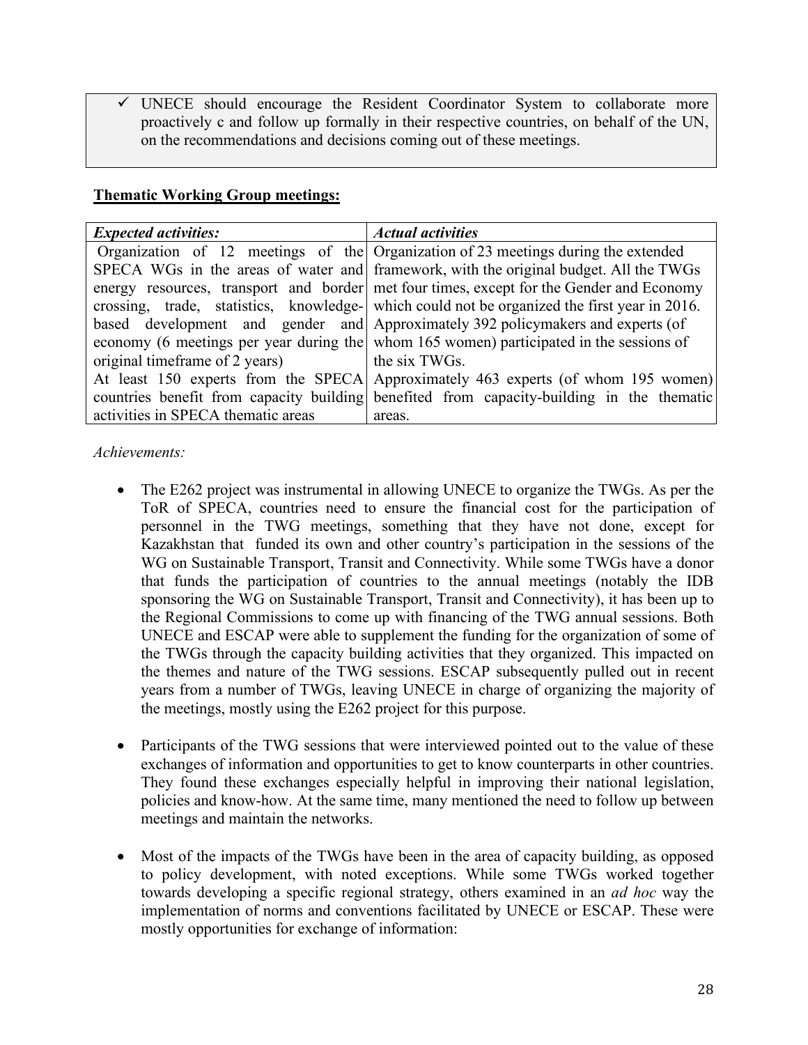- ✓ UNECE should encourage the Resident Coordinator System to collaborate more proactively c and follow up formally in their respective countries, on behalf of the UN, on the recommendations and decisions coming out of these meetings.

**Thematic Working Group meetings:**

| ***Expected activities:*** | ***Actual activities*** |
|---|---|
| Organization of 12 meetings of the SPECA WGs in the areas of water and energy resources, transport and border crossing, trade, statistics, knowledge-based development and gender and economy (6 meetings per year during the original timeframe of 2 years) | Organization of 23 meetings during the extended framework, with the original budget. All the TWGs met four times, except for the Gender and Economy which could not be organized the first year in 2016. Approximately 392 policymakers and experts (of whom 165 women) participated in the sessions of the six TWGs. |
| At least 150 experts from the SPECA countries benefit from capacity building activities in SPECA thematic areas | Approximately 463 experts (of whom 195 women) benefited from capacity-building in the thematic areas. |

*Achievements:*

- The E262 project was instrumental in allowing UNECE to organize the TWGs. As per the ToR of SPECA, countries need to ensure the financial cost for the participation of personnel in the TWG meetings, something that they have not done, except for Kazakhstan that funded its own and other country's participation in the sessions of the WG on Sustainable Transport, Transit and Connectivity. While some TWGs have a donor that funds the participation of countries to the annual meetings (notably the IDB sponsoring the WG on Sustainable Transport, Transit and Connectivity), it has been up to the Regional Commissions to come up with financing of the TWG annual sessions. Both UNECE and ESCAP were able to supplement the funding for the organization of some of the TWGs through the capacity building activities that they organized. This impacted on the themes and nature of the TWG sessions. ESCAP subsequently pulled out in recent years from a number of TWGs, leaving UNECE in charge of organizing the majority of the meetings, mostly using the E262 project for this purpose.

- Participants of the TWG sessions that were interviewed pointed out to the value of these exchanges of information and opportunities to get to know counterparts in other countries. They found these exchanges especially helpful in improving their national legislation, policies and know-how. At the same time, many mentioned the need to follow up between meetings and maintain the networks.

- Most of the impacts of the TWGs have been in the area of capacity building, as opposed to policy development, with noted exceptions. While some TWGs worked together towards developing a specific regional strategy, others examined in an *ad hoc* way the implementation of norms and conventions facilitated by UNECE or ESCAP. These were mostly opportunities for exchange of information: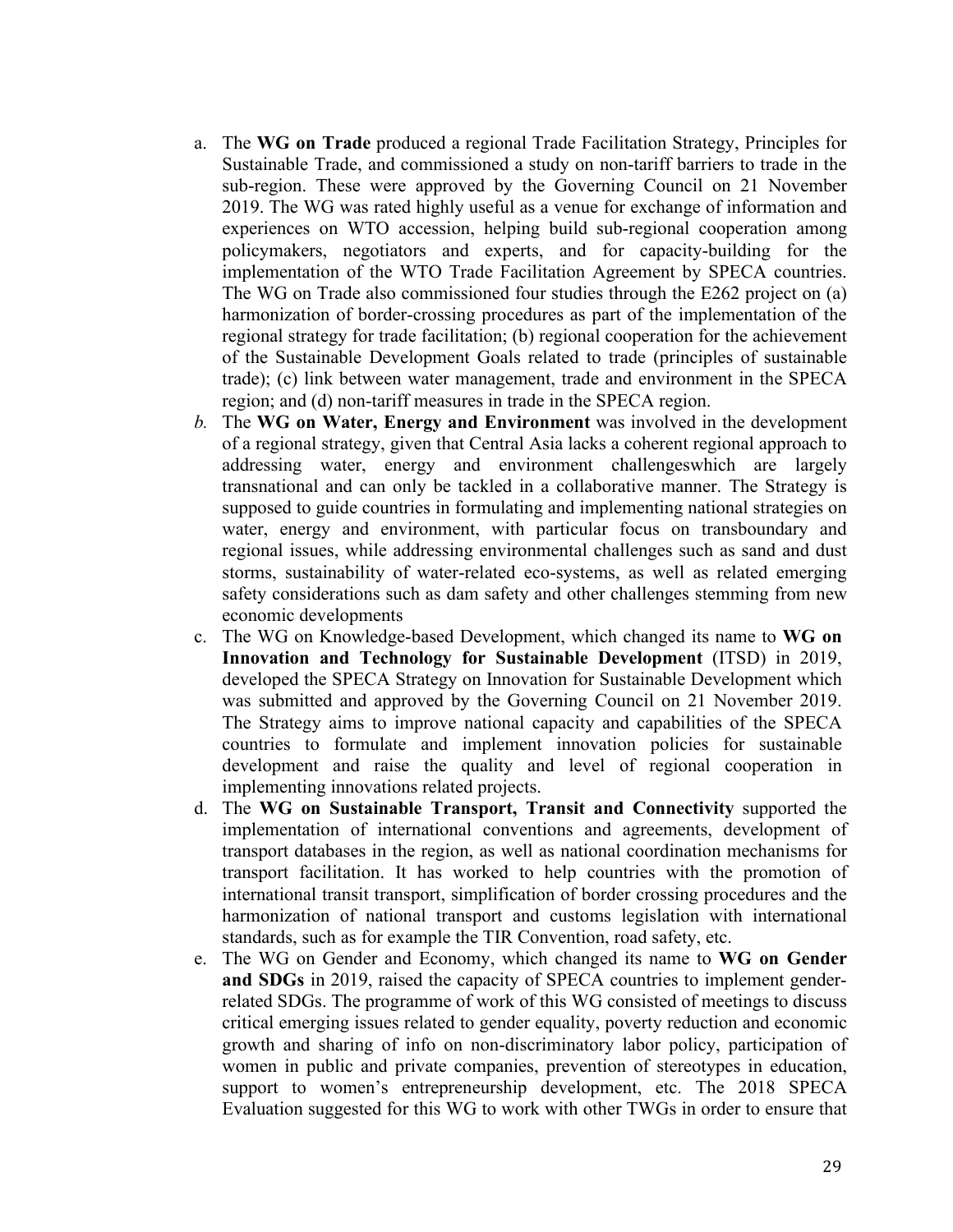a. The **WG on Trade** produced a regional Trade Facilitation Strategy, Principles for Sustainable Trade, and commissioned a study on non-tariff barriers to trade in the sub-region. These were approved by the Governing Council on 21 November 2019. The WG was rated highly useful as a venue for exchange of information and experiences on WTO accession, helping build sub-regional cooperation among policymakers, negotiators and experts, and for capacity-building for the implementation of the WTO Trade Facilitation Agreement by SPECA countries. The WG on Trade also commissioned four studies through the E262 project on (a) harmonization of border-crossing procedures as part of the implementation of the regional strategy for trade facilitation; (b) regional cooperation for the achievement of the Sustainable Development Goals related to trade (principles of sustainable trade); (c) link between water management, trade and environment in the SPECA region; and (d) non-tariff measures in trade in the SPECA region.

*b.* The **WG on Water, Energy and Environment** was involved in the development of a regional strategy, given that Central Asia lacks a coherent regional approach to addressing water, energy and environment challengeswhich are largely transnational and can only be tackled in a collaborative manner. The Strategy is supposed to guide countries in formulating and implementing national strategies on water, energy and environment, with particular focus on transboundary and regional issues, while addressing environmental challenges such as sand and dust storms, sustainability of water-related eco-systems, as well as related emerging safety considerations such as dam safety and other challenges stemming from new economic developments

c. The WG on Knowledge-based Development, which changed its name to **WG on Innovation and Technology for Sustainable Development** (ITSD) in 2019, developed the SPECA Strategy on Innovation for Sustainable Development which was submitted and approved by the Governing Council on 21 November 2019. The Strategy aims to improve national capacity and capabilities of the SPECA countries to formulate and implement innovation policies for sustainable development and raise the quality and level of regional cooperation in implementing innovations related projects.

d. The **WG on Sustainable Transport, Transit and Connectivity** supported the implementation of international conventions and agreements, development of transport databases in the region, as well as national coordination mechanisms for transport facilitation. It has worked to help countries with the promotion of international transit transport, simplification of border crossing procedures and the harmonization of national transport and customs legislation with international standards, such as for example the TIR Convention, road safety, etc.

e. The WG on Gender and Economy, which changed its name to **WG on Gender and SDGs** in 2019, raised the capacity of SPECA countries to implement gender-related SDGs. The programme of work of this WG consisted of meetings to discuss critical emerging issues related to gender equality, poverty reduction and economic growth and sharing of info on non-discriminatory labor policy, participation of women in public and private companies, prevention of stereotypes in education, support to women's entrepreneurship development, etc. The 2018 SPECA Evaluation suggested for this WG to work with other TWGs in order to ensure that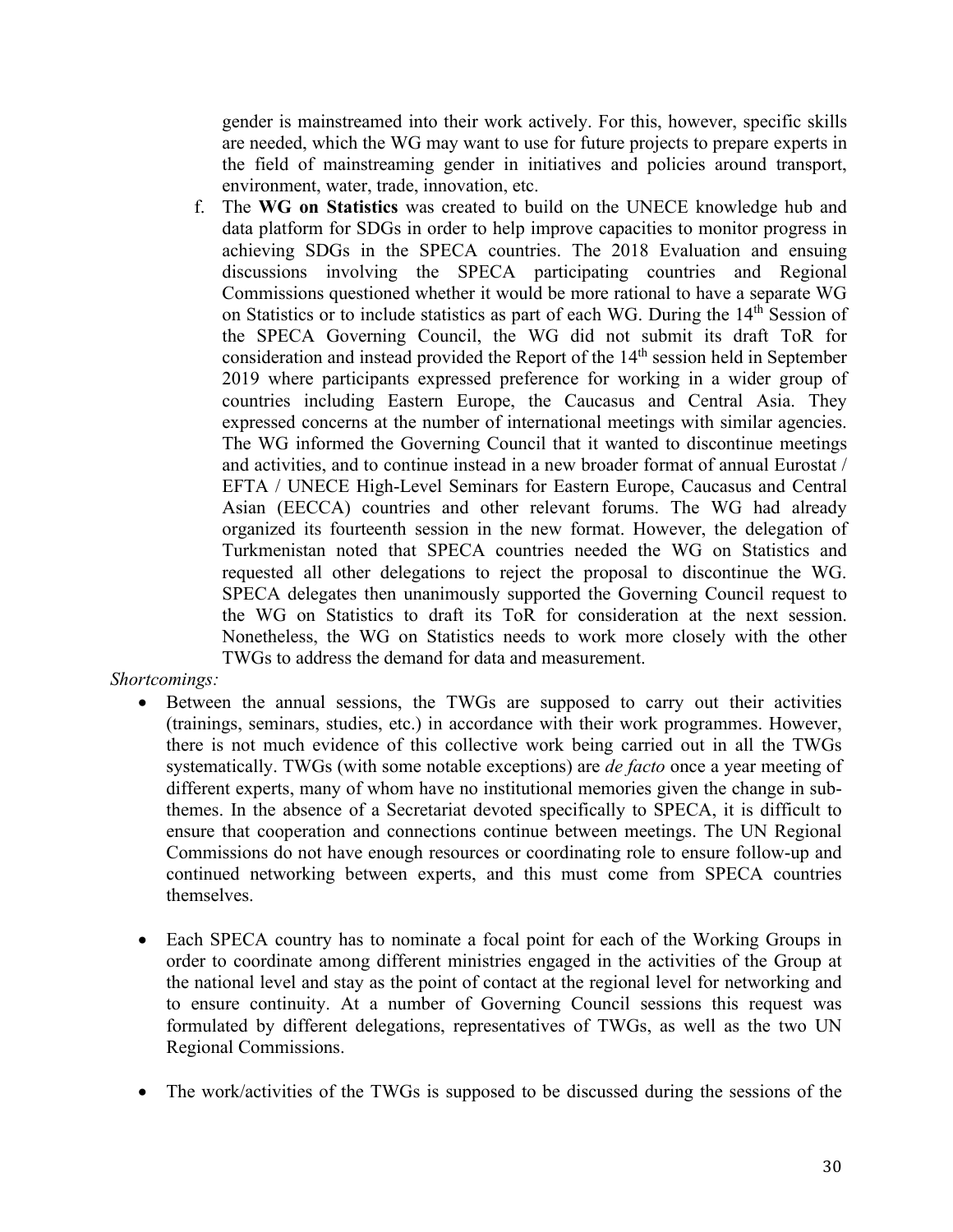gender is mainstreamed into their work actively. For this, however, specific skills are needed, which the WG may want to use for future projects to prepare experts in the field of mainstreaming gender in initiatives and policies around transport, environment, water, trade, innovation, etc.

f. The **WG on Statistics** was created to build on the UNECE knowledge hub and data platform for SDGs in order to help improve capacities to monitor progress in achieving SDGs in the SPECA countries. The 2018 Evaluation and ensuing discussions involving the SPECA participating countries and Regional Commissions questioned whether it would be more rational to have a separate WG on Statistics or to include statistics as part of each WG. During the 14th Session of the SPECA Governing Council, the WG did not submit its draft ToR for consideration and instead provided the Report of the 14th session held in September 2019 where participants expressed preference for working in a wider group of countries including Eastern Europe, the Caucasus and Central Asia. They expressed concerns at the number of international meetings with similar agencies. The WG informed the Governing Council that it wanted to discontinue meetings and activities, and to continue instead in a new broader format of annual Eurostat / EFTA / UNECE High-Level Seminars for Eastern Europe, Caucasus and Central Asian (EECCA) countries and other relevant forums. The WG had already organized its fourteenth session in the new format. However, the delegation of Turkmenistan noted that SPECA countries needed the WG on Statistics and requested all other delegations to reject the proposal to discontinue the WG. SPECA delegates then unanimously supported the Governing Council request to the WG on Statistics to draft its ToR for consideration at the next session. Nonetheless, the WG on Statistics needs to work more closely with the other TWGs to address the demand for data and measurement.

*Shortcomings:*

- Between the annual sessions, the TWGs are supposed to carry out their activities (trainings, seminars, studies, etc.) in accordance with their work programmes. However, there is not much evidence of this collective work being carried out in all the TWGs systematically. TWGs (with some notable exceptions) are *de facto* once a year meeting of different experts, many of whom have no institutional memories given the change in sub-themes. In the absence of a Secretariat devoted specifically to SPECA, it is difficult to ensure that cooperation and connections continue between meetings. The UN Regional Commissions do not have enough resources or coordinating role to ensure follow-up and continued networking between experts, and this must come from SPECA countries themselves.

- Each SPECA country has to nominate a focal point for each of the Working Groups in order to coordinate among different ministries engaged in the activities of the Group at the national level and stay as the point of contact at the regional level for networking and to ensure continuity. At a number of Governing Council sessions this request was formulated by different delegations, representatives of TWGs, as well as the two UN Regional Commissions.

- The work/activities of the TWGs is supposed to be discussed during the sessions of the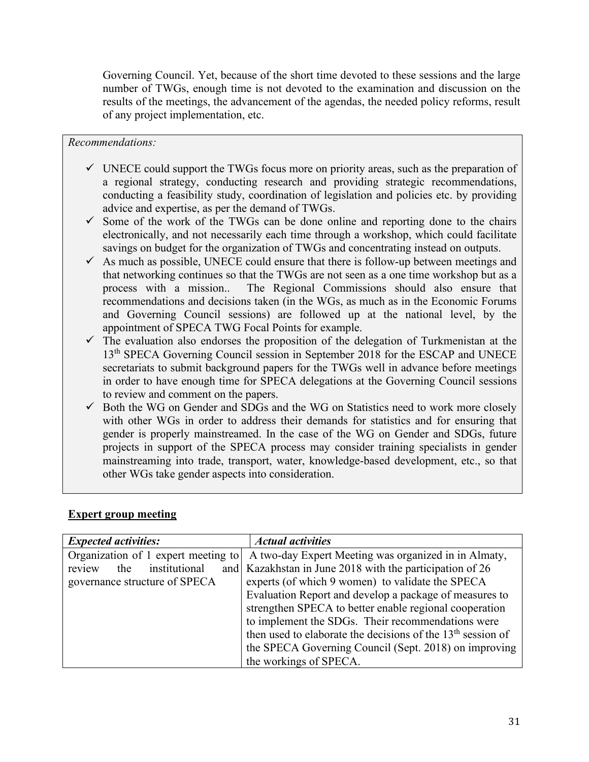Governing Council. Yet, because of the short time devoted to these sessions and the large number of TWGs, enough time is not devoted to the examination and discussion on the results of the meetings, the advancement of the agendas, the needed policy reforms, result of any project implementation, etc.

*Recommendations:*

- ✓ UNECE could support the TWGs focus more on priority areas, such as the preparation of a regional strategy, conducting research and providing strategic recommendations, conducting a feasibility study, coordination of legislation and policies etc. by providing advice and expertise, as per the demand of TWGs.
- ✓ Some of the work of the TWGs can be done online and reporting done to the chairs electronically, and not necessarily each time through a workshop, which could facilitate savings on budget for the organization of TWGs and concentrating instead on outputs.
- ✓ As much as possible, UNECE could ensure that there is follow-up between meetings and that networking continues so that the TWGs are not seen as a one time workshop but as a process with a mission.. The Regional Commissions should also ensure that recommendations and decisions taken (in the WGs, as much as in the Economic Forums and Governing Council sessions) are followed up at the national level, by the appointment of SPECA TWG Focal Points for example.
- ✓ The evaluation also endorses the proposition of the delegation of Turkmenistan at the 13th SPECA Governing Council session in September 2018 for the ESCAP and UNECE secretariats to submit background papers for the TWGs well in advance before meetings in order to have enough time for SPECA delegations at the Governing Council sessions to review and comment on the papers.
- ✓ Both the WG on Gender and SDGs and the WG on Statistics need to work more closely with other WGs in order to address their demands for statistics and for ensuring that gender is properly mainstreamed. In the case of the WG on Gender and SDGs, future projects in support of the SPECA process may consider training specialists in gender mainstreaming into trade, transport, water, knowledge-based development, etc., so that other WGs take gender aspects into consideration.

**Expert group meeting**

| *Expected activities:* | *Actual activities* |
|---|---|
| Organization of 1 expert meeting to review the institutional and governance structure of SPECA | A two-day Expert Meeting was organized in in Almaty, Kazakhstan in June 2018 with the participation of 26 experts (of which 9 women) to validate the SPECA Evaluation Report and develop a package of measures to strengthen SPECA to better enable regional cooperation to implement the SDGs. Their recommendations were then used to elaborate the decisions of the 13th session of the SPECA Governing Council (Sept. 2018) on improving the workings of SPECA. |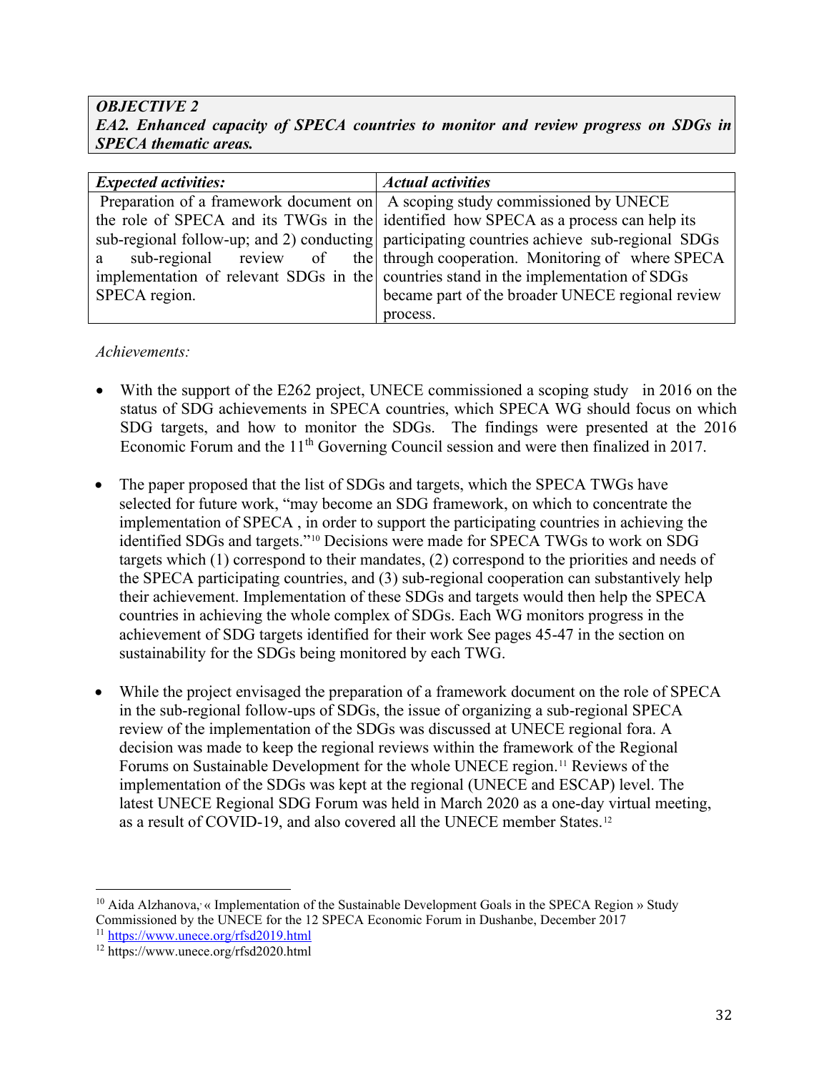| ***OBJECTIVE 2*** |
| --- |
| ***EA2. Enhanced capacity of SPECA countries to monitor and review progress on SDGs in SPECA thematic areas.*** |

| *Expected activities:* | *Actual activities* |
| --- | --- |
| Preparation of a framework document on the role of SPECA and its TWGs in the sub-regional follow-up; and 2) conducting a sub-regional review of the implementation of relevant SDGs in the SPECA region. | A scoping study commissioned by UNECE identified how SPECA as a process can help its participating countries achieve sub-regional SDGs through cooperation. Monitoring of where SPECA countries stand in the implementation of SDGs became part of the broader UNECE regional review process. |

*Achievements:*

- With the support of the E262 project, UNECE commissioned a scoping study in 2016 on the status of SDG achievements in SPECA countries, which SPECA WG should focus on which SDG targets, and how to monitor the SDGs. The findings were presented at the 2016 Economic Forum and the 11th Governing Council session and were then finalized in 2017.

- The paper proposed that the list of SDGs and targets, which the SPECA TWGs have selected for future work, "may become an SDG framework, on which to concentrate the implementation of SPECA , in order to support the participating countries in achieving the identified SDGs and targets."[10] Decisions were made for SPECA TWGs to work on SDG targets which (1) correspond to their mandates, (2) correspond to the priorities and needs of the SPECA participating countries, and (3) sub-regional cooperation can substantively help their achievement. Implementation of these SDGs and targets would then help the SPECA countries in achieving the whole complex of SDGs. Each WG monitors progress in the achievement of SDG targets identified for their work See pages 45-47 in the section on sustainability for the SDGs being monitored by each TWG.

- While the project envisaged the preparation of a framework document on the role of SPECA in the sub-regional follow-ups of SDGs, the issue of organizing a sub-regional SPECA review of the implementation of the SDGs was discussed at UNECE regional fora. A decision was made to keep the regional reviews within the framework of the Regional Forums on Sustainable Development for the whole UNECE region.[11] Reviews of the implementation of the SDGs was kept at the regional (UNECE and ESCAP) level. The latest UNECE Regional SDG Forum was held in March 2020 as a one-day virtual meeting, as a result of COVID-19, and also covered all the UNECE member States.[12]

---

[10] Aida Alzhanova,· « Implementation of the Sustainable Development Goals in the SPECA Region » Study Commissioned by the UNECE for the 12 SPECA Economic Forum in Dushanbe, December 2017

[11] https://www.unece.org/rfsd2019.html

[12] https://www.unece.org/rfsd2020.html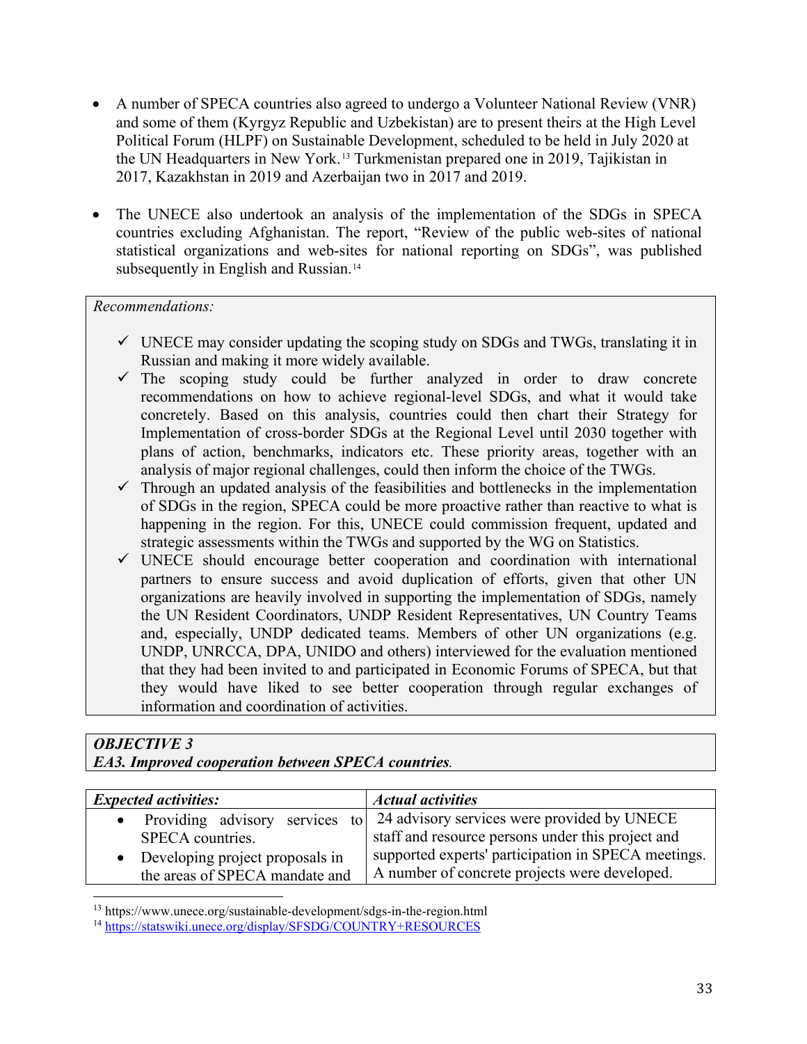- A number of SPECA countries also agreed to undergo a Volunteer National Review (VNR) and some of them (Kyrgyz Republic and Uzbekistan) are to present theirs at the High Level Political Forum (HLPF) on Sustainable Development, scheduled to be held in July 2020 at the UN Headquarters in New York.[13] Turkmenistan prepared one in 2019, Tajikistan in 2017, Kazakhstan in 2019 and Azerbaijan two in 2017 and 2019.

- The UNECE also undertook an analysis of the implementation of the SDGs in SPECA countries excluding Afghanistan. The report, "Review of the public web-sites of national statistical organizations and web-sites for national reporting on SDGs", was published subsequently in English and Russian.[14]

*Recommendations:*

- ✓ UNECE may consider updating the scoping study on SDGs and TWGs, translating it in Russian and making it more widely available.
- ✓ The scoping study could be further analyzed in order to draw concrete recommendations on how to achieve regional-level SDGs, and what it would take concretely. Based on this analysis, countries could then chart their Strategy for Implementation of cross-border SDGs at the Regional Level until 2030 together with plans of action, benchmarks, indicators etc. These priority areas, together with an analysis of major regional challenges, could then inform the choice of the TWGs.
- ✓ Through an updated analysis of the feasibilities and bottlenecks in the implementation of SDGs in the region, SPECA could be more proactive rather than reactive to what is happening in the region. For this, UNECE could commission frequent, updated and strategic assessments within the TWGs and supported by the WG on Statistics.
- ✓ UNECE should encourage better cooperation and coordination with international partners to ensure success and avoid duplication of efforts, given that other UN organizations are heavily involved in supporting the implementation of SDGs, namely the UN Resident Coordinators, UNDP Resident Representatives, UN Country Teams and, especially, UNDP dedicated teams. Members of other UN organizations (e.g. UNDP, UNRCCA, DPA, UNIDO and others) interviewed for the evaluation mentioned that they had been invited to and participated in Economic Forums of SPECA, but that they would have liked to see better cooperation through regular exchanges of information and coordination of activities.

***OBJECTIVE 3***
***EA3. Improved cooperation between SPECA countries.***

| *Expected activities:* | *Actual activities* |
|---|---|
| • Providing advisory services to SPECA countries.<br>• Developing project proposals in the areas of SPECA mandate and | 24 advisory services were provided by UNECE staff and resource persons under this project and supported experts' participation in SPECA meetings. A number of concrete projects were developed. |

[13] https://www.unece.org/sustainable-development/sdgs-in-the-region.html

[14] https://statswiki.unece.org/display/SFSDG/COUNTRY+RESOURCES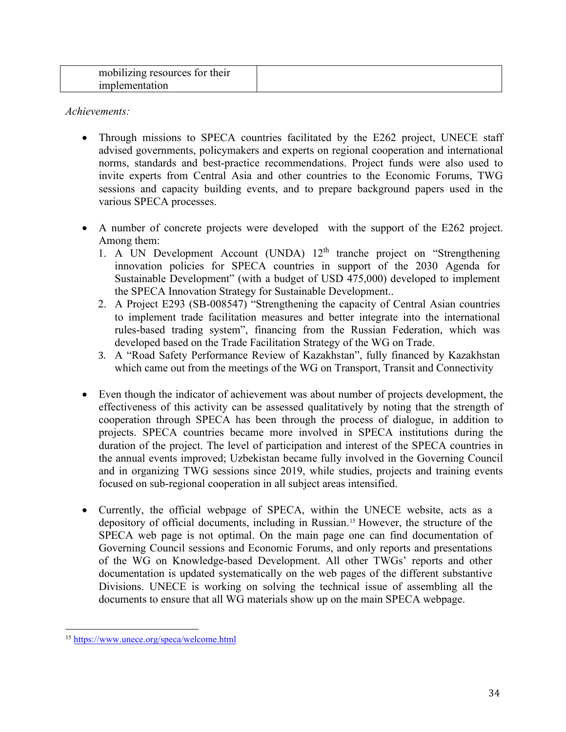| | |
|---|---|
| mobilizing resources for their implementation | |

*Achievements:*

- Through missions to SPECA countries facilitated by the E262 project, UNECE staff advised governments, policymakers and experts on regional cooperation and international norms, standards and best-practice recommendations. Project funds were also used to invite experts from Central Asia and other countries to the Economic Forums, TWG sessions and capacity building events, and to prepare background papers used in the various SPECA processes.

- A number of concrete projects were developed with the support of the E262 project. Among them:
  1. A UN Development Account (UNDA) 12th tranche project on "Strengthening innovation policies for SPECA countries in support of the 2030 Agenda for Sustainable Development" (with a budget of USD 475,000) developed to implement the SPECA Innovation Strategy for Sustainable Development..
  2. A Project E293 (SB-008547) "Strengthening the capacity of Central Asian countries to implement trade facilitation measures and better integrate into the international rules-based trading system", financing from the Russian Federation, which was developed based on the Trade Facilitation Strategy of the WG on Trade.
  3. A "Road Safety Performance Review of Kazakhstan", fully financed by Kazakhstan which came out from the meetings of the WG on Transport, Transit and Connectivity

- Even though the indicator of achievement was about number of projects development, the effectiveness of this activity can be assessed qualitatively by noting that the strength of cooperation through SPECA has been through the process of dialogue, in addition to projects. SPECA countries became more involved in SPECA institutions during the duration of the project. The level of participation and interest of the SPECA countries in the annual events improved; Uzbekistan became fully involved in the Governing Council and in organizing TWG sessions since 2019, while studies, projects and training events focused on sub-regional cooperation in all subject areas intensified.

- Currently, the official webpage of SPECA, within the UNECE website, acts as a depository of official documents, including in Russian.[15] However, the structure of the SPECA web page is not optimal. On the main page one can find documentation of Governing Council sessions and Economic Forums, and only reports and presentations of the WG on Knowledge-based Development. All other TWGs' reports and other documentation is updated systematically on the web pages of the different substantive Divisions. UNECE is working on solving the technical issue of assembling all the documents to ensure that all WG materials show up on the main SPECA webpage.

[15] https://www.unece.org/speca/welcome.html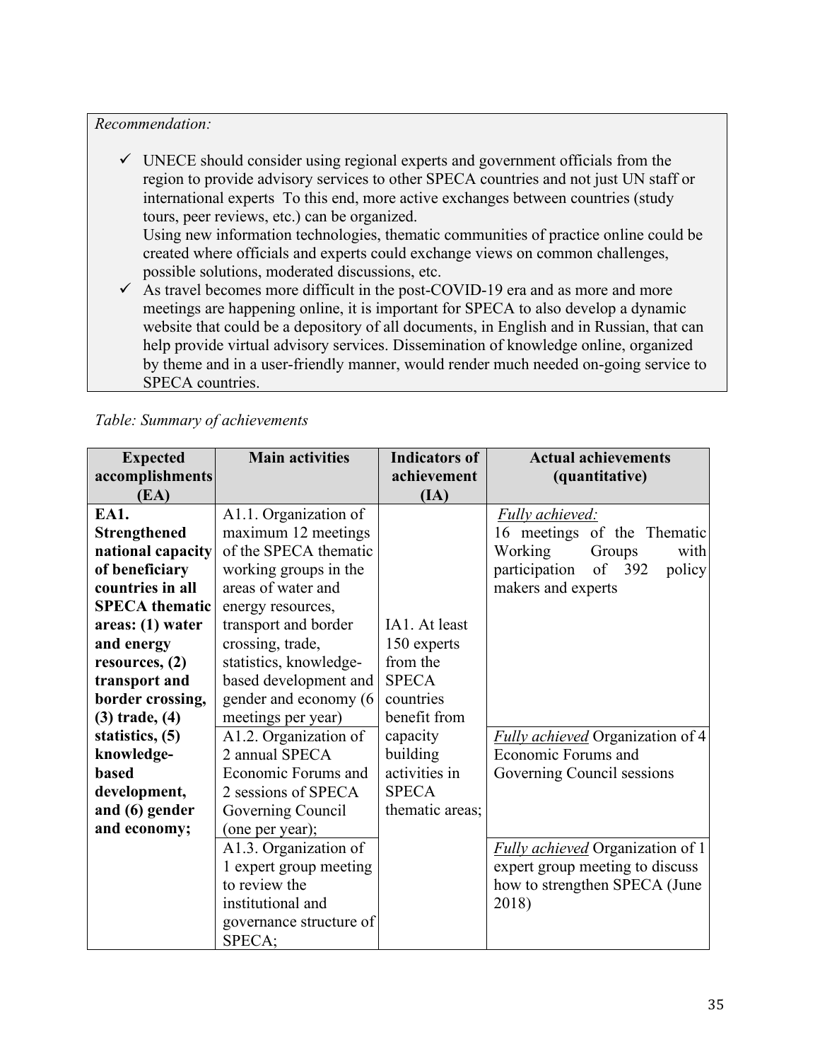*Recommendation:*

- ✓ UNECE should consider using regional experts and government officials from the region to provide advisory services to other SPECA countries and not just UN staff or international experts To this end, more active exchanges between countries (study tours, peer reviews, etc.) can be organized.
  Using new information technologies, thematic communities of practice online could be created where officials and experts could exchange views on common challenges, possible solutions, moderated discussions, etc.
- ✓ As travel becomes more difficult in the post-COVID-19 era and as more and more meetings are happening online, it is important for SPECA to also develop a dynamic website that could be a depository of all documents, in English and in Russian, that can help provide virtual advisory services. Dissemination of knowledge online, organized by theme and in a user-friendly manner, would render much needed on-going service to SPECA countries.

*Table: Summary of achievements*

| Expected accomplishments (EA) | Main activities | Indicators of achievement (IA) | Actual achievements (quantitative) |
|---|---|---|---|
| **EA1. Strengthened national capacity of beneficiary countries in all SPECA thematic areas: (1) water and energy resources, (2) transport and border crossing, (3) trade, (4) statistics, (5) knowledge-based development, and (6) gender and economy;** | A1.1. Organization of maximum 12 meetings of the SPECA thematic working groups in the areas of water and energy resources, transport and border crossing, trade, statistics, knowledge-based development and gender and economy (6 meetings per year) | IA1. At least 150 experts from the SPECA countries benefit from capacity building activities in SPECA thematic areas; | *Fully achieved:* 16 meetings of the Thematic Working Groups with participation of 392 policy makers and experts |
| | A1.2. Organization of 2 annual SPECA Economic Forums and 2 sessions of SPECA Governing Council (one per year); | | *Fully achieved* Organization of 4 Economic Forums and Governing Council sessions |
| | A1.3. Organization of 1 expert group meeting to review the institutional and governance structure of SPECA; | | *Fully achieved* Organization of 1 expert group meeting to discuss how to strengthen SPECA (June 2018) |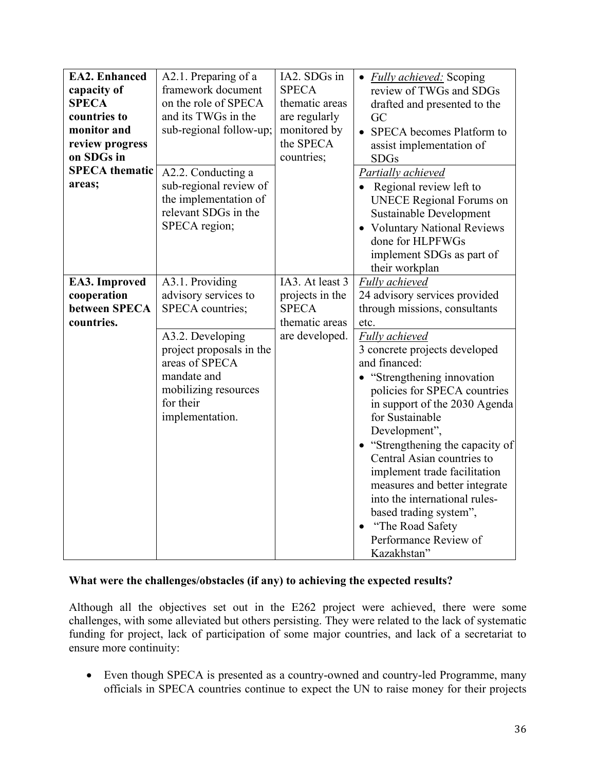| | | | |
|---|---|---|---|
| **EA2. Enhanced capacity of SPECA countries to monitor and review progress on SDGs in SPECA thematic areas;** | A2.1. Preparing of a framework document on the role of SPECA and its TWGs in the sub-regional follow-up; | IA2. SDGs in SPECA thematic areas are regularly monitored by the SPECA countries; | • *Fully achieved:* Scoping review of TWGs and SDGs drafted and presented to the GC<br>• SPECA becomes Platform to assist implementation of SDGs |
| | A2.2. Conducting a sub-regional review of the implementation of relevant SDGs in the SPECA region; | | *Partially achieved*<br>• Regional review left to UNECE Regional Forums on Sustainable Development<br>• Voluntary National Reviews done for HLPFWGs implement SDGs as part of their workplan |
| **EA3. Improved cooperation between SPECA countries.** | A3.1. Providing advisory services to SPECA countries; | IA3. At least 3 projects in the SPECA thematic areas are developed. | *Fully achieved*<br>24 advisory services provided through missions, consultants etc. |
| | A3.2. Developing project proposals in the areas of SPECA mandate and mobilizing resources for their implementation. | | *Fully achieved*<br>3 concrete projects developed and financed:<br>• "Strengthening innovation policies for SPECA countries in support of the 2030 Agenda for Sustainable Development",<br>• "Strengthening the capacity of Central Asian countries to implement trade facilitation measures and better integrate into the international rules-based trading system",<br>• "The Road Safety Performance Review of Kazakhstan" |

**What were the challenges/obstacles (if any) to achieving the expected results?**

Although all the objectives set out in the E262 project were achieved, there were some challenges, with some alleviated but others persisting. They were related to the lack of systematic funding for project, lack of participation of some major countries, and lack of a secretariat to ensure more continuity:

- Even though SPECA is presented as a country-owned and country-led Programme, many officials in SPECA countries continue to expect the UN to raise money for their projects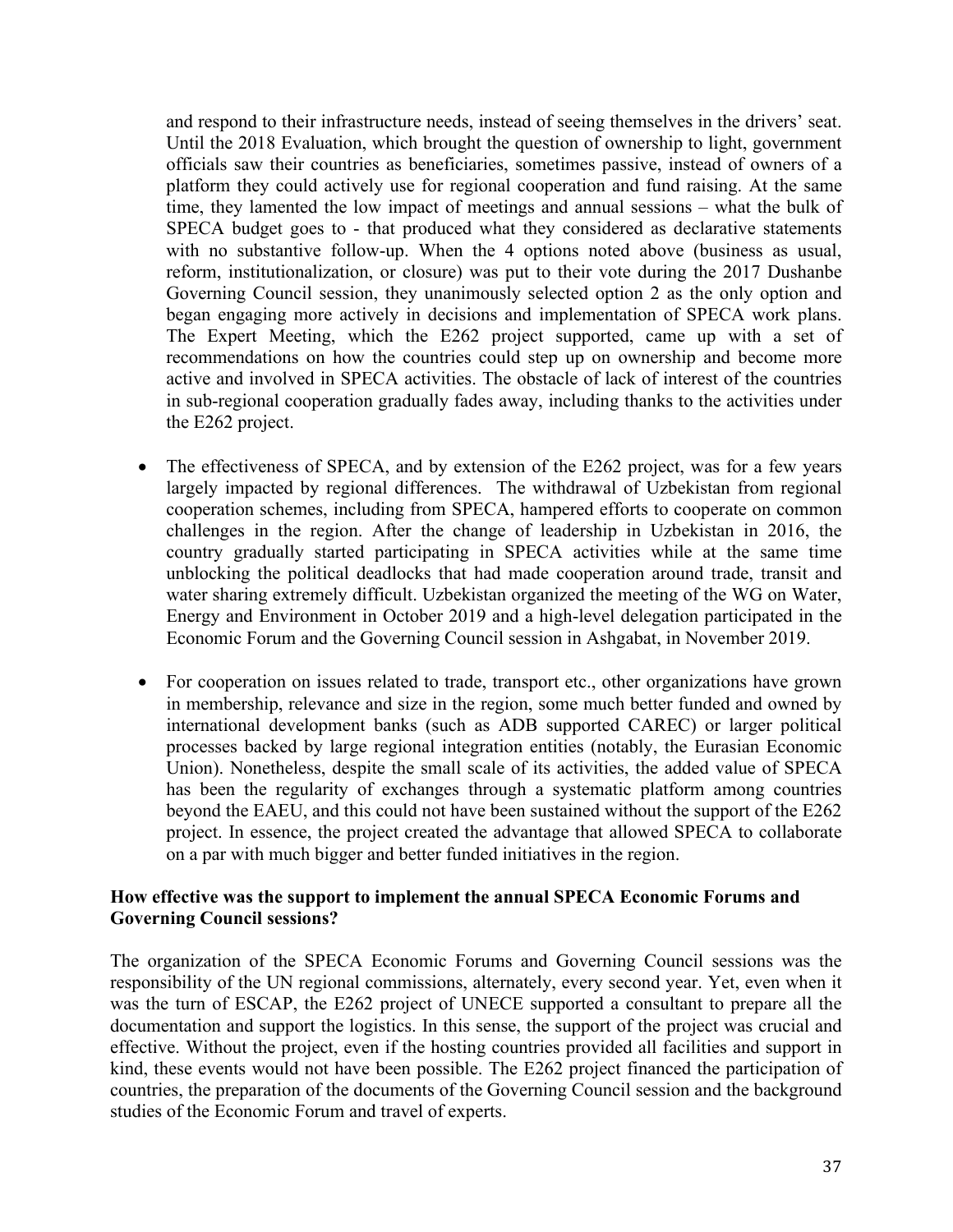and respond to their infrastructure needs, instead of seeing themselves in the drivers' seat. Until the 2018 Evaluation, which brought the question of ownership to light, government officials saw their countries as beneficiaries, sometimes passive, instead of owners of a platform they could actively use for regional cooperation and fund raising. At the same time, they lamented the low impact of meetings and annual sessions – what the bulk of SPECA budget goes to - that produced what they considered as declarative statements with no substantive follow-up. When the 4 options noted above (business as usual, reform, institutionalization, or closure) was put to their vote during the 2017 Dushanbe Governing Council session, they unanimously selected option 2 as the only option and began engaging more actively in decisions and implementation of SPECA work plans. The Expert Meeting, which the E262 project supported, came up with a set of recommendations on how the countries could step up on ownership and become more active and involved in SPECA activities. The obstacle of lack of interest of the countries in sub-regional cooperation gradually fades away, including thanks to the activities under the E262 project.

- The effectiveness of SPECA, and by extension of the E262 project, was for a few years largely impacted by regional differences. The withdrawal of Uzbekistan from regional cooperation schemes, including from SPECA, hampered efforts to cooperate on common challenges in the region. After the change of leadership in Uzbekistan in 2016, the country gradually started participating in SPECA activities while at the same time unblocking the political deadlocks that had made cooperation around trade, transit and water sharing extremely difficult. Uzbekistan organized the meeting of the WG on Water, Energy and Environment in October 2019 and a high-level delegation participated in the Economic Forum and the Governing Council session in Ashgabat, in November 2019.

- For cooperation on issues related to trade, transport etc., other organizations have grown in membership, relevance and size in the region, some much better funded and owned by international development banks (such as ADB supported CAREC) or larger political processes backed by large regional integration entities (notably, the Eurasian Economic Union). Nonetheless, despite the small scale of its activities, the added value of SPECA has been the regularity of exchanges through a systematic platform among countries beyond the EAEU, and this could not have been sustained without the support of the E262 project. In essence, the project created the advantage that allowed SPECA to collaborate on a par with much bigger and better funded initiatives in the region.

**How effective was the support to implement the annual SPECA Economic Forums and Governing Council sessions?**

The organization of the SPECA Economic Forums and Governing Council sessions was the responsibility of the UN regional commissions, alternately, every second year. Yet, even when it was the turn of ESCAP, the E262 project of UNECE supported a consultant to prepare all the documentation and support the logistics. In this sense, the support of the project was crucial and effective. Without the project, even if the hosting countries provided all facilities and support in kind, these events would not have been possible. The E262 project financed the participation of countries, the preparation of the documents of the Governing Council session and the background studies of the Economic Forum and travel of experts.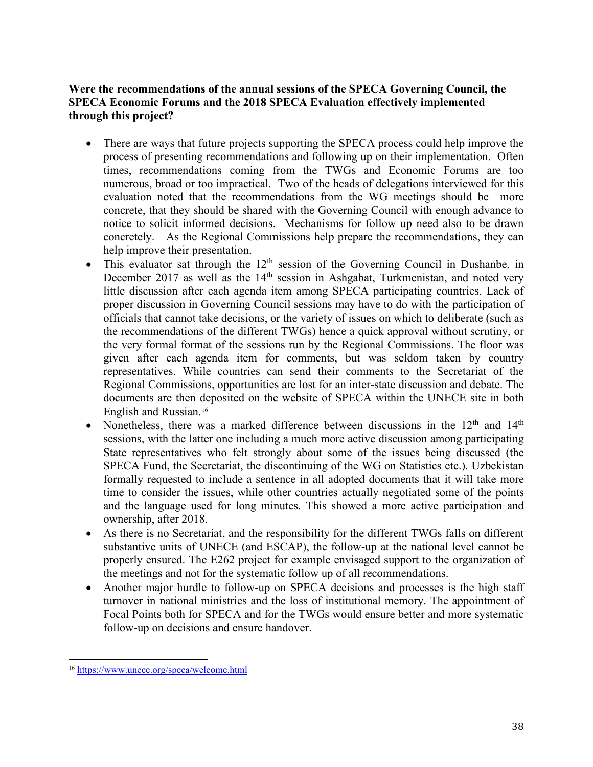**Were the recommendations of the annual sessions of the SPECA Governing Council, the SPECA Economic Forums and the 2018 SPECA Evaluation effectively implemented through this project?**

- There are ways that future projects supporting the SPECA process could help improve the process of presenting recommendations and following up on their implementation. Often times, recommendations coming from the TWGs and Economic Forums are too numerous, broad or too impractical. Two of the heads of delegations interviewed for this evaluation noted that the recommendations from the WG meetings should be more concrete, that they should be shared with the Governing Council with enough advance to notice to solicit informed decisions. Mechanisms for follow up need also to be drawn concretely. As the Regional Commissions help prepare the recommendations, they can help improve their presentation.
- This evaluator sat through the 12th session of the Governing Council in Dushanbe, in December 2017 as well as the 14th session in Ashgabat, Turkmenistan, and noted very little discussion after each agenda item among SPECA participating countries. Lack of proper discussion in Governing Council sessions may have to do with the participation of officials that cannot take decisions, or the variety of issues on which to deliberate (such as the recommendations of the different TWGs) hence a quick approval without scrutiny, or the very formal format of the sessions run by the Regional Commissions. The floor was given after each agenda item for comments, but was seldom taken by country representatives. While countries can send their comments to the Secretariat of the Regional Commissions, opportunities are lost for an inter-state discussion and debate. The documents are then deposited on the website of SPECA within the UNECE site in both English and Russian.[16]
- Nonetheless, there was a marked difference between discussions in the 12th and 14th sessions, with the latter one including a much more active discussion among participating State representatives who felt strongly about some of the issues being discussed (the SPECA Fund, the Secretariat, the discontinuing of the WG on Statistics etc.). Uzbekistan formally requested to include a sentence in all adopted documents that it will take more time to consider the issues, while other countries actually negotiated some of the points and the language used for long minutes. This showed a more active participation and ownership, after 2018.
- As there is no Secretariat, and the responsibility for the different TWGs falls on different substantive units of UNECE (and ESCAP), the follow-up at the national level cannot be properly ensured. The E262 project for example envisaged support to the organization of the meetings and not for the systematic follow up of all recommendations.
- Another major hurdle to follow-up on SPECA decisions and processes is the high staff turnover in national ministries and the loss of institutional memory. The appointment of Focal Points both for SPECA and for the TWGs would ensure better and more systematic follow-up on decisions and ensure handover.

---

[16] https://www.unece.org/speca/welcome.html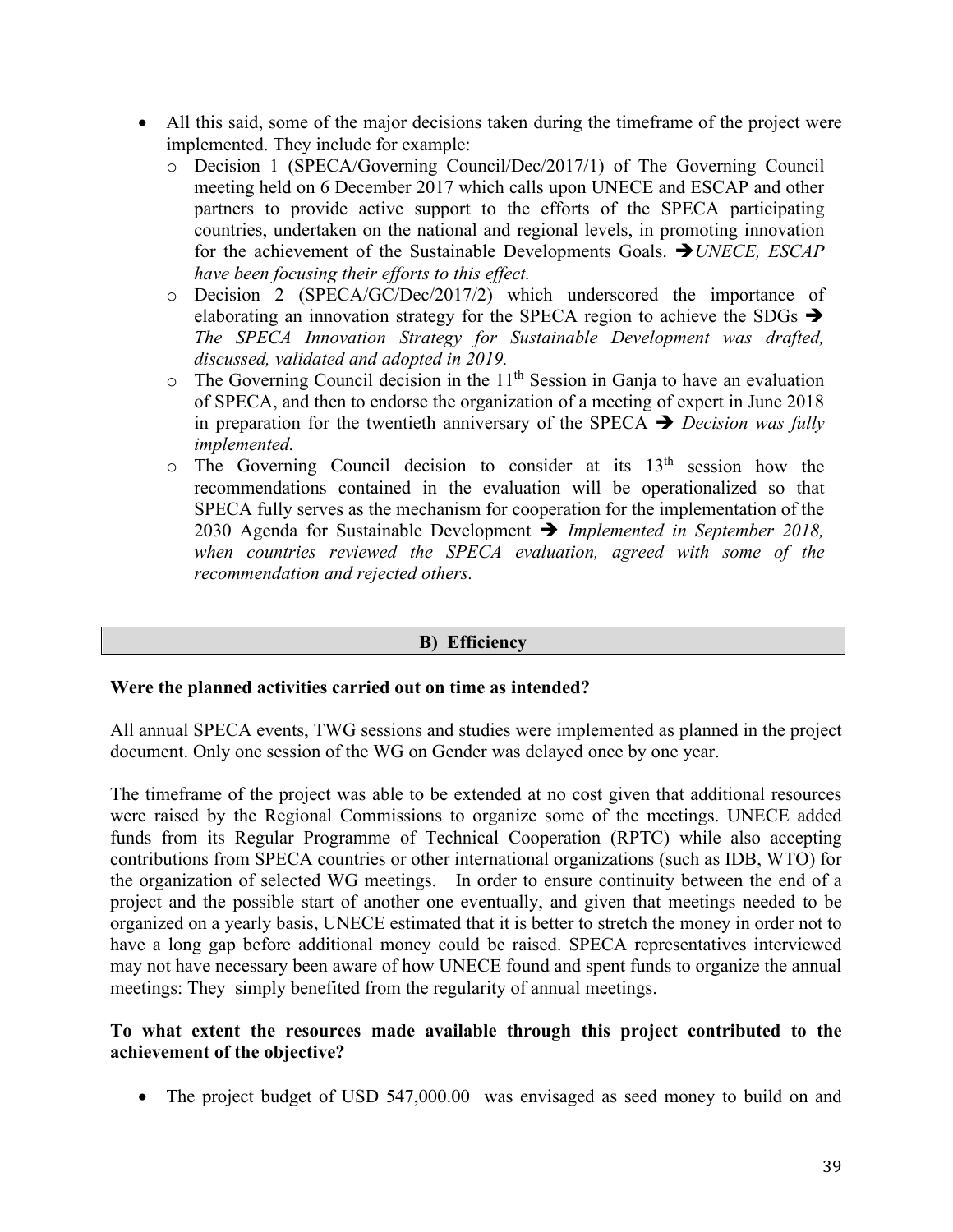- All this said, some of the major decisions taken during the timeframe of the project were implemented. They include for example:
  - Decision 1 (SPECA/Governing Council/Dec/2017/1) of The Governing Council meeting held on 6 December 2017 which calls upon UNECE and ESCAP and other partners to provide active support to the efforts of the SPECA participating countries, undertaken on the national and regional levels, in promoting innovation for the achievement of the Sustainable Developments Goals. ➔*UNECE, ESCAP have been focusing their efforts to this effect.*
  - Decision 2 (SPECA/GC/Dec/2017/2) which underscored the importance of elaborating an innovation strategy for the SPECA region to achieve the SDGs ➔ *The SPECA Innovation Strategy for Sustainable Development was drafted, discussed, validated and adopted in 2019.*
  - The Governing Council decision in the 11th Session in Ganja to have an evaluation of SPECA, and then to endorse the organization of a meeting of expert in June 2018 in preparation for the twentieth anniversary of the SPECA ➔ *Decision was fully implemented.*
  - The Governing Council decision to consider at its 13th session how the recommendations contained in the evaluation will be operationalized so that SPECA fully serves as the mechanism for cooperation for the implementation of the 2030 Agenda for Sustainable Development ➔ *Implemented in September 2018, when countries reviewed the SPECA evaluation, agreed with some of the recommendation and rejected others.*

## B) Efficiency

**Were the planned activities carried out on time as intended?**

All annual SPECA events, TWG sessions and studies were implemented as planned in the project document. Only one session of the WG on Gender was delayed once by one year.

The timeframe of the project was able to be extended at no cost given that additional resources were raised by the Regional Commissions to organize some of the meetings. UNECE added funds from its Regular Programme of Technical Cooperation (RPTC) while also accepting contributions from SPECA countries or other international organizations (such as IDB, WTO) for the organization of selected WG meetings. In order to ensure continuity between the end of a project and the possible start of another one eventually, and given that meetings needed to be organized on a yearly basis, UNECE estimated that it is better to stretch the money in order not to have a long gap before additional money could be raised. SPECA representatives interviewed may not have necessary been aware of how UNECE found and spent funds to organize the annual meetings: They simply benefited from the regularity of annual meetings.

**To what extent the resources made available through this project contributed to the achievement of the objective?**

- The project budget of USD 547,000.00 was envisaged as seed money to build on and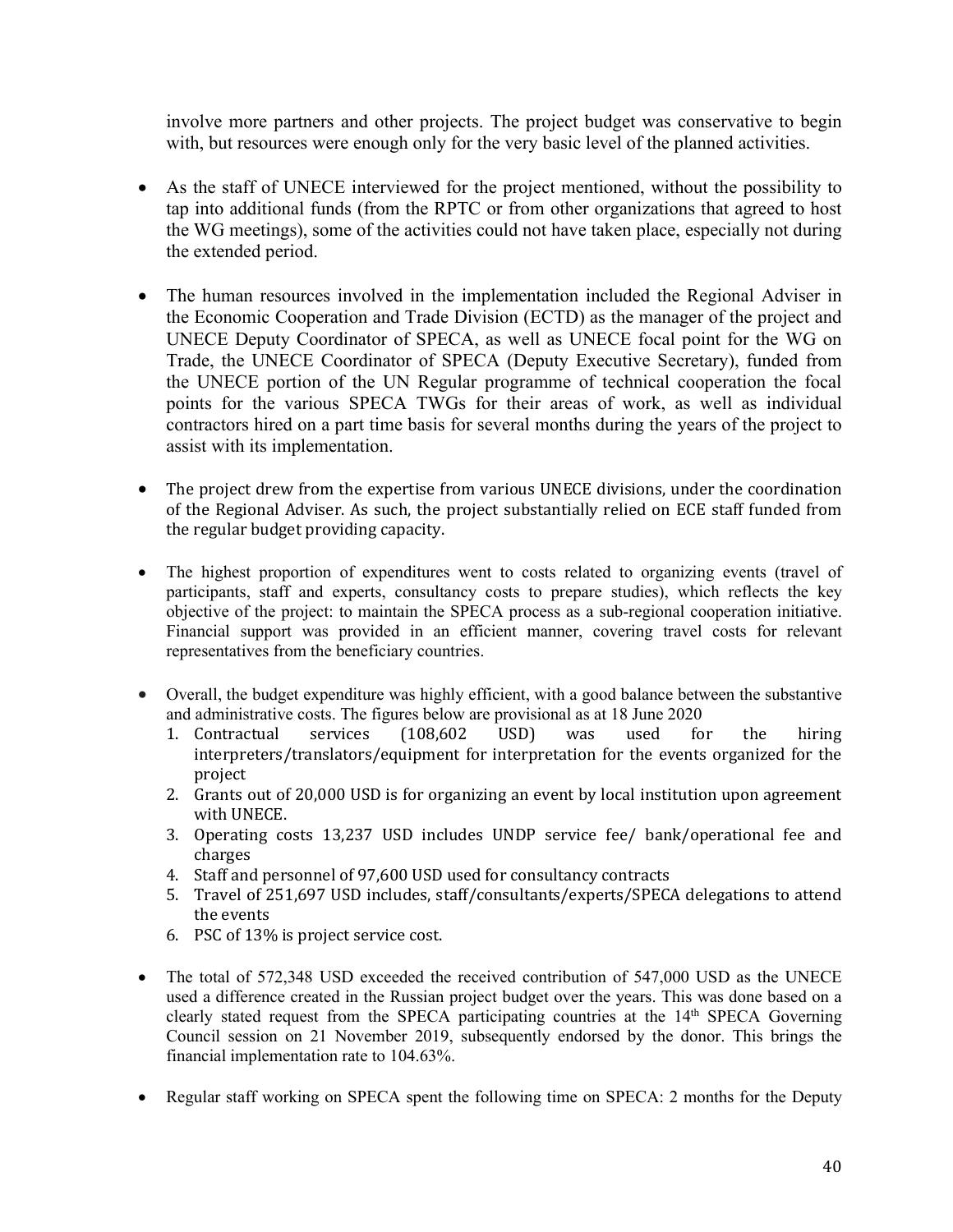involve more partners and other projects. The project budget was conservative to begin with, but resources were enough only for the very basic level of the planned activities.

- As the staff of UNECE interviewed for the project mentioned, without the possibility to tap into additional funds (from the RPTC or from other organizations that agreed to host the WG meetings), some of the activities could not have taken place, especially not during the extended period.

- The human resources involved in the implementation included the Regional Adviser in the Economic Cooperation and Trade Division (ECTD) as the manager of the project and UNECE Deputy Coordinator of SPECA, as well as UNECE focal point for the WG on Trade, the UNECE Coordinator of SPECA (Deputy Executive Secretary), funded from the UNECE portion of the UN Regular programme of technical cooperation the focal points for the various SPECA TWGs for their areas of work, as well as individual contractors hired on a part time basis for several months during the years of the project to assist with its implementation.

- The project drew from the expertise from various UNECE divisions, under the coordination of the Regional Adviser. As such, the project substantially relied on ECE staff funded from the regular budget providing capacity.

- The highest proportion of expenditures went to costs related to organizing events (travel of participants, staff and experts, consultancy costs to prepare studies), which reflects the key objective of the project: to maintain the SPECA process as a sub-regional cooperation initiative. Financial support was provided in an efficient manner, covering travel costs for relevant representatives from the beneficiary countries.

- Overall, the budget expenditure was highly efficient, with a good balance between the substantive and administrative costs. The figures below are provisional as at 18 June 2020
  1. Contractual services (108,602 USD) was used for the hiring interpreters/translators/equipment for interpretation for the events organized for the project
  2. Grants out of 20,000 USD is for organizing an event by local institution upon agreement with UNECE.
  3. Operating costs 13,237 USD includes UNDP service fee/ bank/operational fee and charges
  4. Staff and personnel of 97,600 USD used for consultancy contracts
  5. Travel of 251,697 USD includes, staff/consultants/experts/SPECA delegations to attend the events
  6. PSC of 13% is project service cost.

- The total of 572,348 USD exceeded the received contribution of 547,000 USD as the UNECE used a difference created in the Russian project budget over the years. This was done based on a clearly stated request from the SPECA participating countries at the 14th SPECA Governing Council session on 21 November 2019, subsequently endorsed by the donor. This brings the financial implementation rate to 104.63%.

- Regular staff working on SPECA spent the following time on SPECA: 2 months for the Deputy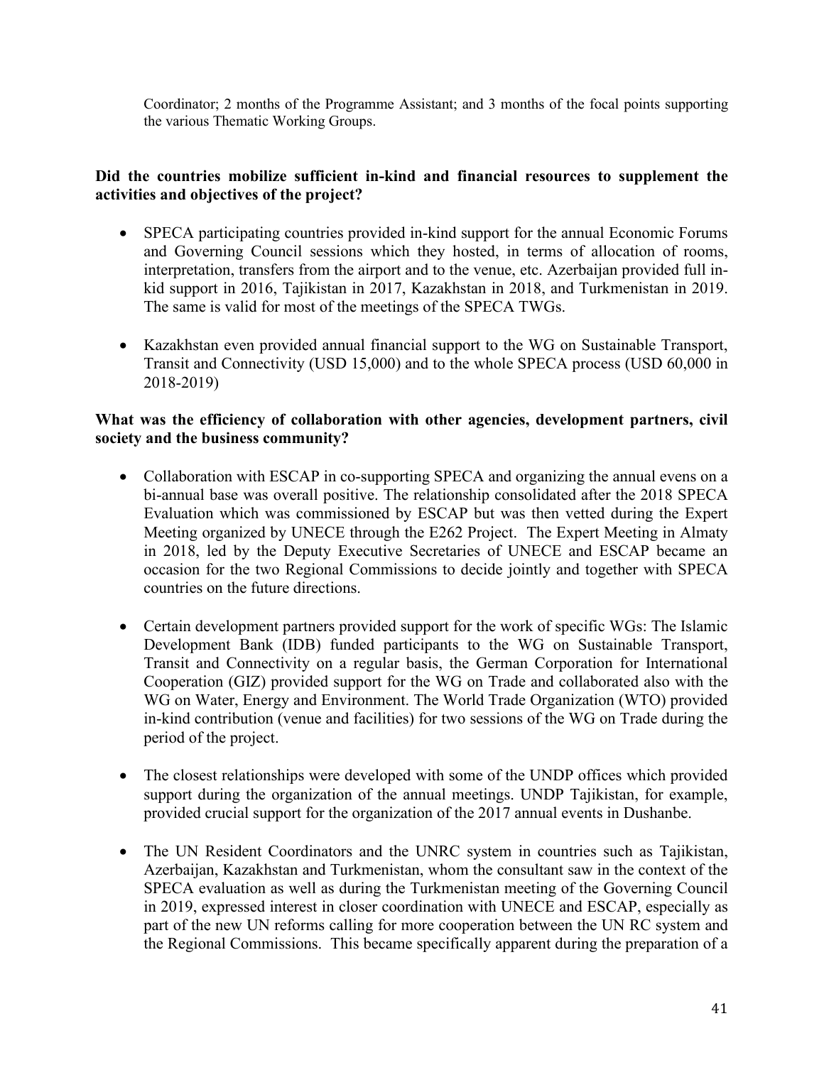Coordinator; 2 months of the Programme Assistant; and 3 months of the focal points supporting the various Thematic Working Groups.

**Did the countries mobilize sufficient in-kind and financial resources to supplement the activities and objectives of the project?**

- SPECA participating countries provided in-kind support for the annual Economic Forums and Governing Council sessions which they hosted, in terms of allocation of rooms, interpretation, transfers from the airport and to the venue, etc. Azerbaijan provided full in-kid support in 2016, Tajikistan in 2017, Kazakhstan in 2018, and Turkmenistan in 2019. The same is valid for most of the meetings of the SPECA TWGs.

- Kazakhstan even provided annual financial support to the WG on Sustainable Transport, Transit and Connectivity (USD 15,000) and to the whole SPECA process (USD 60,000 in 2018-2019)

**What was the efficiency of collaboration with other agencies, development partners, civil society and the business community?**

- Collaboration with ESCAP in co-supporting SPECA and organizing the annual evens on a bi-annual base was overall positive. The relationship consolidated after the 2018 SPECA Evaluation which was commissioned by ESCAP but was then vetted during the Expert Meeting organized by UNECE through the E262 Project. The Expert Meeting in Almaty in 2018, led by the Deputy Executive Secretaries of UNECE and ESCAP became an occasion for the two Regional Commissions to decide jointly and together with SPECA countries on the future directions.

- Certain development partners provided support for the work of specific WGs: The Islamic Development Bank (IDB) funded participants to the WG on Sustainable Transport, Transit and Connectivity on a regular basis, the German Corporation for International Cooperation (GIZ) provided support for the WG on Trade and collaborated also with the WG on Water, Energy and Environment. The World Trade Organization (WTO) provided in-kind contribution (venue and facilities) for two sessions of the WG on Trade during the period of the project.

- The closest relationships were developed with some of the UNDP offices which provided support during the organization of the annual meetings. UNDP Tajikistan, for example, provided crucial support for the organization of the 2017 annual events in Dushanbe.

- The UN Resident Coordinators and the UNRC system in countries such as Tajikistan, Azerbaijan, Kazakhstan and Turkmenistan, whom the consultant saw in the context of the SPECA evaluation as well as during the Turkmenistan meeting of the Governing Council in 2019, expressed interest in closer coordination with UNECE and ESCAP, especially as part of the new UN reforms calling for more cooperation between the UN RC system and the Regional Commissions. This became specifically apparent during the preparation of a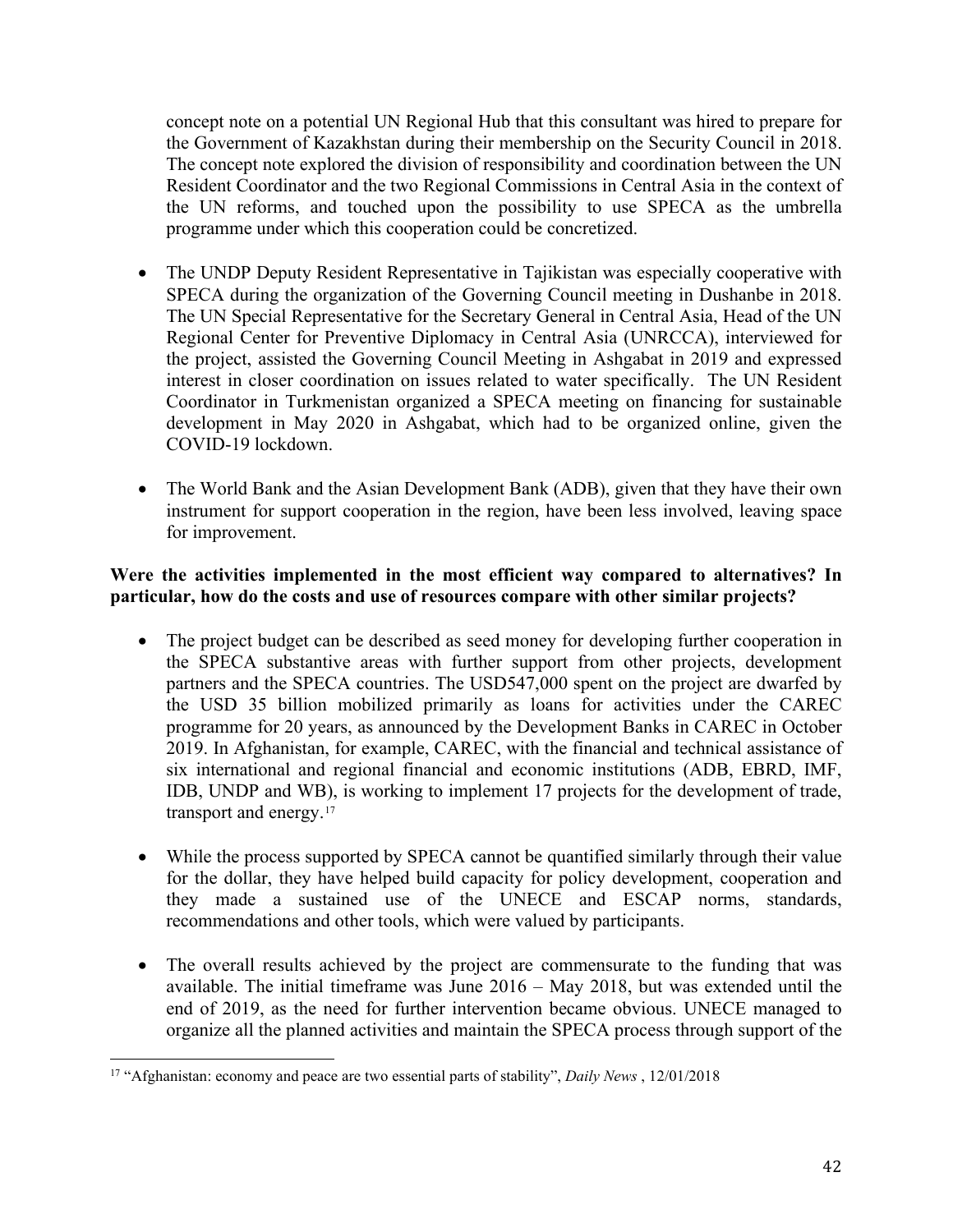concept note on a potential UN Regional Hub that this consultant was hired to prepare for the Government of Kazakhstan during their membership on the Security Council in 2018. The concept note explored the division of responsibility and coordination between the UN Resident Coordinator and the two Regional Commissions in Central Asia in the context of the UN reforms, and touched upon the possibility to use SPECA as the umbrella programme under which this cooperation could be concretized.

- The UNDP Deputy Resident Representative in Tajikistan was especially cooperative with SPECA during the organization of the Governing Council meeting in Dushanbe in 2018. The UN Special Representative for the Secretary General in Central Asia, Head of the UN Regional Center for Preventive Diplomacy in Central Asia (UNRCCA), interviewed for the project, assisted the Governing Council Meeting in Ashgabat in 2019 and expressed interest in closer coordination on issues related to water specifically. The UN Resident Coordinator in Turkmenistan organized a SPECA meeting on financing for sustainable development in May 2020 in Ashgabat, which had to be organized online, given the COVID-19 lockdown.

- The World Bank and the Asian Development Bank (ADB), given that they have their own instrument for support cooperation in the region, have been less involved, leaving space for improvement.

**Were the activities implemented in the most efficient way compared to alternatives? In particular, how do the costs and use of resources compare with other similar projects?**

- The project budget can be described as seed money for developing further cooperation in the SPECA substantive areas with further support from other projects, development partners and the SPECA countries. The USD547,000 spent on the project are dwarfed by the USD 35 billion mobilized primarily as loans for activities under the CAREC programme for 20 years, as announced by the Development Banks in CAREC in October 2019. In Afghanistan, for example, CAREC, with the financial and technical assistance of six international and regional financial and economic institutions (ADB, EBRD, IMF, IDB, UNDP and WB), is working to implement 17 projects for the development of trade, transport and energy.[17]

- While the process supported by SPECA cannot be quantified similarly through their value for the dollar, they have helped build capacity for policy development, cooperation and they made a sustained use of the UNECE and ESCAP norms, standards, recommendations and other tools, which were valued by participants.

- The overall results achieved by the project are commensurate to the funding that was available. The initial timeframe was June 2016 – May 2018, but was extended until the end of 2019, as the need for further intervention became obvious. UNECE managed to organize all the planned activities and maintain the SPECA process through support of the

[17] "Afghanistan: economy and peace are two essential parts of stability", *Daily News* , 12/01/2018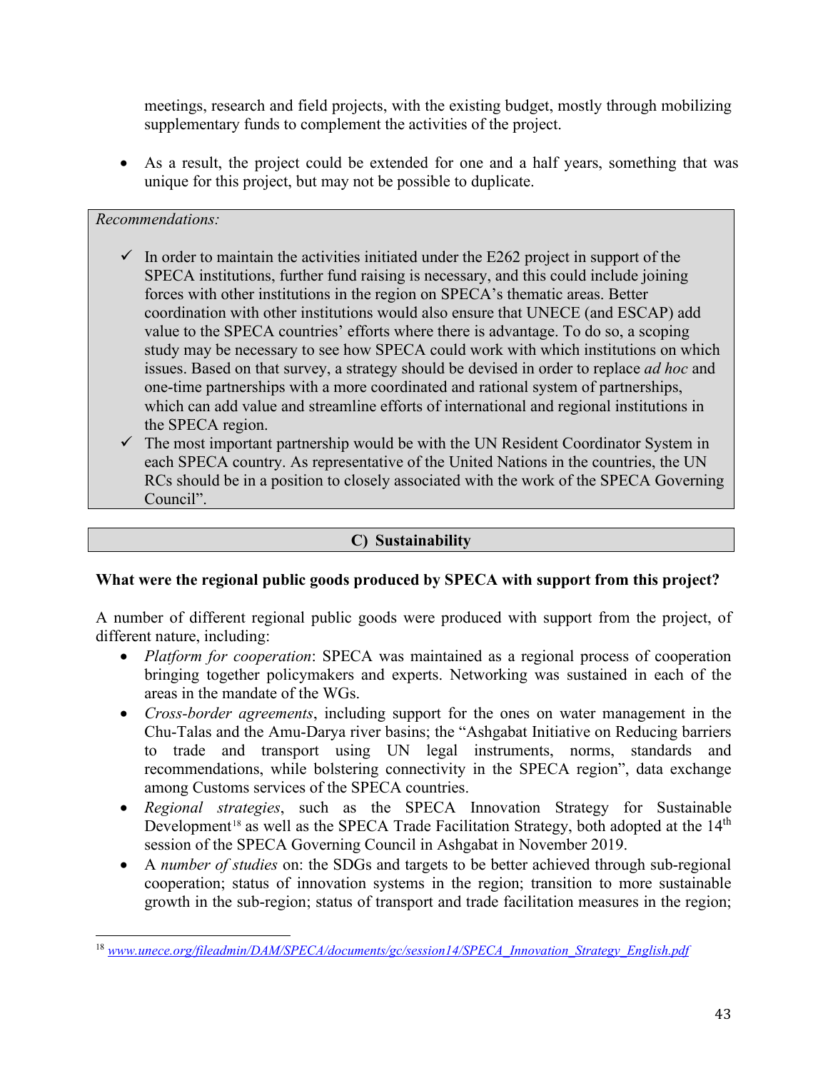meetings, research and field projects, with the existing budget, mostly through mobilizing supplementary funds to complement the activities of the project.

- As a result, the project could be extended for one and a half years, something that was unique for this project, but may not be possible to duplicate.

*Recommendations:*

- ✓ In order to maintain the activities initiated under the E262 project in support of the SPECA institutions, further fund raising is necessary, and this could include joining forces with other institutions in the region on SPECA's thematic areas. Better coordination with other institutions would also ensure that UNECE (and ESCAP) add value to the SPECA countries' efforts where there is advantage. To do so, a scoping study may be necessary to see how SPECA could work with which institutions on which issues. Based on that survey, a strategy should be devised in order to replace *ad hoc* and one-time partnerships with a more coordinated and rational system of partnerships, which can add value and streamline efforts of international and regional institutions in the SPECA region.
- ✓ The most important partnership would be with the UN Resident Coordinator System in each SPECA country. As representative of the United Nations in the countries, the UN RCs should be in a position to closely associated with the work of the SPECA Governing Council".

## C) Sustainability

**What were the regional public goods produced by SPECA with support from this project?**

A number of different regional public goods were produced with support from the project, of different nature, including:

- *Platform for cooperation*: SPECA was maintained as a regional process of cooperation bringing together policymakers and experts. Networking was sustained in each of the areas in the mandate of the WGs.
- *Cross-border agreements*, including support for the ones on water management in the Chu-Talas and the Amu-Darya river basins; the "Ashgabat Initiative on Reducing barriers to trade and transport using UN legal instruments, norms, standards and recommendations, while bolstering connectivity in the SPECA region", data exchange among Customs services of the SPECA countries.
- *Regional strategies*, such as the SPECA Innovation Strategy for Sustainable Development[18] as well as the SPECA Trade Facilitation Strategy, both adopted at the 14th session of the SPECA Governing Council in Ashgabat in November 2019.
- A *number of studies* on: the SDGs and targets to be better achieved through sub-regional cooperation; status of innovation systems in the region; transition to more sustainable growth in the sub-region; status of transport and trade facilitation measures in the region;

[18] www.unece.org/fileadmin/DAM/SPECA/documents/gc/session14/SPECA_Innovation_Strategy_English.pdf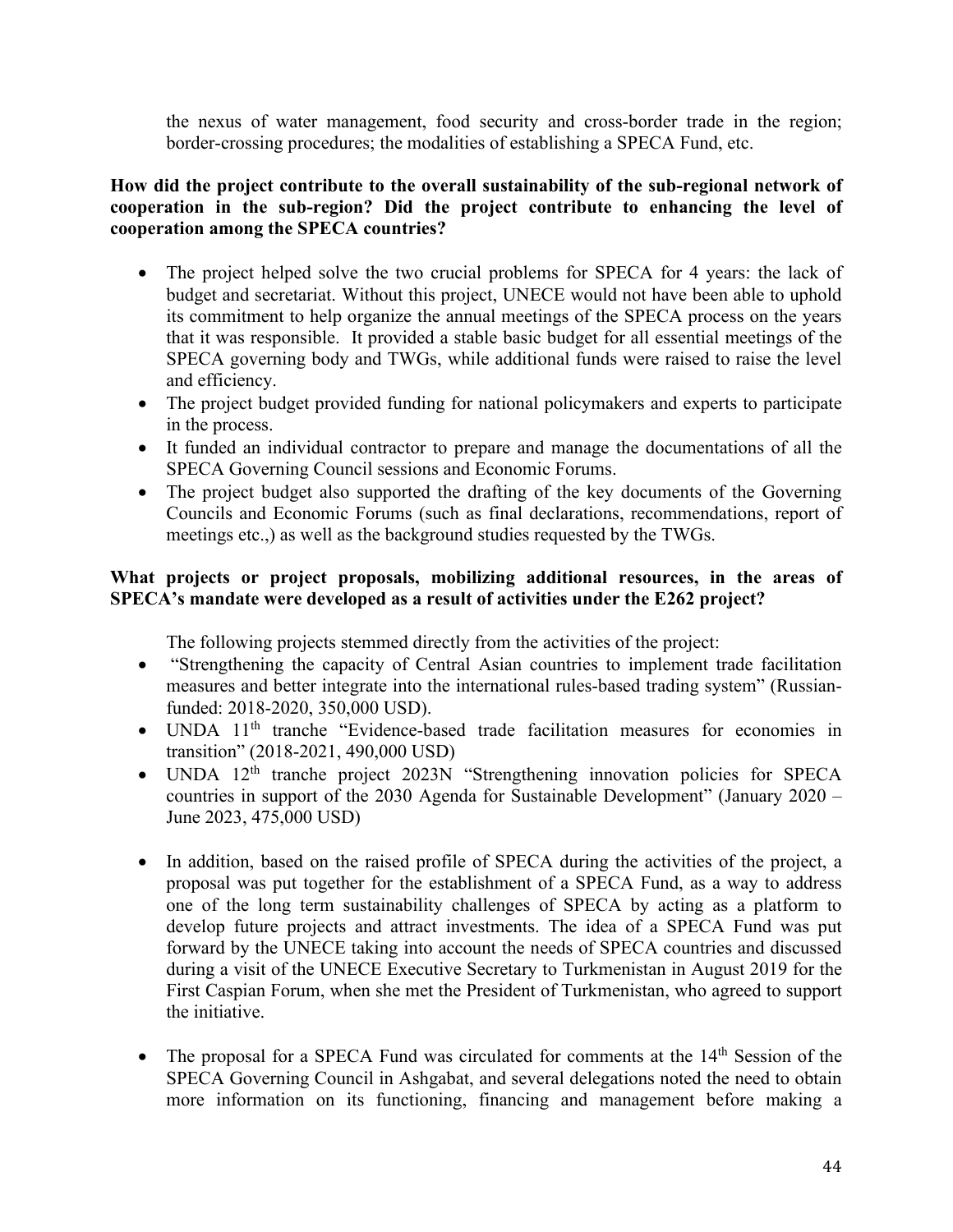the nexus of water management, food security and cross-border trade in the region; border-crossing procedures; the modalities of establishing a SPECA Fund, etc.

**How did the project contribute to the overall sustainability of the sub-regional network of cooperation in the sub-region? Did the project contribute to enhancing the level of cooperation among the SPECA countries?**

- The project helped solve the two crucial problems for SPECA for 4 years: the lack of budget and secretariat. Without this project, UNECE would not have been able to uphold its commitment to help organize the annual meetings of the SPECA process on the years that it was responsible. It provided a stable basic budget for all essential meetings of the SPECA governing body and TWGs, while additional funds were raised to raise the level and efficiency.
- The project budget provided funding for national policymakers and experts to participate in the process.
- It funded an individual contractor to prepare and manage the documentations of all the SPECA Governing Council sessions and Economic Forums.
- The project budget also supported the drafting of the key documents of the Governing Councils and Economic Forums (such as final declarations, recommendations, report of meetings etc.,) as well as the background studies requested by the TWGs.

**What projects or project proposals, mobilizing additional resources, in the areas of SPECA's mandate were developed as a result of activities under the E262 project?**

The following projects stemmed directly from the activities of the project:

- "Strengthening the capacity of Central Asian countries to implement trade facilitation measures and better integrate into the international rules-based trading system" (Russian-funded: 2018-2020, 350,000 USD).
- UNDA 11th tranche "Evidence-based trade facilitation measures for economies in transition" (2018-2021, 490,000 USD)
- UNDA 12th tranche project 2023N "Strengthening innovation policies for SPECA countries in support of the 2030 Agenda for Sustainable Development" (January 2020 – June 2023, 475,000 USD)

- In addition, based on the raised profile of SPECA during the activities of the project, a proposal was put together for the establishment of a SPECA Fund, as a way to address one of the long term sustainability challenges of SPECA by acting as a platform to develop future projects and attract investments. The idea of a SPECA Fund was put forward by the UNECE taking into account the needs of SPECA countries and discussed during a visit of the UNECE Executive Secretary to Turkmenistan in August 2019 for the First Caspian Forum, when she met the President of Turkmenistan, who agreed to support the initiative.

- The proposal for a SPECA Fund was circulated for comments at the 14th Session of the SPECA Governing Council in Ashgabat, and several delegations noted the need to obtain more information on its functioning, financing and management before making a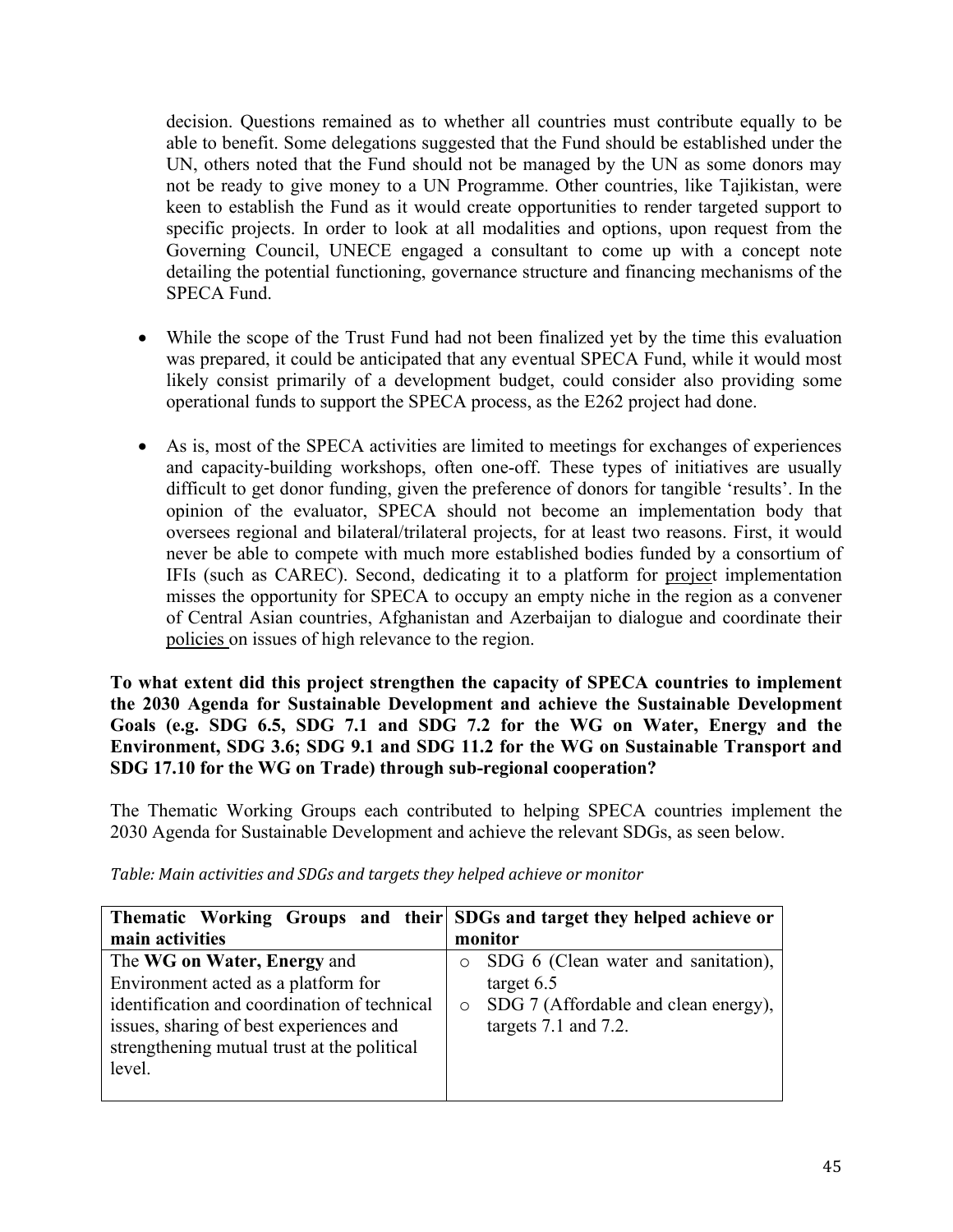decision. Questions remained as to whether all countries must contribute equally to be able to benefit. Some delegations suggested that the Fund should be established under the UN, others noted that the Fund should not be managed by the UN as some donors may not be ready to give money to a UN Programme. Other countries, like Tajikistan, were keen to establish the Fund as it would create opportunities to render targeted support to specific projects. In order to look at all modalities and options, upon request from the Governing Council, UNECE engaged a consultant to come up with a concept note detailing the potential functioning, governance structure and financing mechanisms of the SPECA Fund.

- While the scope of the Trust Fund had not been finalized yet by the time this evaluation was prepared, it could be anticipated that any eventual SPECA Fund, while it would most likely consist primarily of a development budget, could consider also providing some operational funds to support the SPECA process, as the E262 project had done.

- As is, most of the SPECA activities are limited to meetings for exchanges of experiences and capacity-building workshops, often one-off. These types of initiatives are usually difficult to get donor funding, given the preference of donors for tangible 'results'. In the opinion of the evaluator, SPECA should not become an implementation body that oversees regional and bilateral/trilateral projects, for at least two reasons. First, it would never be able to compete with much more established bodies funded by a consortium of IFIs (such as CAREC). Second, dedicating it to a platform for project implementation misses the opportunity for SPECA to occupy an empty niche in the region as a convener of Central Asian countries, Afghanistan and Azerbaijan to dialogue and coordinate their policies on issues of high relevance to the region.

**To what extent did this project strengthen the capacity of SPECA countries to implement the 2030 Agenda for Sustainable Development and achieve the Sustainable Development Goals (e.g. SDG 6.5, SDG 7.1 and SDG 7.2 for the WG on Water, Energy and the Environment, SDG 3.6; SDG 9.1 and SDG 11.2 for the WG on Sustainable Transport and SDG 17.10 for the WG on Trade) through sub-regional cooperation?**

The Thematic Working Groups each contributed to helping SPECA countries implement the 2030 Agenda for Sustainable Development and achieve the relevant SDGs, as seen below.

*Table: Main activities and SDGs and targets they helped achieve or monitor*

| Thematic Working Groups and their main activities | SDGs and target they helped achieve or monitor |
|---|---|
| The **WG on Water, Energy** and Environment acted as a platform for identification and coordination of technical issues, sharing of best experiences and strengthening mutual trust at the political level. | ○ SDG 6 (Clean water and sanitation), target 6.5<br>○ SDG 7 (Affordable and clean energy), targets 7.1 and 7.2. |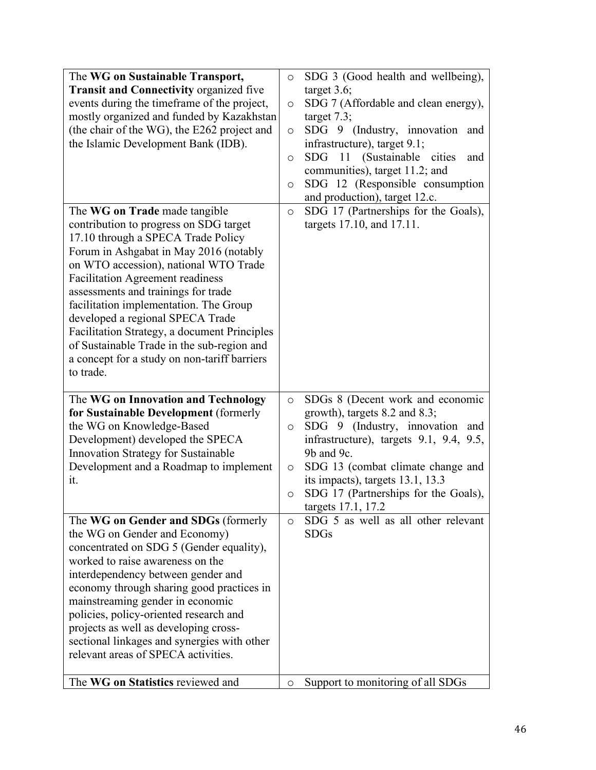| | |
|---|---|
| The **WG on Sustainable Transport, Transit and Connectivity** organized five events during the timeframe of the project, mostly organized and funded by Kazakhstan (the chair of the WG), the E262 project and the Islamic Development Bank (IDB). | ○ SDG 3 (Good health and wellbeing), target 3.6;<br>○ SDG 7 (Affordable and clean energy), target 7.3;<br>○ SDG 9 (Industry, innovation and infrastructure), target 9.1;<br>○ SDG 11 (Sustainable cities and communities), target 11.2; and<br>○ SDG 12 (Responsible consumption and production), target 12.c. |
| The **WG on Trade** made tangible contribution to progress on SDG target 17.10 through a SPECA Trade Policy Forum in Ashgabat in May 2016 (notably on WTO accession), national WTO Trade Facilitation Agreement readiness assessments and trainings for trade facilitation implementation. The Group developed a regional SPECA Trade Facilitation Strategy, a document Principles of Sustainable Trade in the sub-region and a concept for a study on non-tariff barriers to trade. | ○ SDG 17 (Partnerships for the Goals), targets 17.10, and 17.11. |
| The **WG on Innovation and Technology for Sustainable Development** (formerly the WG on Knowledge-Based Development) developed the SPECA Innovation Strategy for Sustainable Development and a Roadmap to implement it. | ○ SDGs 8 (Decent work and economic growth), targets 8.2 and 8.3;<br>○ SDG 9 (Industry, innovation and infrastructure), targets 9.1, 9.4, 9.5, 9b and 9c.<br>○ SDG 13 (combat climate change and its impacts), targets 13.1, 13.3<br>○ SDG 17 (Partnerships for the Goals), targets 17.1, 17.2 |
| The **WG on Gender and SDGs** (formerly the WG on Gender and Economy) concentrated on SDG 5 (Gender equality), worked to raise awareness on the interdependency between gender and economy through sharing good practices in mainstreaming gender in economic policies, policy-oriented research and projects as well as developing cross-sectional linkages and synergies with other relevant areas of SPECA activities. | ○ SDG 5 as well as all other relevant SDGs |
| The **WG on Statistics** reviewed and | ○ Support to monitoring of all SDGs |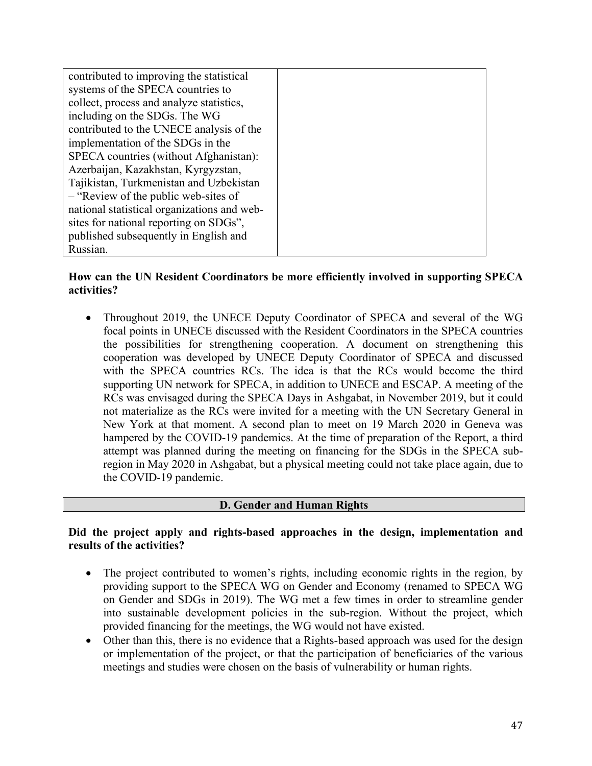| | |
|---|---|
| contributed to improving the statistical systems of the SPECA countries to collect, process and analyze statistics, including on the SDGs. The WG contributed to the UNECE analysis of the implementation of the SDGs in the SPECA countries (without Afghanistan): Azerbaijan, Kazakhstan, Kyrgyzstan, Tajikistan, Turkmenistan and Uzbekistan – "Review of the public web-sites of national statistical organizations and web-sites for national reporting on SDGs", published subsequently in English and Russian. | |

**How can the UN Resident Coordinators be more efficiently involved in supporting SPECA activities?**

- Throughout 2019, the UNECE Deputy Coordinator of SPECA and several of the WG focal points in UNECE discussed with the Resident Coordinators in the SPECA countries the possibilities for strengthening cooperation. A document on strengthening this cooperation was developed by UNECE Deputy Coordinator of SPECA and discussed with the SPECA countries RCs. The idea is that the RCs would become the third supporting UN network for SPECA, in addition to UNECE and ESCAP. A meeting of the RCs was envisaged during the SPECA Days in Ashgabat, in November 2019, but it could not materialize as the RCs were invited for a meeting with the UN Secretary General in New York at that moment. A second plan to meet on 19 March 2020 in Geneva was hampered by the COVID-19 pandemics. At the time of preparation of the Report, a third attempt was planned during the meeting on financing for the SDGs in the SPECA sub-region in May 2020 in Ashgabat, but a physical meeting could not take place again, due to the COVID-19 pandemic.

## D. Gender and Human Rights

**Did the project apply and rights-based approaches in the design, implementation and results of the activities?**

- The project contributed to women's rights, including economic rights in the region, by providing support to the SPECA WG on Gender and Economy (renamed to SPECA WG on Gender and SDGs in 2019). The WG met a few times in order to streamline gender into sustainable development policies in the sub-region. Without the project, which provided financing for the meetings, the WG would not have existed.
- Other than this, there is no evidence that a Rights-based approach was used for the design or implementation of the project, or that the participation of beneficiaries of the various meetings and studies were chosen on the basis of vulnerability or human rights.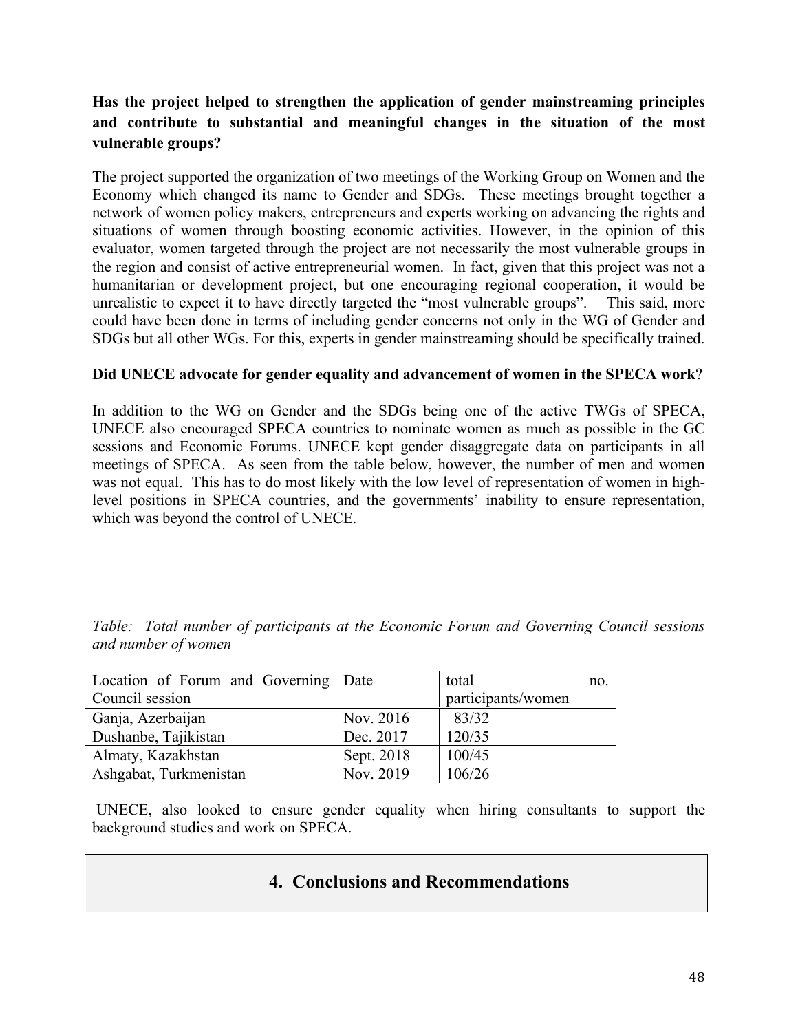**Has the project helped to strengthen the application of gender mainstreaming principles and contribute to substantial and meaningful changes in the situation of the most vulnerable groups?**

The project supported the organization of two meetings of the Working Group on Women and the Economy which changed its name to Gender and SDGs. These meetings brought together a network of women policy makers, entrepreneurs and experts working on advancing the rights and situations of women through boosting economic activities. However, in the opinion of this evaluator, women targeted through the project are not necessarily the most vulnerable groups in the region and consist of active entrepreneurial women. In fact, given that this project was not a humanitarian or development project, but one encouraging regional cooperation, it would be unrealistic to expect it to have directly targeted the "most vulnerable groups". This said, more could have been done in terms of including gender concerns not only in the WG of Gender and SDGs but all other WGs. For this, experts in gender mainstreaming should be specifically trained.

**Did UNECE advocate for gender equality and advancement of women in the SPECA work**?

In addition to the WG on Gender and the SDGs being one of the active TWGs of SPECA, UNECE also encouraged SPECA countries to nominate women as much as possible in the GC sessions and Economic Forums. UNECE kept gender disaggregate data on participants in all meetings of SPECA. As seen from the table below, however, the number of men and women was not equal. This has to do most likely with the low level of representation of women in high-level positions in SPECA countries, and the governments' inability to ensure representation, which was beyond the control of UNECE.

*Table: Total number of participants at the Economic Forum and Governing Council sessions and number of women*

| Location of Forum and Governing Council session | Date | total no. participants/women |
|---|---|---|
| Ganja, Azerbaijan | Nov. 2016 | 83/32 |
| Dushanbe, Tajikistan | Dec. 2017 | 120/35 |
| Almaty, Kazakhstan | Sept. 2018 | 100/45 |
| Ashgabat, Turkmenistan | Nov. 2019 | 106/26 |

UNECE, also looked to ensure gender equality when hiring consultants to support the background studies and work on SPECA.

# 4. Conclusions and Recommendations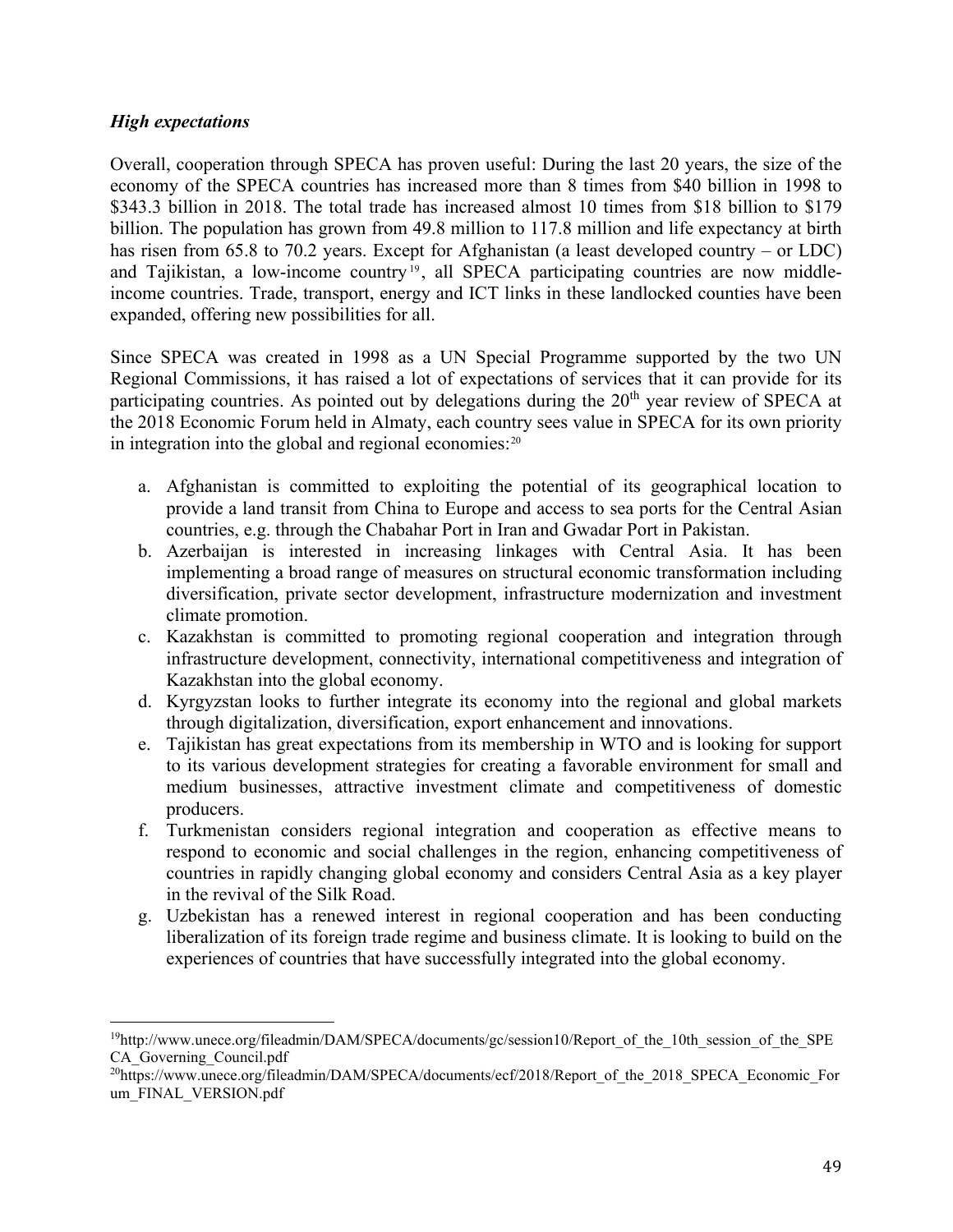***High expectations***

Overall, cooperation through SPECA has proven useful: During the last 20 years, the size of the economy of the SPECA countries has increased more than 8 times from $40 billion in 1998 to $343.3 billion in 2018. The total trade has increased almost 10 times from $18 billion to $179 billion. The population has grown from 49.8 million to 117.8 million and life expectancy at birth has risen from 65.8 to 70.2 years. Except for Afghanistan (a least developed country – or LDC) and Tajikistan, a low-income country[19], all SPECA participating countries are now middle-income countries. Trade, transport, energy and ICT links in these landlocked counties have been expanded, offering new possibilities for all.

Since SPECA was created in 1998 as a UN Special Programme supported by the two UN Regional Commissions, it has raised a lot of expectations of services that it can provide for its participating countries. As pointed out by delegations during the 20th year review of SPECA at the 2018 Economic Forum held in Almaty, each country sees value in SPECA for its own priority in integration into the global and regional economies:[20]

a. Afghanistan is committed to exploiting the potential of its geographical location to provide a land transit from China to Europe and access to sea ports for the Central Asian countries, e.g. through the Chabahar Port in Iran and Gwadar Port in Pakistan.
b. Azerbaijan is interested in increasing linkages with Central Asia. It has been implementing a broad range of measures on structural economic transformation including diversification, private sector development, infrastructure modernization and investment climate promotion.
c. Kazakhstan is committed to promoting regional cooperation and integration through infrastructure development, connectivity, international competitiveness and integration of Kazakhstan into the global economy.
d. Kyrgyzstan looks to further integrate its economy into the regional and global markets through digitalization, diversification, export enhancement and innovations.
e. Tajikistan has great expectations from its membership in WTO and is looking for support to its various development strategies for creating a favorable environment for small and medium businesses, attractive investment climate and competitiveness of domestic producers.
f. Turkmenistan considers regional integration and cooperation as effective means to respond to economic and social challenges in the region, enhancing competitiveness of countries in rapidly changing global economy and considers Central Asia as a key player in the revival of the Silk Road.
g. Uzbekistan has a renewed interest in regional cooperation and has been conducting liberalization of its foreign trade regime and business climate. It is looking to build on the experiences of countries that have successfully integrated into the global economy.

---

[19] http://www.unece.org/fileadmin/DAM/SPECA/documents/gc/session10/Report_of_the_10th_session_of_the_SPECA_Governing_Council.pdf

[20] https://www.unece.org/fileadmin/DAM/SPECA/documents/ecf/2018/Report_of_the_2018_SPECA_Economic_Forum_FINAL_VERSION.pdf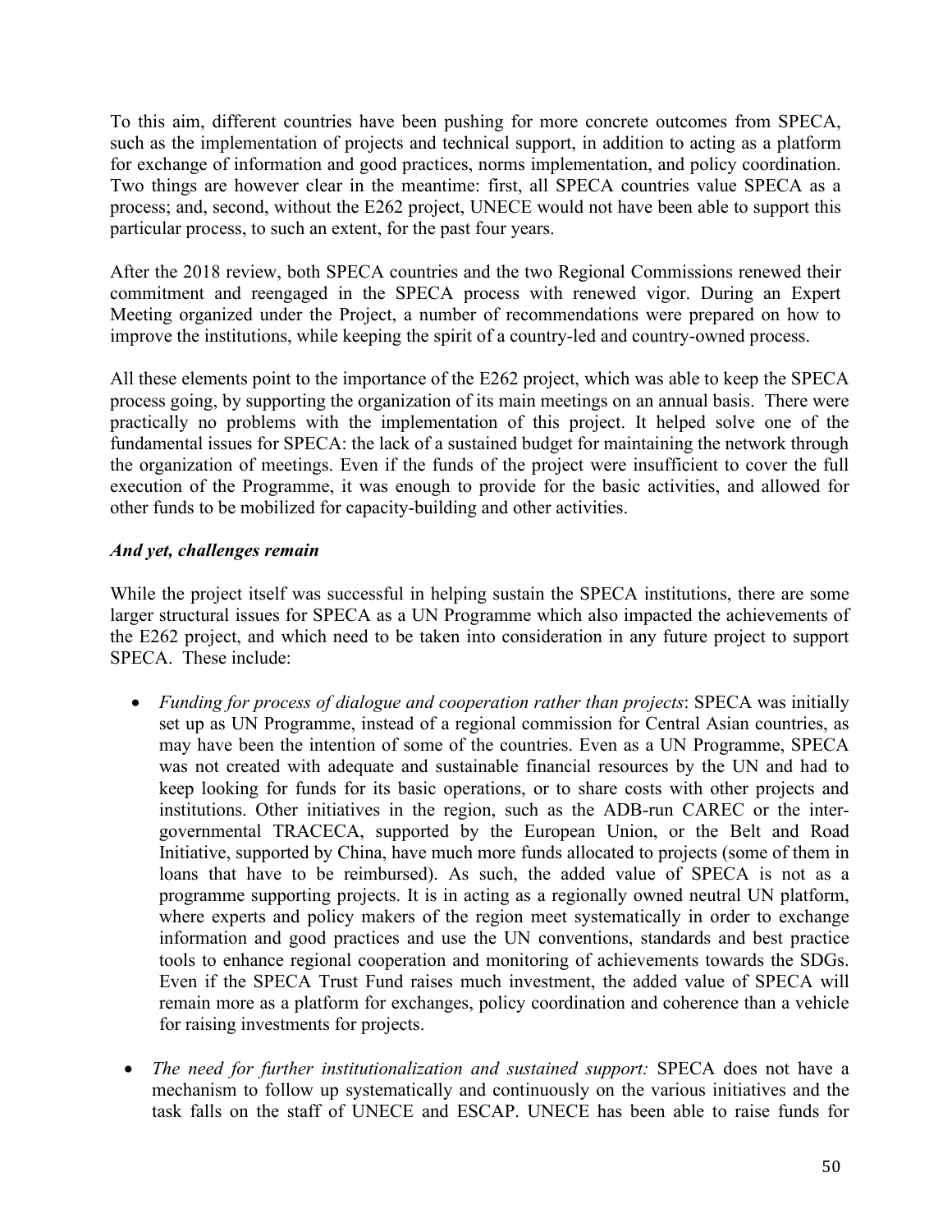To this aim, different countries have been pushing for more concrete outcomes from SPECA, such as the implementation of projects and technical support, in addition to acting as a platform for exchange of information and good practices, norms implementation, and policy coordination. Two things are however clear in the meantime: first, all SPECA countries value SPECA as a process; and, second, without the E262 project, UNECE would not have been able to support this particular process, to such an extent, for the past four years.

After the 2018 review, both SPECA countries and the two Regional Commissions renewed their commitment and reengaged in the SPECA process with renewed vigor. During an Expert Meeting organized under the Project, a number of recommendations were prepared on how to improve the institutions, while keeping the spirit of a country-led and country-owned process.

All these elements point to the importance of the E262 project, which was able to keep the SPECA process going, by supporting the organization of its main meetings on an annual basis. There were practically no problems with the implementation of this project. It helped solve one of the fundamental issues for SPECA: the lack of a sustained budget for maintaining the network through the organization of meetings. Even if the funds of the project were insufficient to cover the full execution of the Programme, it was enough to provide for the basic activities, and allowed for other funds to be mobilized for capacity-building and other activities.

***And yet, challenges remain***

While the project itself was successful in helping sustain the SPECA institutions, there are some larger structural issues for SPECA as a UN Programme which also impacted the achievements of the E262 project, and which need to be taken into consideration in any future project to support SPECA. These include:

- *Funding for process of dialogue and cooperation rather than projects*: SPECA was initially set up as UN Programme, instead of a regional commission for Central Asian countries, as may have been the intention of some of the countries. Even as a UN Programme, SPECA was not created with adequate and sustainable financial resources by the UN and had to keep looking for funds for its basic operations, or to share costs with other projects and institutions. Other initiatives in the region, such as the ADB-run CAREC or the inter-governmental TRACECA, supported by the European Union, or the Belt and Road Initiative, supported by China, have much more funds allocated to projects (some of them in loans that have to be reimbursed). As such, the added value of SPECA is not as a programme supporting projects. It is in acting as a regionally owned neutral UN platform, where experts and policy makers of the region meet systematically in order to exchange information and good practices and use the UN conventions, standards and best practice tools to enhance regional cooperation and monitoring of achievements towards the SDGs. Even if the SPECA Trust Fund raises much investment, the added value of SPECA will remain more as a platform for exchanges, policy coordination and coherence than a vehicle for raising investments for projects.

- *The need for further institutionalization and sustained support:* SPECA does not have a mechanism to follow up systematically and continuously on the various initiatives and the task falls on the staff of UNECE and ESCAP. UNECE has been able to raise funds for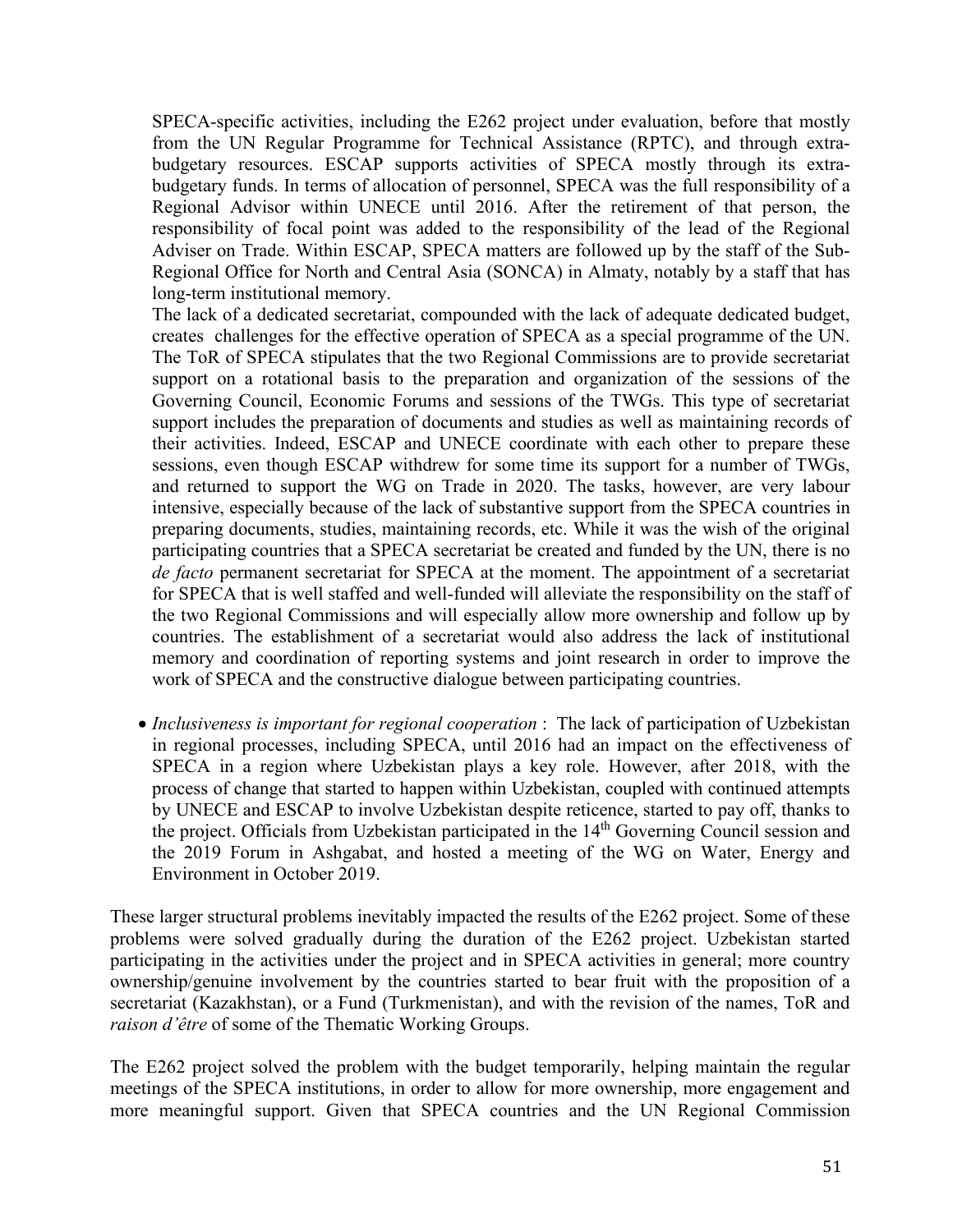SPECA-specific activities, including the E262 project under evaluation, before that mostly from the UN Regular Programme for Technical Assistance (RPTC), and through extra-budgetary resources. ESCAP supports activities of SPECA mostly through its extra-budgetary funds. In terms of allocation of personnel, SPECA was the full responsibility of a Regional Advisor within UNECE until 2016. After the retirement of that person, the responsibility of focal point was added to the responsibility of the lead of the Regional Adviser on Trade. Within ESCAP, SPECA matters are followed up by the staff of the Sub-Regional Office for North and Central Asia (SONCA) in Almaty, notably by a staff that has long-term institutional memory.

The lack of a dedicated secretariat, compounded with the lack of adequate dedicated budget, creates challenges for the effective operation of SPECA as a special programme of the UN. The ToR of SPECA stipulates that the two Regional Commissions are to provide secretariat support on a rotational basis to the preparation and organization of the sessions of the Governing Council, Economic Forums and sessions of the TWGs. This type of secretariat support includes the preparation of documents and studies as well as maintaining records of their activities. Indeed, ESCAP and UNECE coordinate with each other to prepare these sessions, even though ESCAP withdrew for some time its support for a number of TWGs, and returned to support the WG on Trade in 2020. The tasks, however, are very labour intensive, especially because of the lack of substantive support from the SPECA countries in preparing documents, studies, maintaining records, etc. While it was the wish of the original participating countries that a SPECA secretariat be created and funded by the UN, there is no *de facto* permanent secretariat for SPECA at the moment. The appointment of a secretariat for SPECA that is well staffed and well-funded will alleviate the responsibility on the staff of the two Regional Commissions and will especially allow more ownership and follow up by countries. The establishment of a secretariat would also address the lack of institutional memory and coordination of reporting systems and joint research in order to improve the work of SPECA and the constructive dialogue between participating countries.

- *Inclusiveness is important for regional cooperation* : The lack of participation of Uzbekistan in regional processes, including SPECA, until 2016 had an impact on the effectiveness of SPECA in a region where Uzbekistan plays a key role. However, after 2018, with the process of change that started to happen within Uzbekistan, coupled with continued attempts by UNECE and ESCAP to involve Uzbekistan despite reticence, started to pay off, thanks to the project. Officials from Uzbekistan participated in the 14th Governing Council session and the 2019 Forum in Ashgabat, and hosted a meeting of the WG on Water, Energy and Environment in October 2019.

These larger structural problems inevitably impacted the results of the E262 project. Some of these problems were solved gradually during the duration of the E262 project. Uzbekistan started participating in the activities under the project and in SPECA activities in general; more country ownership/genuine involvement by the countries started to bear fruit with the proposition of a secretariat (Kazakhstan), or a Fund (Turkmenistan), and with the revision of the names, ToR and *raison d'être* of some of the Thematic Working Groups.

The E262 project solved the problem with the budget temporarily, helping maintain the regular meetings of the SPECA institutions, in order to allow for more ownership, more engagement and more meaningful support. Given that SPECA countries and the UN Regional Commission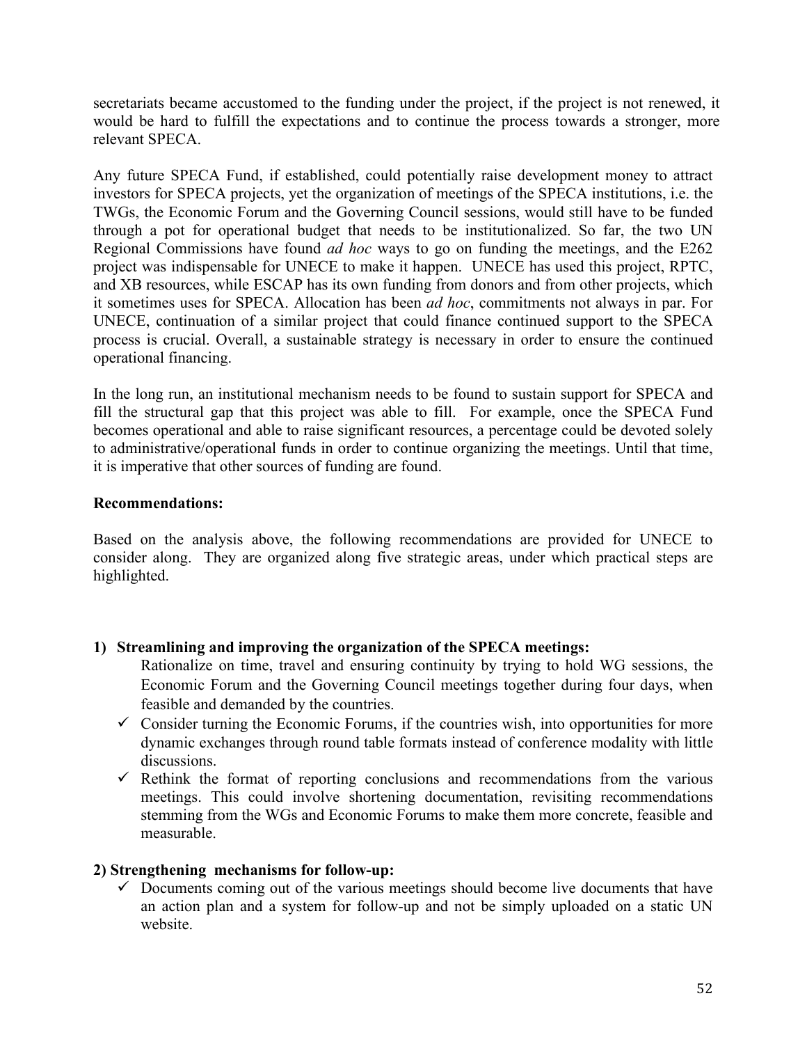secretariats became accustomed to the funding under the project, if the project is not renewed, it would be hard to fulfill the expectations and to continue the process towards a stronger, more relevant SPECA.

Any future SPECA Fund, if established, could potentially raise development money to attract investors for SPECA projects, yet the organization of meetings of the SPECA institutions, i.e. the TWGs, the Economic Forum and the Governing Council sessions, would still have to be funded through a pot for operational budget that needs to be institutionalized. So far, the two UN Regional Commissions have found *ad hoc* ways to go on funding the meetings, and the E262 project was indispensable for UNECE to make it happen. UNECE has used this project, RPTC, and XB resources, while ESCAP has its own funding from donors and from other projects, which it sometimes uses for SPECA. Allocation has been *ad hoc*, commitments not always in par. For UNECE, continuation of a similar project that could finance continued support to the SPECA process is crucial. Overall, a sustainable strategy is necessary in order to ensure the continued operational financing.

In the long run, an institutional mechanism needs to be found to sustain support for SPECA and fill the structural gap that this project was able to fill. For example, once the SPECA Fund becomes operational and able to raise significant resources, a percentage could be devoted solely to administrative/operational funds in order to continue organizing the meetings. Until that time, it is imperative that other sources of funding are found.

**Recommendations:**

Based on the analysis above, the following recommendations are provided for UNECE to consider along. They are organized along five strategic areas, under which practical steps are highlighted.

**1) Streamlining and improving the organization of the SPECA meetings:**

Rationalize on time, travel and ensuring continuity by trying to hold WG sessions, the Economic Forum and the Governing Council meetings together during four days, when feasible and demanded by the countries.

- ✓ Consider turning the Economic Forums, if the countries wish, into opportunities for more dynamic exchanges through round table formats instead of conference modality with little discussions.
- ✓ Rethink the format of reporting conclusions and recommendations from the various meetings. This could involve shortening documentation, revisiting recommendations stemming from the WGs and Economic Forums to make them more concrete, feasible and measurable.

**2) Strengthening mechanisms for follow-up:**

- ✓ Documents coming out of the various meetings should become live documents that have an action plan and a system for follow-up and not be simply uploaded on a static UN website.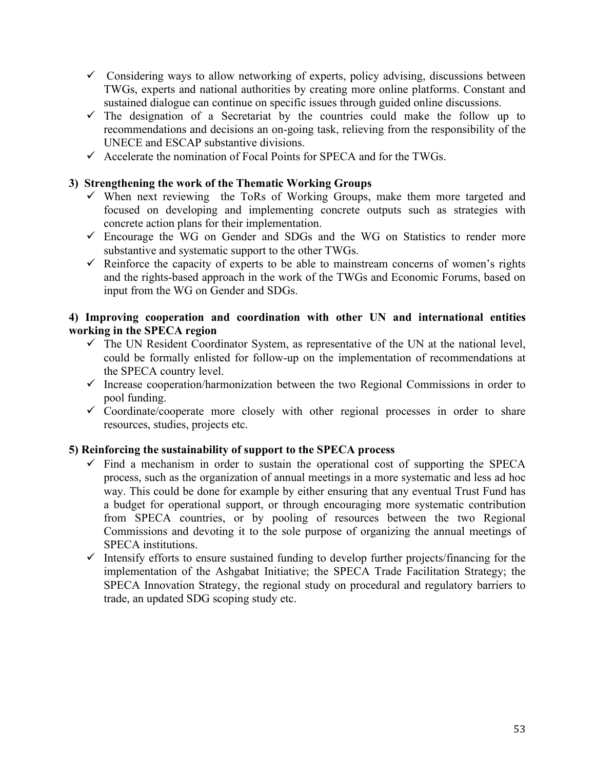- ✓ Considering ways to allow networking of experts, policy advising, discussions between TWGs, experts and national authorities by creating more online platforms. Constant and sustained dialogue can continue on specific issues through guided online discussions.
- ✓ The designation of a Secretariat by the countries could make the follow up to recommendations and decisions an on-going task, relieving from the responsibility of the UNECE and ESCAP substantive divisions.
- ✓ Accelerate the nomination of Focal Points for SPECA and for the TWGs.

**3) Strengthening the work of the Thematic Working Groups**

- ✓ When next reviewing the ToRs of Working Groups, make them more targeted and focused on developing and implementing concrete outputs such as strategies with concrete action plans for their implementation.
- ✓ Encourage the WG on Gender and SDGs and the WG on Statistics to render more substantive and systematic support to the other TWGs.
- ✓ Reinforce the capacity of experts to be able to mainstream concerns of women's rights and the rights-based approach in the work of the TWGs and Economic Forums, based on input from the WG on Gender and SDGs.

**4) Improving cooperation and coordination with other UN and international entities working in the SPECA region**

- ✓ The UN Resident Coordinator System, as representative of the UN at the national level, could be formally enlisted for follow-up on the implementation of recommendations at the SPECA country level.
- ✓ Increase cooperation/harmonization between the two Regional Commissions in order to pool funding.
- ✓ Coordinate/cooperate more closely with other regional processes in order to share resources, studies, projects etc.

**5) Reinforcing the sustainability of support to the SPECA process**

- ✓ Find a mechanism in order to sustain the operational cost of supporting the SPECA process, such as the organization of annual meetings in a more systematic and less ad hoc way. This could be done for example by either ensuring that any eventual Trust Fund has a budget for operational support, or through encouraging more systematic contribution from SPECA countries, or by pooling of resources between the two Regional Commissions and devoting it to the sole purpose of organizing the annual meetings of SPECA institutions.
- ✓ Intensify efforts to ensure sustained funding to develop further projects/financing for the implementation of the Ashgabat Initiative; the SPECA Trade Facilitation Strategy; the SPECA Innovation Strategy, the regional study on procedural and regulatory barriers to trade, an updated SDG scoping study etc.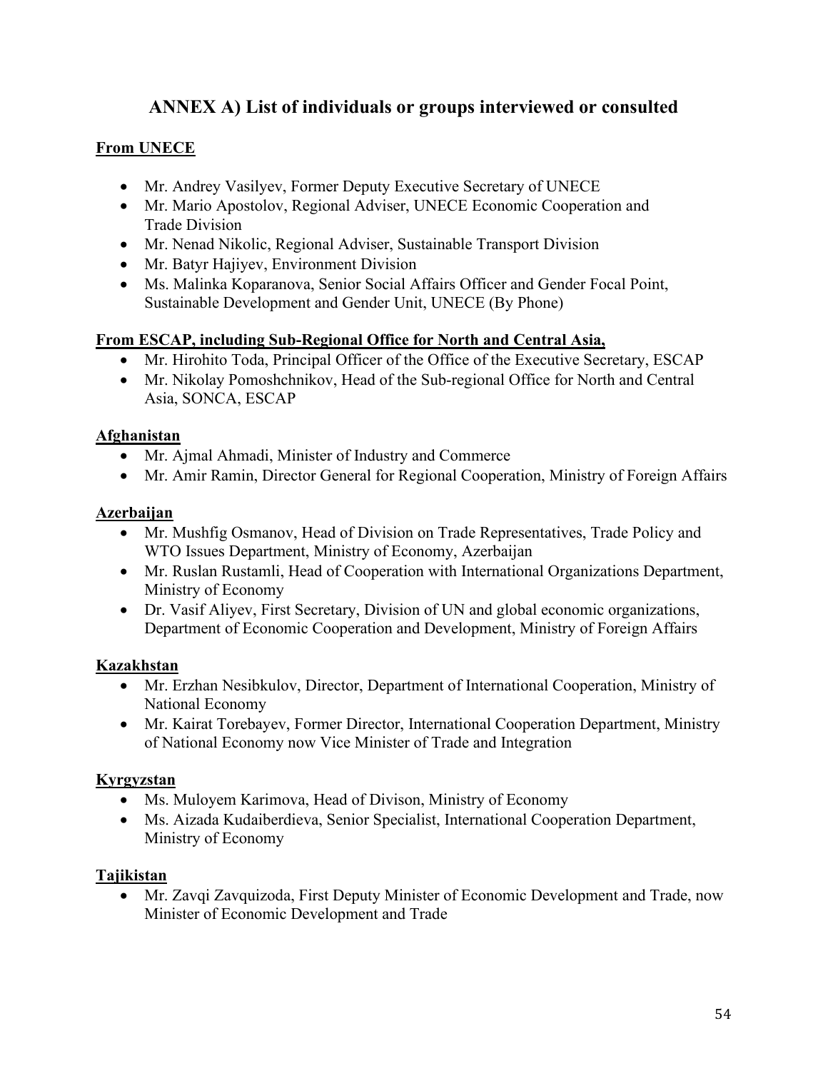## ANNEX A) List of individuals or groups interviewed or consulted

**From UNECE**

- Mr. Andrey Vasilyev, Former Deputy Executive Secretary of UNECE
- Mr. Mario Apostolov, Regional Adviser, UNECE Economic Cooperation and Trade Division
- Mr. Nenad Nikolic, Regional Adviser, Sustainable Transport Division
- Mr. Batyr Hajiyev, Environment Division
- Ms. Malinka Koparanova, Senior Social Affairs Officer and Gender Focal Point, Sustainable Development and Gender Unit, UNECE (By Phone)

**From ESCAP, including Sub-Regional Office for North and Central Asia,**

- Mr. Hirohito Toda, Principal Officer of the Office of the Executive Secretary, ESCAP
- Mr. Nikolay Pomoshchnikov, Head of the Sub-regional Office for North and Central Asia, SONCA, ESCAP

**Afghanistan**

- Mr. Ajmal Ahmadi, Minister of Industry and Commerce
- Mr. Amir Ramin, Director General for Regional Cooperation, Ministry of Foreign Affairs

**Azerbaijan**

- Mr. Mushfig Osmanov, Head of Division on Trade Representatives, Trade Policy and WTO Issues Department, Ministry of Economy, Azerbaijan
- Mr. Ruslan Rustamli, Head of Cooperation with International Organizations Department, Ministry of Economy
- Dr. Vasif Aliyev, First Secretary, Division of UN and global economic organizations, Department of Economic Cooperation and Development, Ministry of Foreign Affairs

**Kazakhstan**

- Mr. Erzhan Nesibkulov, Director, Department of International Cooperation, Ministry of National Economy
- Mr. Kairat Torebayev, Former Director, International Cooperation Department, Ministry of National Economy now Vice Minister of Trade and Integration

**Kyrgyzstan**

- Ms. Muloyem Karimova, Head of Divison, Ministry of Economy
- Ms. Aizada Kudaiberdieva, Senior Specialist, International Cooperation Department, Ministry of Economy

**Tajikistan**

- Mr. Zavqi Zavquizoda, First Deputy Minister of Economic Development and Trade, now Minister of Economic Development and Trade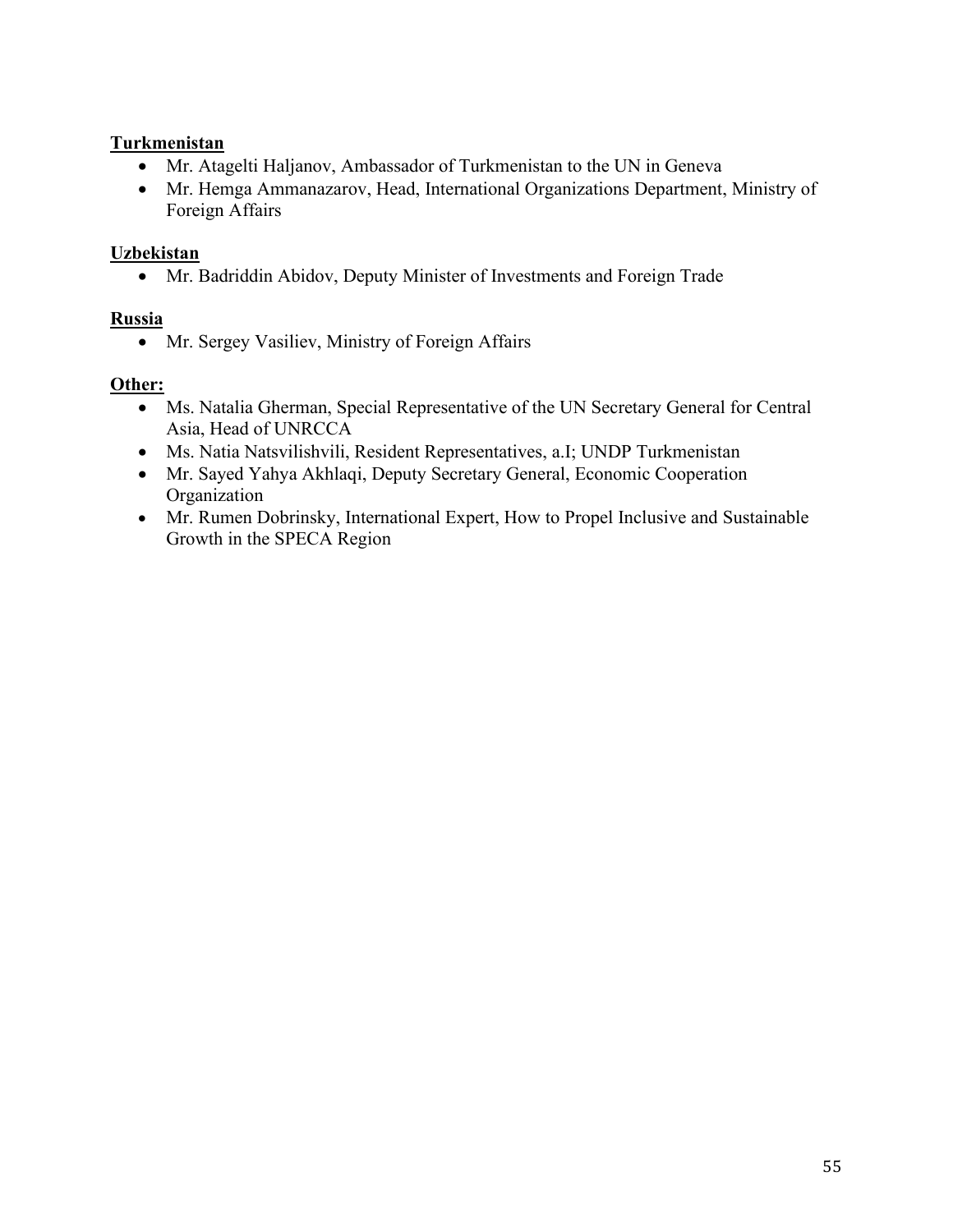**Turkmenistan**

- Mr. Atagelti Haljanov, Ambassador of Turkmenistan to the UN in Geneva
- Mr. Hemga Ammanazarov, Head, International Organizations Department, Ministry of Foreign Affairs

**Uzbekistan**

- Mr. Badriddin Abidov, Deputy Minister of Investments and Foreign Trade

**Russia**

- Mr. Sergey Vasiliev, Ministry of Foreign Affairs

**Other:**

- Ms. Natalia Gherman, Special Representative of the UN Secretary General for Central Asia, Head of UNRCCA
- Ms. Natia Natsvilishvili, Resident Representatives, a.I; UNDP Turkmenistan
- Mr. Sayed Yahya Akhlaqi, Deputy Secretary General, Economic Cooperation Organization
- Mr. Rumen Dobrinsky, International Expert, How to Propel Inclusive and Sustainable Growth in the SPECA Region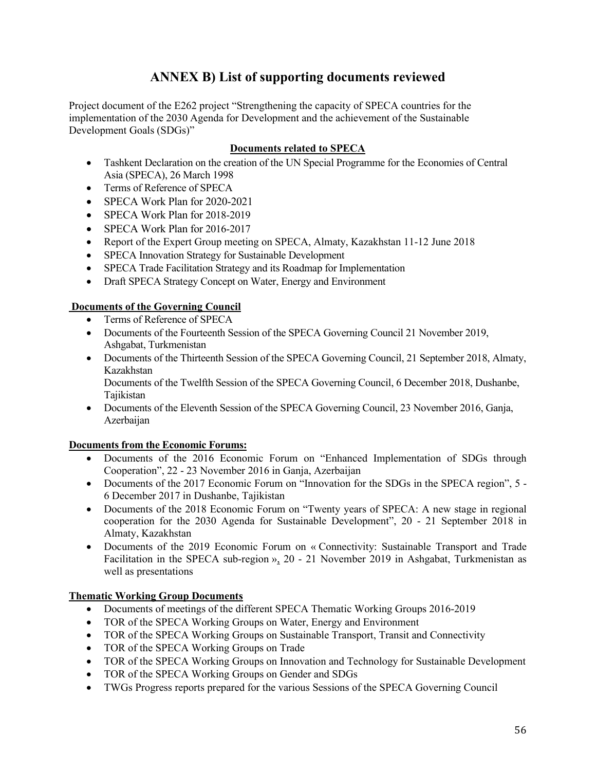# ANNEX B) List of supporting documents reviewed

Project document of the E262 project "Strengthening the capacity of SPECA countries for the implementation of the 2030 Agenda for Development and the achievement of the Sustainable Development Goals (SDGs)"

**Documents related to SPECA**

- Tashkent Declaration on the creation of the UN Special Programme for the Economies of Central Asia (SPECA), 26 March 1998
- Terms of Reference of SPECA
- SPECA Work Plan for 2020-2021
- SPECA Work Plan for 2018-2019
- SPECA Work Plan for 2016-2017
- Report of the Expert Group meeting on SPECA, Almaty, Kazakhstan 11-12 June 2018
- SPECA Innovation Strategy for Sustainable Development
- SPECA Trade Facilitation Strategy and its Roadmap for Implementation
- Draft SPECA Strategy Concept on Water, Energy and Environment

**Documents of the Governing Council**

- Terms of Reference of SPECA
- Documents of the Fourteenth Session of the SPECA Governing Council 21 November 2019, Ashgabat, Turkmenistan
- Documents of the Thirteenth Session of the SPECA Governing Council, 21 September 2018, Almaty, Kazakhstan
  Documents of the Twelfth Session of the SPECA Governing Council, 6 December 2018, Dushanbe, Tajikistan
- Documents of the Eleventh Session of the SPECA Governing Council, 23 November 2016, Ganja, Azerbaijan

**Documents from the Economic Forums:**

- Documents of the 2016 Economic Forum on "Enhanced Implementation of SDGs through Cooperation", 22 - 23 November 2016 in Ganja, Azerbaijan
- Documents of the 2017 Economic Forum on "Innovation for the SDGs in the SPECA region", 5 - 6 December 2017 in Dushanbe, Tajikistan
- Documents of the 2018 Economic Forum on "Twenty years of SPECA: A new stage in regional cooperation for the 2030 Agenda for Sustainable Development", 20 - 21 September 2018 in Almaty, Kazakhstan
- Documents of the 2019 Economic Forum on « Connectivity: Sustainable Transport and Trade Facilitation in the SPECA sub-region », 20 - 21 November 2019 in Ashgabat, Turkmenistan as well as presentations

**Thematic Working Group Documents**

- Documents of meetings of the different SPECA Thematic Working Groups 2016-2019
- TOR of the SPECA Working Groups on Water, Energy and Environment
- TOR of the SPECA Working Groups on Sustainable Transport, Transit and Connectivity
- TOR of the SPECA Working Groups on Trade
- TOR of the SPECA Working Groups on Innovation and Technology for Sustainable Development
- TOR of the SPECA Working Groups on Gender and SDGs
- TWGs Progress reports prepared for the various Sessions of the SPECA Governing Council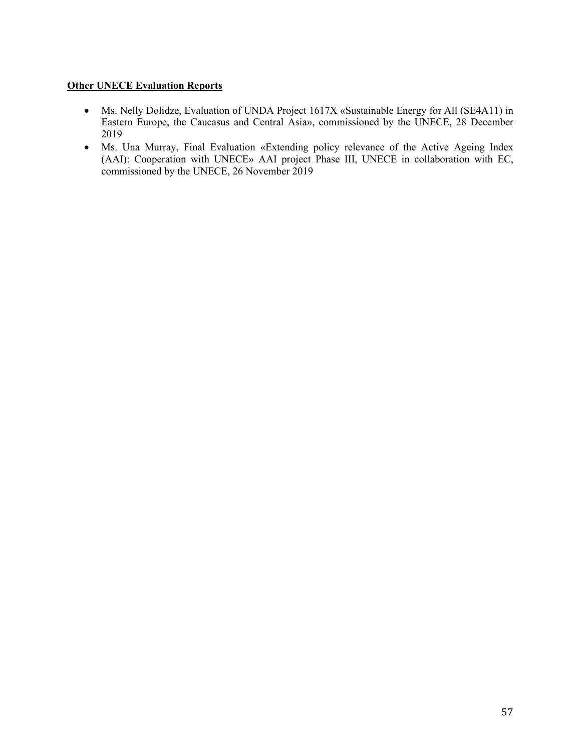**Other UNECE Evaluation Reports**

- Ms. Nelly Dolidze, Evaluation of UNDA Project 1617X «Sustainable Energy for All (SE4A11) in Eastern Europe, the Caucasus and Central Asia», commissioned by the UNECE, 28 December 2019
- Ms. Una Murray, Final Evaluation «Extending policy relevance of the Active Ageing Index (AAI): Cooperation with UNECE» AAI project Phase III, UNECE in collaboration with EC, commissioned by the UNECE, 26 November 2019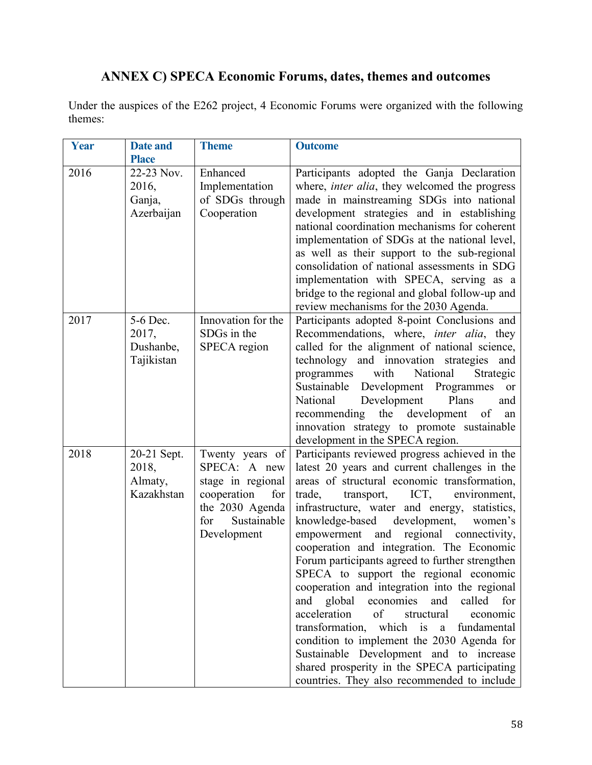## ANNEX C) SPECA Economic Forums, dates, themes and outcomes

Under the auspices of the E262 project, 4 Economic Forums were organized with the following themes:

| Year | Date and Place | Theme | Outcome |
|---|---|---|---|
| 2016 | 22-23 Nov. 2016, Ganja, Azerbaijan | Enhanced Implementation of SDGs through Cooperation | Participants adopted the Ganja Declaration where, *inter alia*, they welcomed the progress made in mainstreaming SDGs into national development strategies and in establishing national coordination mechanisms for coherent implementation of SDGs at the national level, as well as their support to the sub-regional consolidation of national assessments in SDG implementation with SPECA, serving as a bridge to the regional and global follow-up and review mechanisms for the 2030 Agenda. |
| 2017 | 5-6 Dec. 2017, Dushanbe, Tajikistan | Innovation for the SDGs in the SPECA region | Participants adopted 8-point Conclusions and Recommendations, where, *inter alia*, they called for the alignment of national science, technology and innovation strategies and programmes with National Strategic Sustainable Development Programmes or National Development Plans and recommending the development of an innovation strategy to promote sustainable development in the SPECA region. |
| 2018 | 20-21 Sept. 2018, Almaty, Kazakhstan | Twenty years of SPECA: A new stage in regional cooperation for the 2030 Agenda for Sustainable Development | Participants reviewed progress achieved in the latest 20 years and current challenges in the areas of structural economic transformation, trade, transport, ICT, environment, infrastructure, water and energy, statistics, knowledge-based development, women's empowerment and regional connectivity, cooperation and integration. The Economic Forum participants agreed to further strengthen SPECA to support the regional economic cooperation and integration into the regional and global economies and called for acceleration of structural economic transformation, which is a fundamental condition to implement the 2030 Agenda for Sustainable Development and to increase shared prosperity in the SPECA participating countries. They also recommended to include |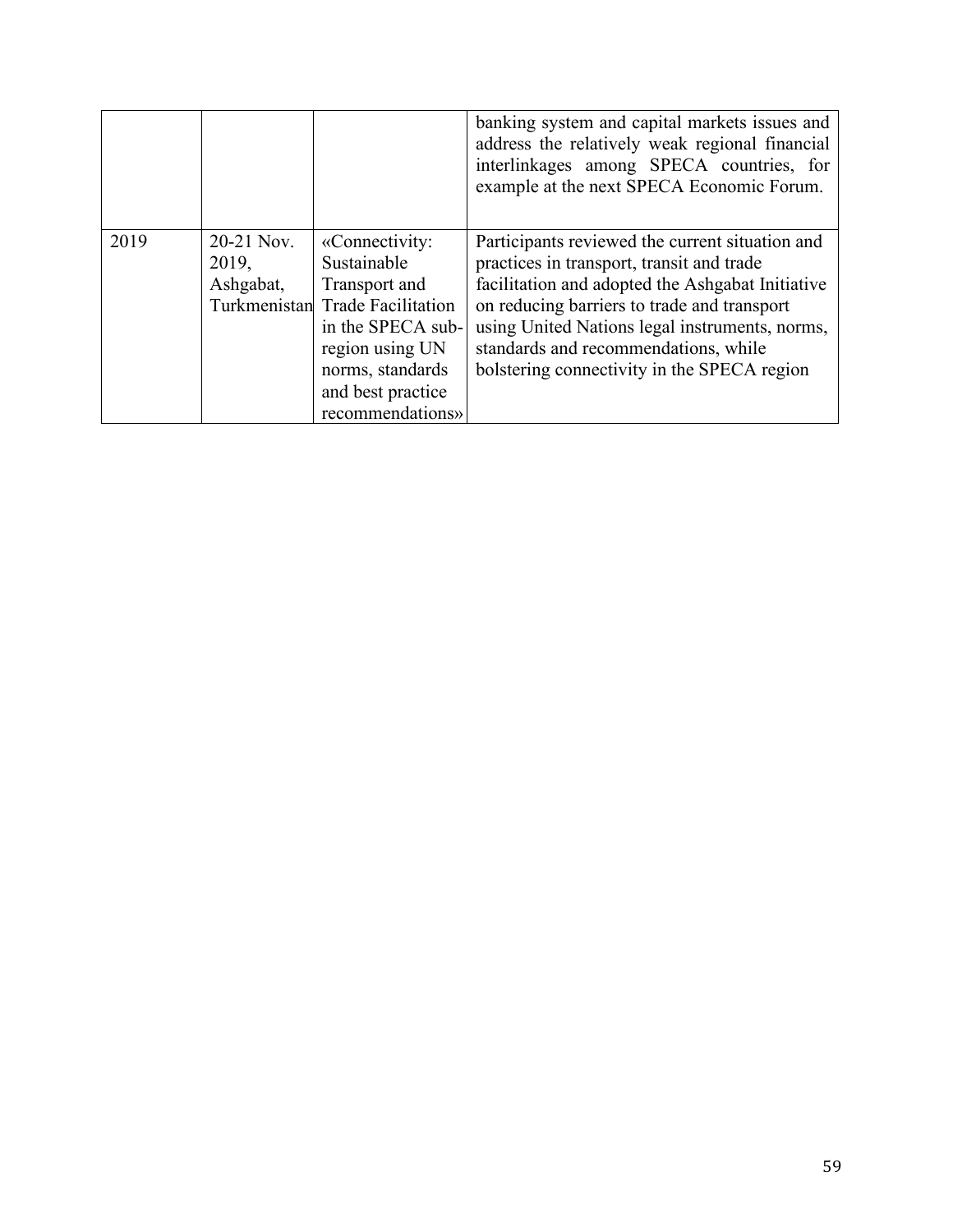| | | | |
|---|---|---|---|
| | | | banking system and capital markets issues and address the relatively weak regional financial interlinkages among SPECA countries, for example at the next SPECA Economic Forum. |
| 2019 | 20-21 Nov. 2019, Ashgabat, Turkmenistan | «Connectivity: Sustainable Transport and Trade Facilitation in the SPECA sub-region using UN norms, standards and best practice recommendations» | Participants reviewed the current situation and practices in transport, transit and trade facilitation and adopted the Ashgabat Initiative on reducing barriers to trade and transport using United Nations legal instruments, norms, standards and recommendations, while bolstering connectivity in the SPECA region |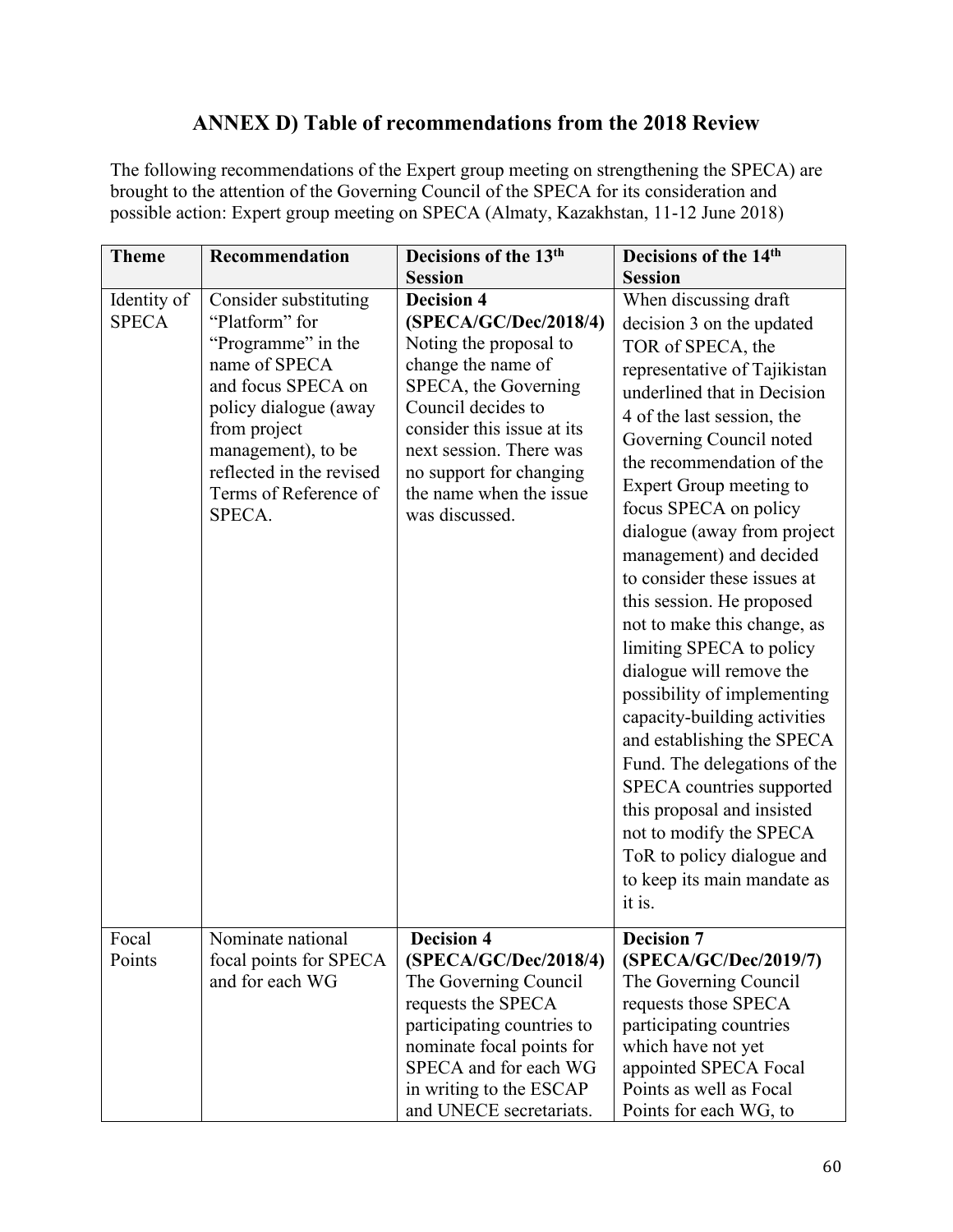# ANNEX D) Table of recommendations from the 2018 Review

The following recommendations of the Expert group meeting on strengthening the SPECA) are brought to the attention of the Governing Council of the SPECA for its consideration and possible action: Expert group meeting on SPECA (Almaty, Kazakhstan, 11-12 June 2018)

| Theme | Recommendation | Decisions of the 13th Session | Decisions of the 14th Session |
|---|---|---|---|
| Identity of SPECA | Consider substituting "Platform" for "Programme" in the name of SPECA and focus SPECA on policy dialogue (away from project management), to be reflected in the revised Terms of Reference of SPECA. | **Decision 4 (SPECA/GC/Dec/2018/4)** Noting the proposal to change the name of SPECA, the Governing Council decides to consider this issue at its next session. There was no support for changing the name when the issue was discussed. | When discussing draft decision 3 on the updated TOR of SPECA, the representative of Tajikistan underlined that in Decision 4 of the last session, the Governing Council noted the recommendation of the Expert Group meeting to focus SPECA on policy dialogue (away from project management) and decided to consider these issues at this session. He proposed not to make this change, as limiting SPECA to policy dialogue will remove the possibility of implementing capacity-building activities and establishing the SPECA Fund. The delegations of the SPECA countries supported this proposal and insisted not to modify the SPECA ToR to policy dialogue and to keep its main mandate as it is. |
| Focal Points | Nominate national focal points for SPECA and for each WG | **Decision 4 (SPECA/GC/Dec/2018/4)** The Governing Council requests the SPECA participating countries to nominate focal points for SPECA and for each WG in writing to the ESCAP and UNECE secretariats. | **Decision 7 (SPECA/GC/Dec/2019/7)** The Governing Council requests those SPECA participating countries which have not yet appointed SPECA Focal Points as well as Focal Points for each WG, to |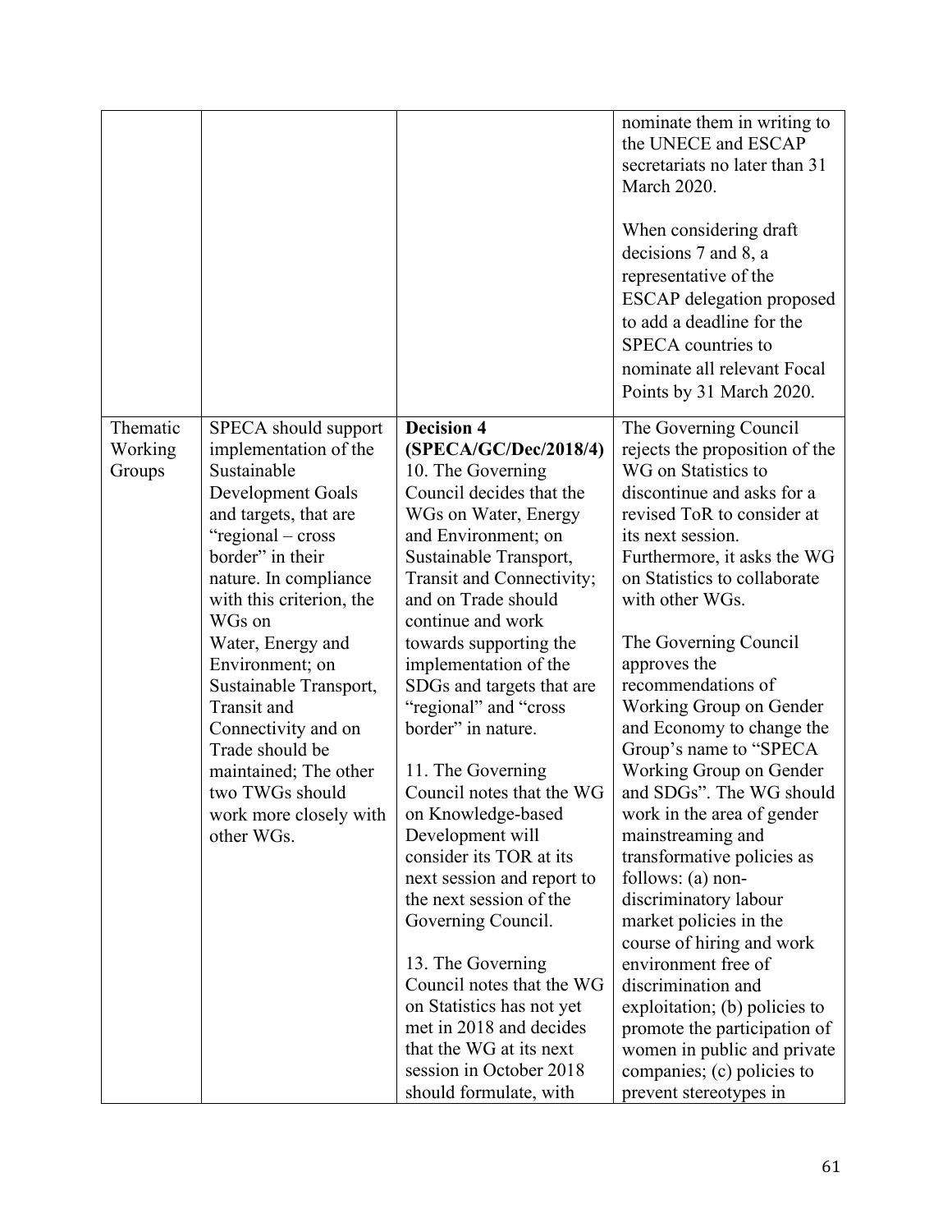| | | | |
|---|---|---|---|
| | | | nominate them in writing to the UNECE and ESCAP secretariats no later than 31 March 2020.<br><br>When considering draft decisions 7 and 8, a representative of the ESCAP delegation proposed to add a deadline for the SPECA countries to nominate all relevant Focal Points by 31 March 2020. |
| Thematic Working Groups | SPECA should support implementation of the Sustainable Development Goals and targets, that are "regional – cross border" in their nature. In compliance with this criterion, the WGs on Water, Energy and Environment; on Sustainable Transport, Transit and Connectivity and on Trade should be maintained; The other two TWGs should work more closely with other WGs. | **Decision 4 (SPECA/GC/Dec/2018/4)**<br>10. The Governing Council decides that the WGs on Water, Energy and Environment; on Sustainable Transport, Transit and Connectivity; and on Trade should continue and work towards supporting the implementation of the SDGs and targets that are "regional" and "cross border" in nature.<br><br>11. The Governing Council notes that the WG on Knowledge-based Development will consider its TOR at its next session and report to the next session of the Governing Council.<br><br>13. The Governing Council notes that the WG on Statistics has not yet met in 2018 and decides that the WG at its next session in October 2018 should formulate, with | The Governing Council rejects the proposition of the WG on Statistics to discontinue and asks for a revised ToR to consider at its next session. Furthermore, it asks the WG on Statistics to collaborate with other WGs.<br><br>The Governing Council approves the recommendations of Working Group on Gender and Economy to change the Group's name to "SPECA Working Group on Gender and SDGs". The WG should work in the area of gender mainstreaming and transformative policies as follows: (a) non-discriminatory labour market policies in the course of hiring and work environment free of discrimination and exploitation; (b) policies to promote the participation of women in public and private companies; (c) policies to prevent stereotypes in |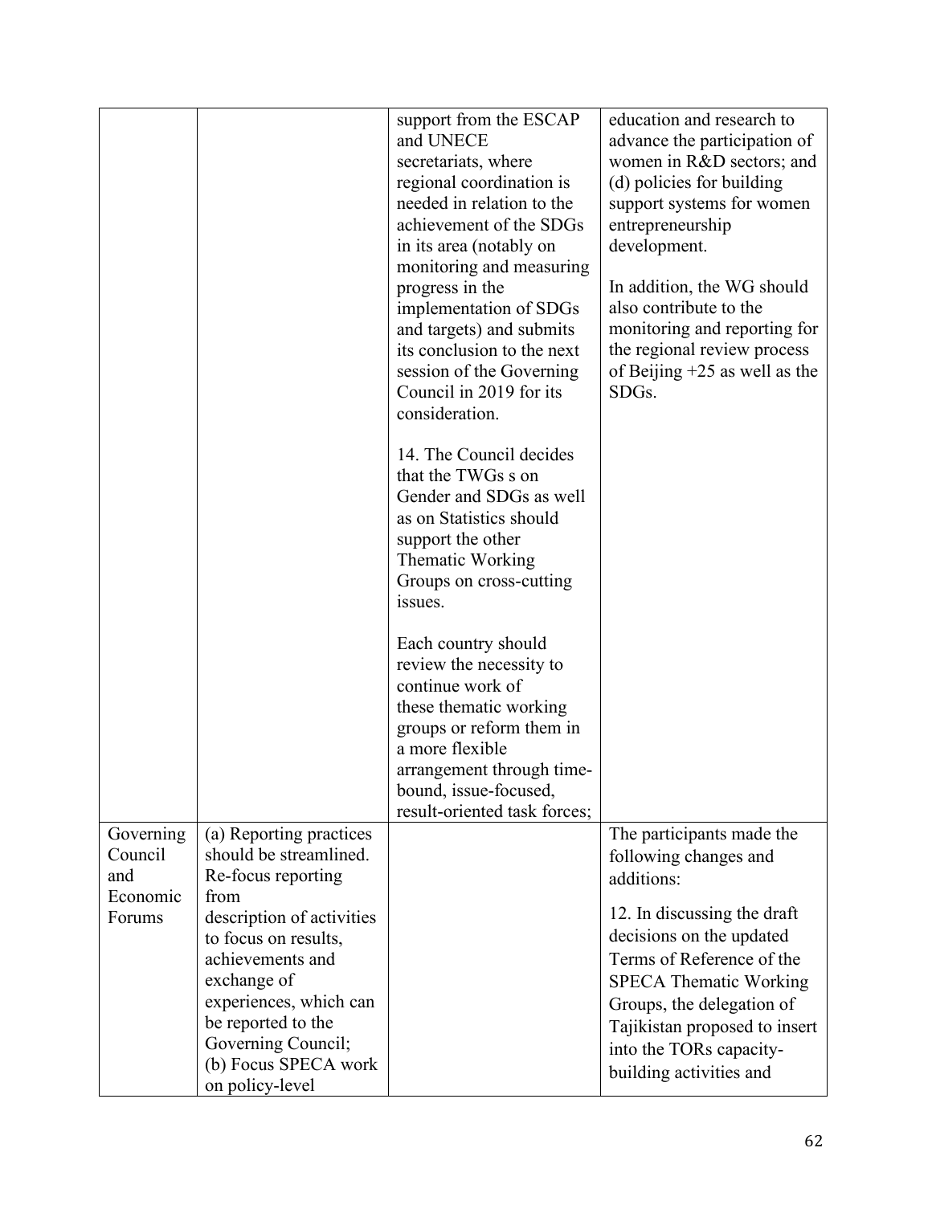| | | | |
|---|---|---|---|
| | | support from the ESCAP and UNECE secretariats, where regional coordination is needed in relation to the achievement of the SDGs in its area (notably on monitoring and measuring progress in the implementation of SDGs and targets) and submits its conclusion to the next session of the Governing Council in 2019 for its consideration.<br><br>14. The Council decides that the TWGs s on Gender and SDGs as well as on Statistics should support the other Thematic Working Groups on cross-cutting issues.<br><br>Each country should review the necessity to continue work of these thematic working groups or reform them in a more flexible arrangement through time-bound, issue-focused, result-oriented task forces; | education and research to advance the participation of women in R&D sectors; and (d) policies for building support systems for women entrepreneurship development.<br><br>In addition, the WG should also contribute to the monitoring and reporting for the regional review process of Beijing +25 as well as the SDGs. |
| Governing Council and Economic Forums | (a) Reporting practices should be streamlined. Re-focus reporting from description of activities to focus on results, achievements and exchange of experiences, which can be reported to the Governing Council;<br>(b) Focus SPECA work on policy-level | | The participants made the following changes and additions:<br><br>12. In discussing the draft decisions on the updated Terms of Reference of the SPECA Thematic Working Groups, the delegation of Tajikistan proposed to insert into the TORs capacity-building activities and |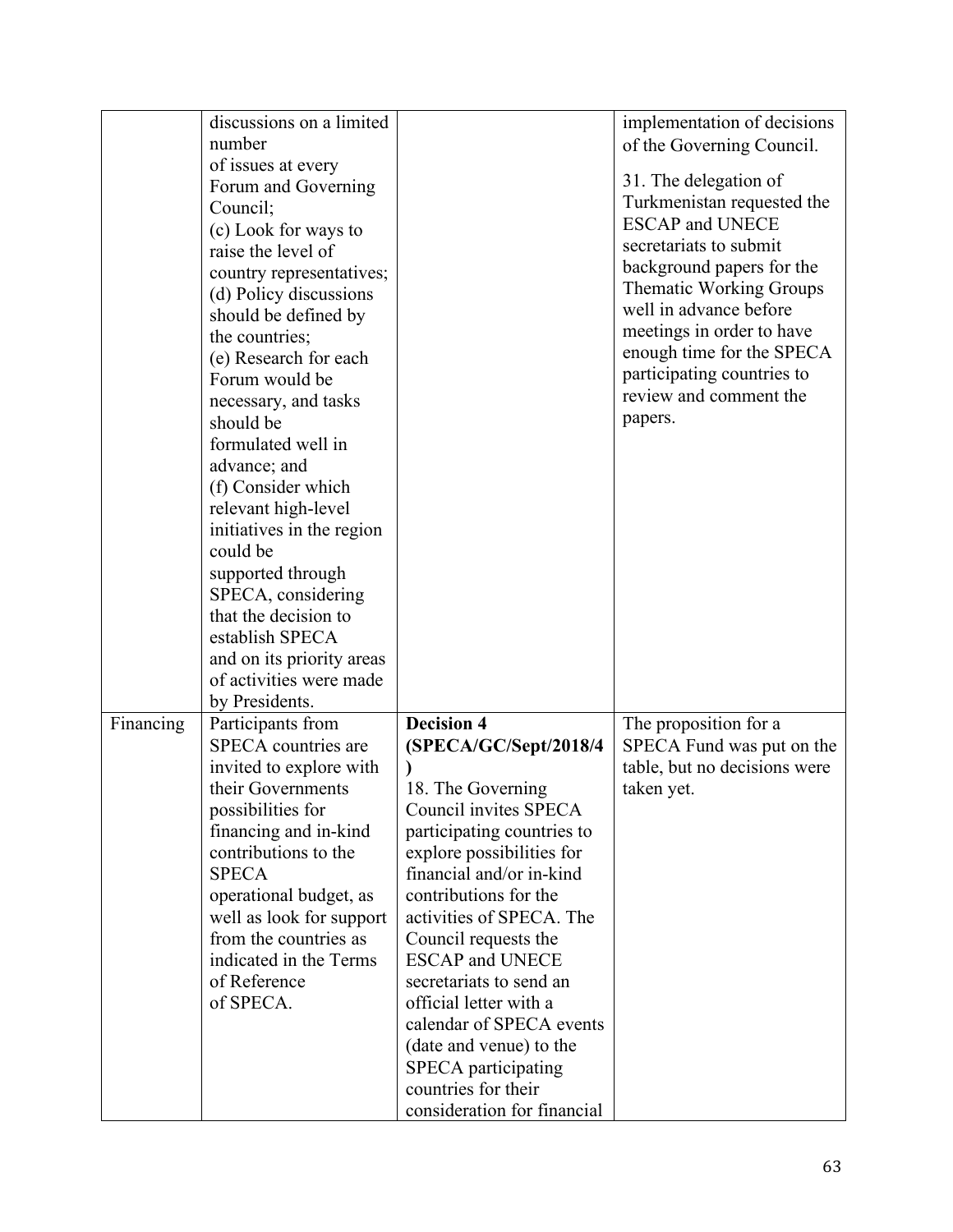| | | | |
|---|---|---|---|
| | discussions on a limited number of issues at every Forum and Governing Council;<br>(c) Look for ways to raise the level of country representatives;<br>(d) Policy discussions should be defined by the countries;<br>(e) Research for each Forum would be necessary, and tasks should be formulated well in advance; and<br>(f) Consider which relevant high-level initiatives in the region could be supported through SPECA, considering that the decision to establish SPECA and on its priority areas of activities were made by Presidents. | | implementation of decisions of the Governing Council.<br><br>31. The delegation of Turkmenistan requested the ESCAP and UNECE secretariats to submit background papers for the Thematic Working Groups well in advance before meetings in order to have enough time for the SPECA participating countries to review and comment the papers. |
| Financing | Participants from SPECA countries are invited to explore with their Governments possibilities for financing and in-kind contributions to the SPECA operational budget, as well as look for support from the countries as indicated in the Terms of Reference of SPECA. | **Decision 4 (SPECA/GC/Sept/2018/4)**<br>18. The Governing Council invites SPECA participating countries to explore possibilities for financial and/or in-kind contributions for the activities of SPECA. The Council requests the ESCAP and UNECE secretariats to send an official letter with a calendar of SPECA events (date and venue) to the SPECA participating countries for their consideration for financial | The proposition for a SPECA Fund was put on the table, but no decisions were taken yet. |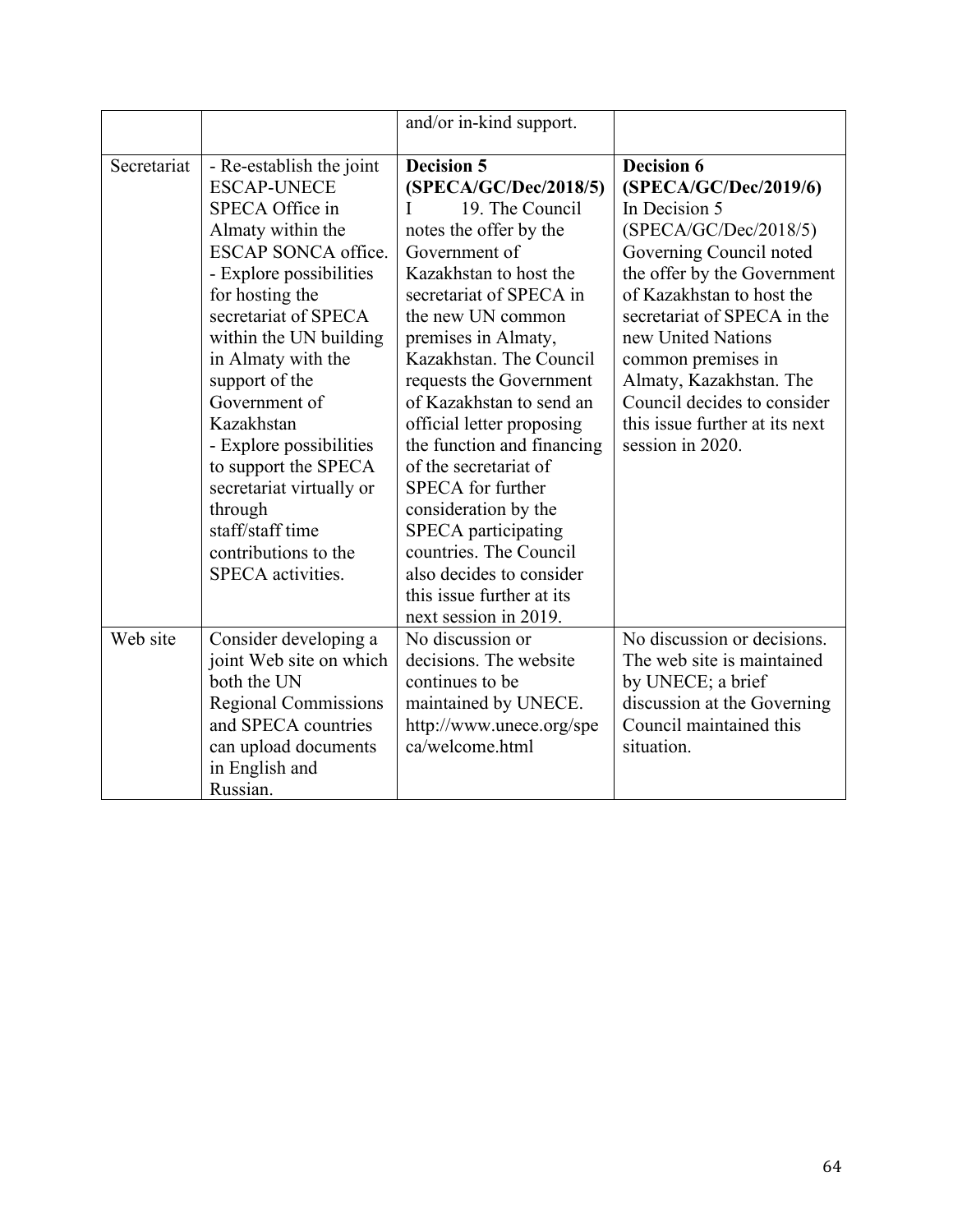| | | | |
|---|---|---|---|
| | | and/or in-kind support. | |
| Secretariat | - Re-establish the joint ESCAP-UNECE SPECA Office in Almaty within the ESCAP SONCA office.<br>- Explore possibilities for hosting the secretariat of SPECA within the UN building in Almaty with the support of the Government of Kazakhstan<br>- Explore possibilities to support the SPECA secretariat virtually or through staff/staff time contributions to the SPECA activities. | **Decision 5 (SPECA/GC/Dec/2018/5)**<br>I 19. The Council notes the offer by the Government of Kazakhstan to host the secretariat of SPECA in the new UN common premises in Almaty, Kazakhstan. The Council requests the Government of Kazakhstan to send an official letter proposing the function and financing of the secretariat of SPECA for further consideration by the SPECA participating countries. The Council also decides to consider this issue further at its next session in 2019. | **Decision 6 (SPECA/GC/Dec/2019/6)**<br>In Decision 5 (SPECA/GC/Dec/2018/5) Governing Council noted the offer by the Government of Kazakhstan to host the secretariat of SPECA in the new United Nations common premises in Almaty, Kazakhstan. The Council decides to consider this issue further at its next session in 2020. |
| Web site | Consider developing a joint Web site on which both the UN Regional Commissions and SPECA countries can upload documents in English and Russian. | No discussion or decisions. The website continues to be maintained by UNECE. http://www.unece.org/speca/welcome.html | No discussion or decisions. The web site is maintained by UNECE; a brief discussion at the Governing Council maintained this situation. |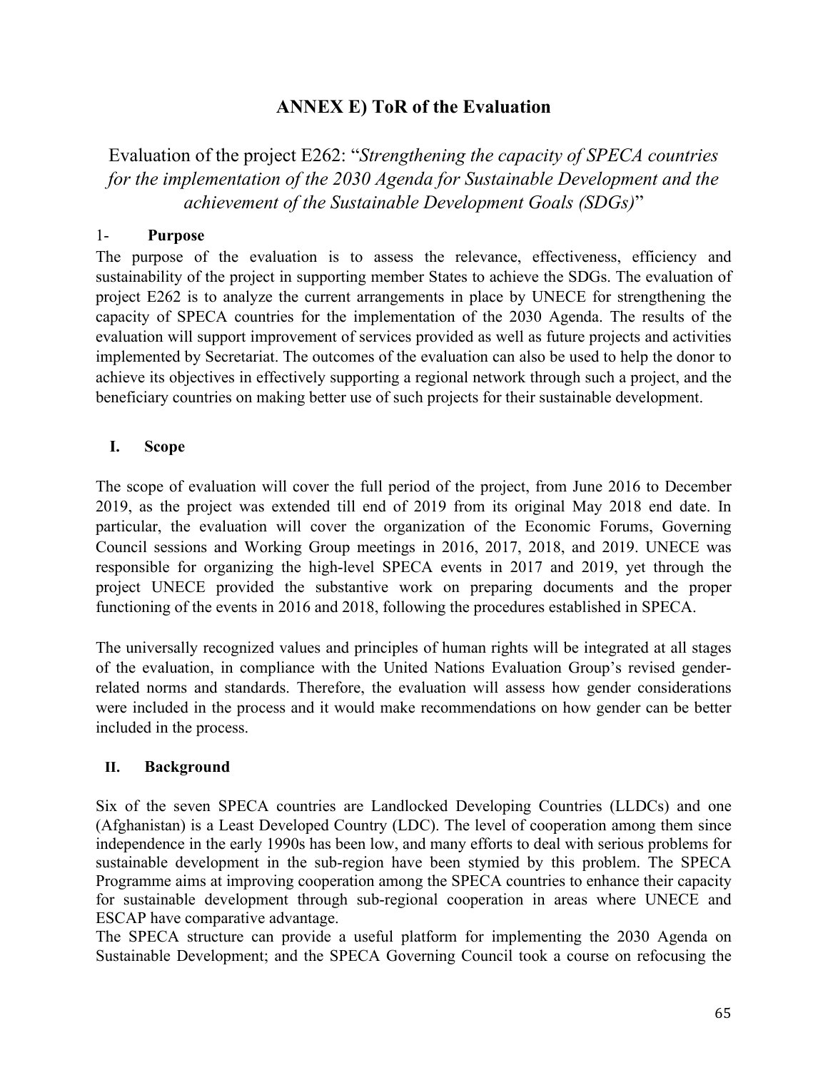# ANNEX E) ToR of the Evaluation

## Evaluation of the project E262: "*Strengthening the capacity of SPECA countries for the implementation of the 2030 Agenda for Sustainable Development and the achievement of the Sustainable Development Goals (SDGs)*"

### 1- Purpose

The purpose of the evaluation is to assess the relevance, effectiveness, efficiency and sustainability of the project in supporting member States to achieve the SDGs. The evaluation of project E262 is to analyze the current arrangements in place by UNECE for strengthening the capacity of SPECA countries for the implementation of the 2030 Agenda. The results of the evaluation will support improvement of services provided as well as future projects and activities implemented by Secretariat. The outcomes of the evaluation can also be used to help the donor to achieve its objectives in effectively supporting a regional network through such a project, and the beneficiary countries on making better use of such projects for their sustainable development.

### I. Scope

The scope of evaluation will cover the full period of the project, from June 2016 to December 2019, as the project was extended till end of 2019 from its original May 2018 end date. In particular, the evaluation will cover the organization of the Economic Forums, Governing Council sessions and Working Group meetings in 2016, 2017, 2018, and 2019. UNECE was responsible for organizing the high-level SPECA events in 2017 and 2019, yet through the project UNECE provided the substantive work on preparing documents and the proper functioning of the events in 2016 and 2018, following the procedures established in SPECA.

The universally recognized values and principles of human rights will be integrated at all stages of the evaluation, in compliance with the United Nations Evaluation Group's revised gender-related norms and standards. Therefore, the evaluation will assess how gender considerations were included in the process and it would make recommendations on how gender can be better included in the process.

### II. Background

Six of the seven SPECA countries are Landlocked Developing Countries (LLDCs) and one (Afghanistan) is a Least Developed Country (LDC). The level of cooperation among them since independence in the early 1990s has been low, and many efforts to deal with serious problems for sustainable development in the sub-region have been stymied by this problem. The SPECA Programme aims at improving cooperation among the SPECA countries to enhance their capacity for sustainable development through sub-regional cooperation in areas where UNECE and ESCAP have comparative advantage.

The SPECA structure can provide a useful platform for implementing the 2030 Agenda on Sustainable Development; and the SPECA Governing Council took a course on refocusing the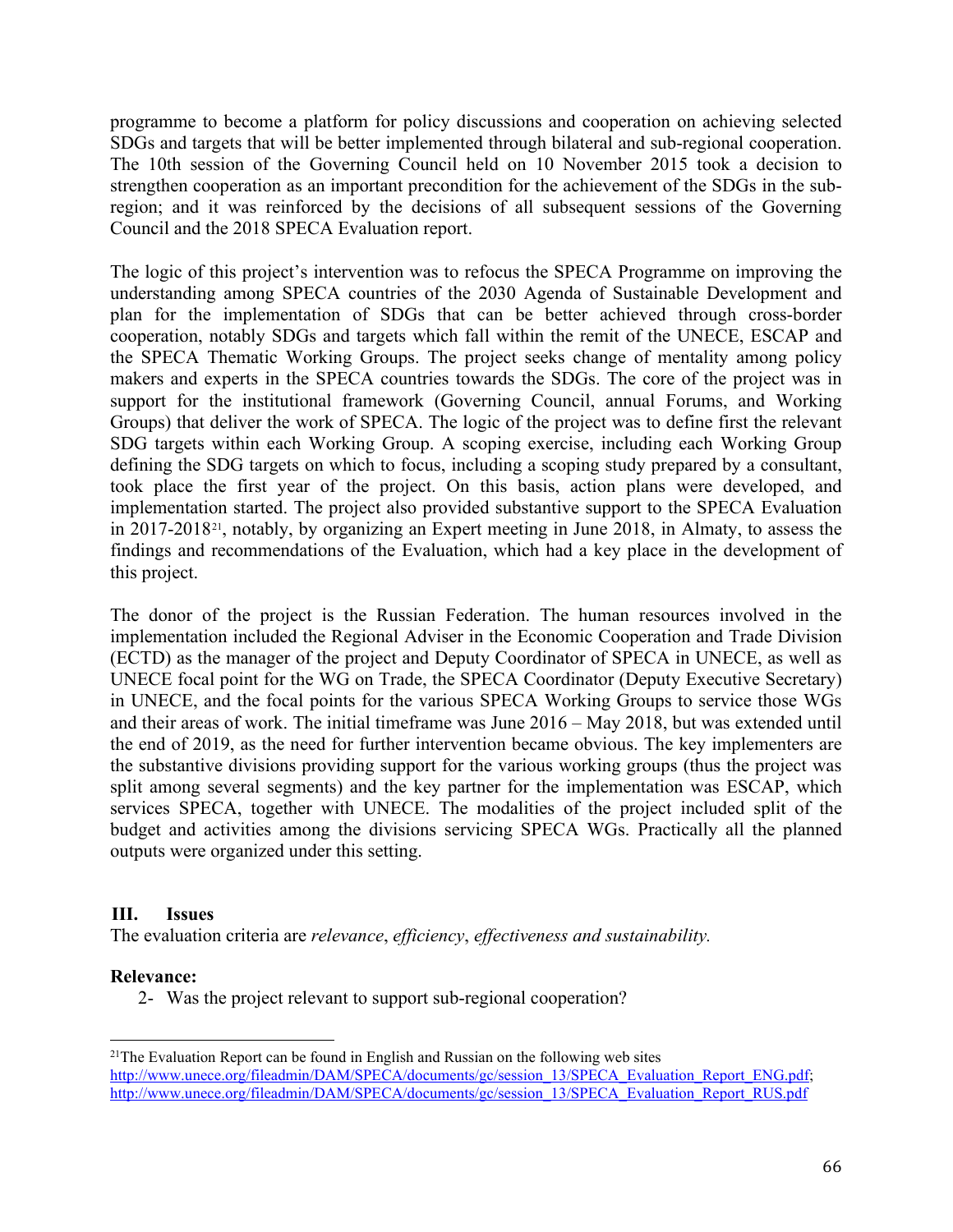programme to become a platform for policy discussions and cooperation on achieving selected SDGs and targets that will be better implemented through bilateral and sub-regional cooperation. The 10th session of the Governing Council held on 10 November 2015 took a decision to strengthen cooperation as an important precondition for the achievement of the SDGs in the sub-region; and it was reinforced by the decisions of all subsequent sessions of the Governing Council and the 2018 SPECA Evaluation report.

The logic of this project's intervention was to refocus the SPECA Programme on improving the understanding among SPECA countries of the 2030 Agenda of Sustainable Development and plan for the implementation of SDGs that can be better achieved through cross-border cooperation, notably SDGs and targets which fall within the remit of the UNECE, ESCAP and the SPECA Thematic Working Groups. The project seeks change of mentality among policy makers and experts in the SPECA countries towards the SDGs. The core of the project was in support for the institutional framework (Governing Council, annual Forums, and Working Groups) that deliver the work of SPECA. The logic of the project was to define first the relevant SDG targets within each Working Group. A scoping exercise, including each Working Group defining the SDG targets on which to focus, including a scoping study prepared by a consultant, took place the first year of the project. On this basis, action plans were developed, and implementation started. The project also provided substantive support to the SPECA Evaluation in 2017-2018[21], notably, by organizing an Expert meeting in June 2018, in Almaty, to assess the findings and recommendations of the Evaluation, which had a key place in the development of this project.

The donor of the project is the Russian Federation. The human resources involved in the implementation included the Regional Adviser in the Economic Cooperation and Trade Division (ECTD) as the manager of the project and Deputy Coordinator of SPECA in UNECE, as well as UNECE focal point for the WG on Trade, the SPECA Coordinator (Deputy Executive Secretary) in UNECE, and the focal points for the various SPECA Working Groups to service those WGs and their areas of work. The initial timeframe was June 2016 – May 2018, but was extended until the end of 2019, as the need for further intervention became obvious. The key implementers are the substantive divisions providing support for the various working groups (thus the project was split among several segments) and the key partner for the implementation was ESCAP, which services SPECA, together with UNECE. The modalities of the project included split of the budget and activities among the divisions servicing SPECA WGs. Practically all the planned outputs were organized under this setting.

## III. Issues

The evaluation criteria are *relevance*, *efficiency*, *effectiveness and sustainability.*

**Relevance:**

2- Was the project relevant to support sub-regional cooperation?

---

[21]The Evaluation Report can be found in English and Russian on the following web sites http://www.unece.org/fileadmin/DAM/SPECA/documents/gc/session_13/SPECA_Evaluation_Report_ENG.pdf; http://www.unece.org/fileadmin/DAM/SPECA/documents/gc/session_13/SPECA_Evaluation_Report_RUS.pdf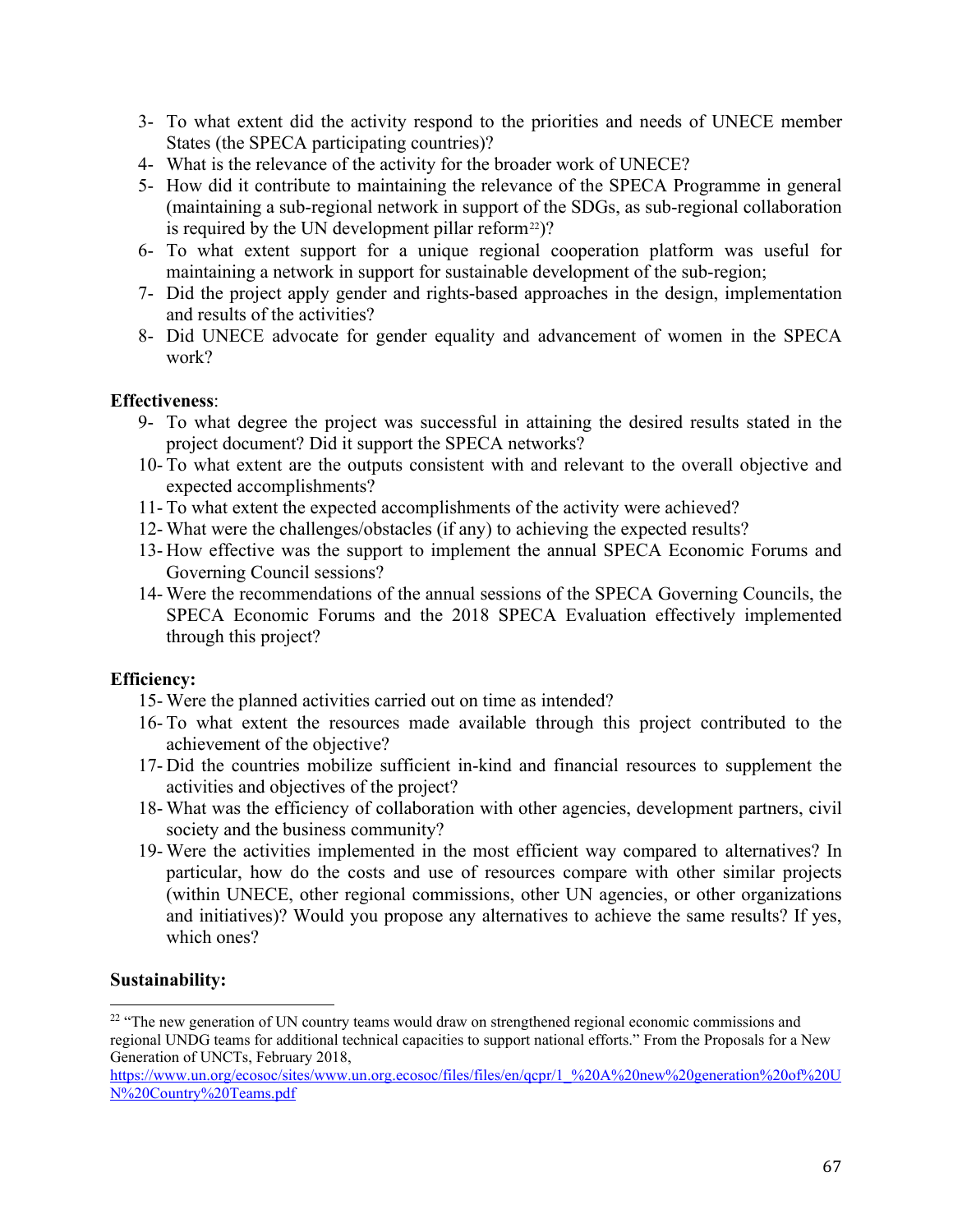3- To what extent did the activity respond to the priorities and needs of UNECE member States (the SPECA participating countries)?
4- What is the relevance of the activity for the broader work of UNECE?
5- How did it contribute to maintaining the relevance of the SPECA Programme in general (maintaining a sub-regional network in support of the SDGs, as sub-regional collaboration is required by the UN development pillar reform[22])?
6- To what extent support for a unique regional cooperation platform was useful for maintaining a network in support for sustainable development of the sub-region;
7- Did the project apply gender and rights-based approaches in the design, implementation and results of the activities?
8- Did UNECE advocate for gender equality and advancement of women in the SPECA work?

**Effectiveness**:

9- To what degree the project was successful in attaining the desired results stated in the project document? Did it support the SPECA networks?
10- To what extent are the outputs consistent with and relevant to the overall objective and expected accomplishments?
11- To what extent the expected accomplishments of the activity were achieved?
12- What were the challenges/obstacles (if any) to achieving the expected results?
13- How effective was the support to implement the annual SPECA Economic Forums and Governing Council sessions?
14- Were the recommendations of the annual sessions of the SPECA Governing Councils, the SPECA Economic Forums and the 2018 SPECA Evaluation effectively implemented through this project?

**Efficiency:**

15- Were the planned activities carried out on time as intended?
16- To what extent the resources made available through this project contributed to the achievement of the objective?
17- Did the countries mobilize sufficient in-kind and financial resources to supplement the activities and objectives of the project?
18- What was the efficiency of collaboration with other agencies, development partners, civil society and the business community?
19- Were the activities implemented in the most efficient way compared to alternatives? In particular, how do the costs and use of resources compare with other similar projects (within UNECE, other regional commissions, other UN agencies, or other organizations and initiatives)? Would you propose any alternatives to achieve the same results? If yes, which ones?

**Sustainability:**

[22] "The new generation of UN country teams would draw on strengthened regional economic commissions and regional UNDG teams for additional technical capacities to support national efforts." From the Proposals for a New Generation of UNCTs, February 2018, https://www.un.org/ecosoc/sites/www.un.org.ecosoc/files/files/en/qcpr/1_%20A%20new%20generation%20of%20UN%20Country%20Teams.pdf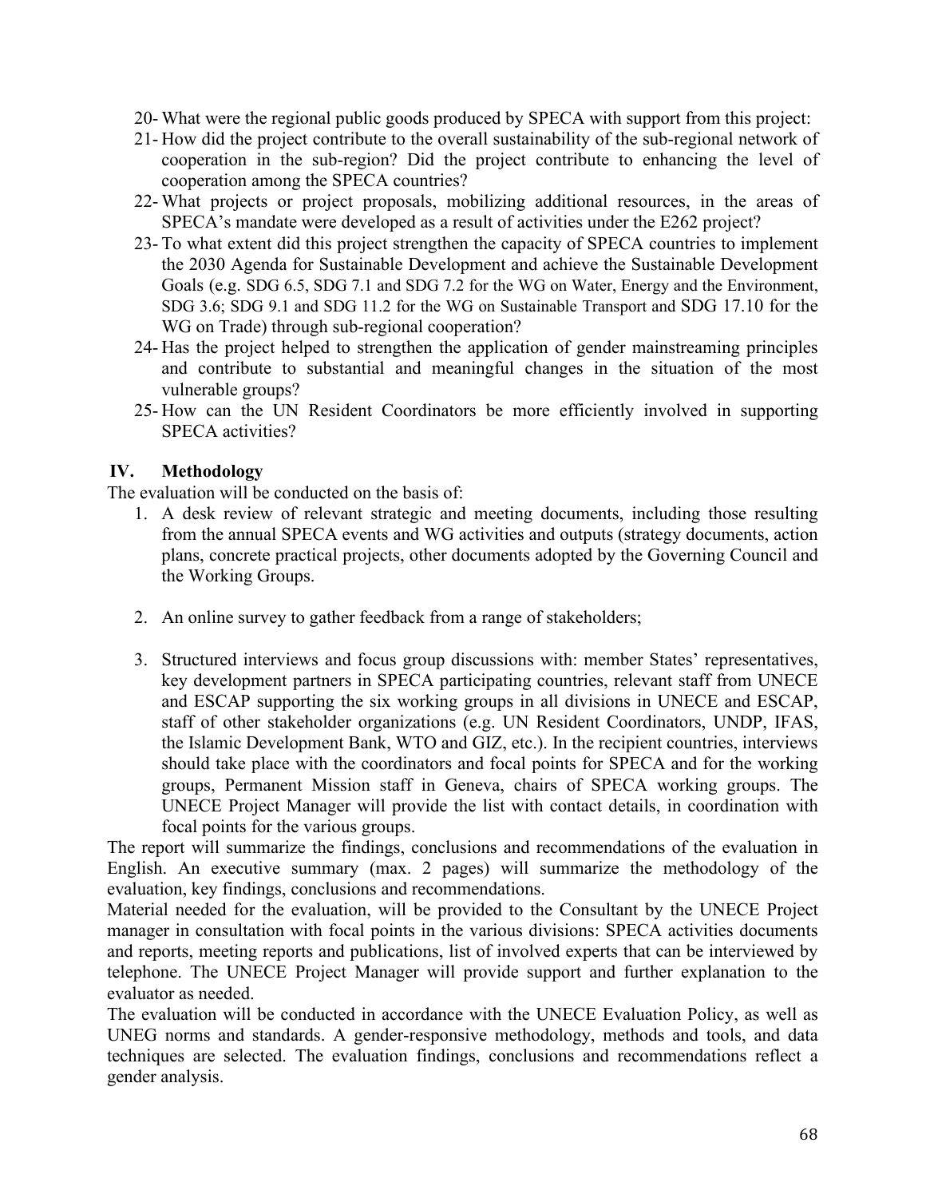20- What were the regional public goods produced by SPECA with support from this project:
21- How did the project contribute to the overall sustainability of the sub-regional network of cooperation in the sub-region? Did the project contribute to enhancing the level of cooperation among the SPECA countries?
22- What projects or project proposals, mobilizing additional resources, in the areas of SPECA's mandate were developed as a result of activities under the E262 project?
23- To what extent did this project strengthen the capacity of SPECA countries to implement the 2030 Agenda for Sustainable Development and achieve the Sustainable Development Goals (e.g. SDG 6.5, SDG 7.1 and SDG 7.2 for the WG on Water, Energy and the Environment, SDG 3.6; SDG 9.1 and SDG 11.2 for the WG on Sustainable Transport and SDG 17.10 for the WG on Trade) through sub-regional cooperation?
24- Has the project helped to strengthen the application of gender mainstreaming principles and contribute to substantial and meaningful changes in the situation of the most vulnerable groups?
25- How can the UN Resident Coordinators be more efficiently involved in supporting SPECA activities?

## IV. Methodology

The evaluation will be conducted on the basis of:

1. A desk review of relevant strategic and meeting documents, including those resulting from the annual SPECA events and WG activities and outputs (strategy documents, action plans, concrete practical projects, other documents adopted by the Governing Council and the Working Groups.

2. An online survey to gather feedback from a range of stakeholders;

3. Structured interviews and focus group discussions with: member States' representatives, key development partners in SPECA participating countries, relevant staff from UNECE and ESCAP supporting the six working groups in all divisions in UNECE and ESCAP, staff of other stakeholder organizations (e.g. UN Resident Coordinators, UNDP, IFAS, the Islamic Development Bank, WTO and GIZ, etc.). In the recipient countries, interviews should take place with the coordinators and focal points for SPECA and for the working groups, Permanent Mission staff in Geneva, chairs of SPECA working groups. The UNECE Project Manager will provide the list with contact details, in coordination with focal points for the various groups.

The report will summarize the findings, conclusions and recommendations of the evaluation in English. An executive summary (max. 2 pages) will summarize the methodology of the evaluation, key findings, conclusions and recommendations.

Material needed for the evaluation, will be provided to the Consultant by the UNECE Project manager in consultation with focal points in the various divisions: SPECA activities documents and reports, meeting reports and publications, list of involved experts that can be interviewed by telephone. The UNECE Project Manager will provide support and further explanation to the evaluator as needed.

The evaluation will be conducted in accordance with the UNECE Evaluation Policy, as well as UNEG norms and standards. A gender-responsive methodology, methods and tools, and data techniques are selected. The evaluation findings, conclusions and recommendations reflect a gender analysis.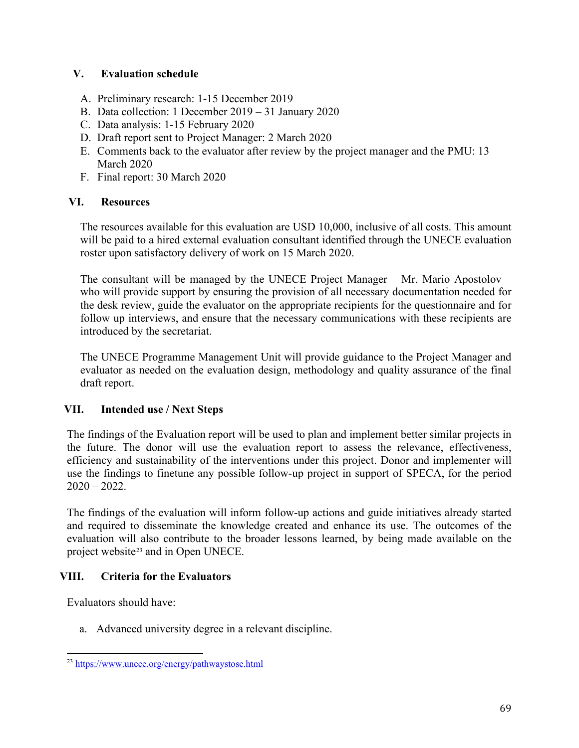## V. Evaluation schedule

A. Preliminary research: 1-15 December 2019
B. Data collection: 1 December 2019 – 31 January 2020
C. Data analysis: 1-15 February 2020
D. Draft report sent to Project Manager: 2 March 2020
E. Comments back to the evaluator after review by the project manager and the PMU: 13 March 2020
F. Final report: 30 March 2020

## VI. Resources

The resources available for this evaluation are USD 10,000, inclusive of all costs. This amount will be paid to a hired external evaluation consultant identified through the UNECE evaluation roster upon satisfactory delivery of work on 15 March 2020.

The consultant will be managed by the UNECE Project Manager – Mr. Mario Apostolov – who will provide support by ensuring the provision of all necessary documentation needed for the desk review, guide the evaluator on the appropriate recipients for the questionnaire and for follow up interviews, and ensure that the necessary communications with these recipients are introduced by the secretariat.

The UNECE Programme Management Unit will provide guidance to the Project Manager and evaluator as needed on the evaluation design, methodology and quality assurance of the final draft report.

## VII. Intended use / Next Steps

The findings of the Evaluation report will be used to plan and implement better similar projects in the future. The donor will use the evaluation report to assess the relevance, effectiveness, efficiency and sustainability of the interventions under this project. Donor and implementer will use the findings to finetune any possible follow-up project in support of SPECA, for the period 2020 – 2022.

The findings of the evaluation will inform follow-up actions and guide initiatives already started and required to disseminate the knowledge created and enhance its use. The outcomes of the evaluation will also contribute to the broader lessons learned, by being made available on the project website[23] and in Open UNECE.

## VIII. Criteria for the Evaluators

Evaluators should have:

a. Advanced university degree in a relevant discipline.

---

[23] https://www.unece.org/energy/pathwaystose.html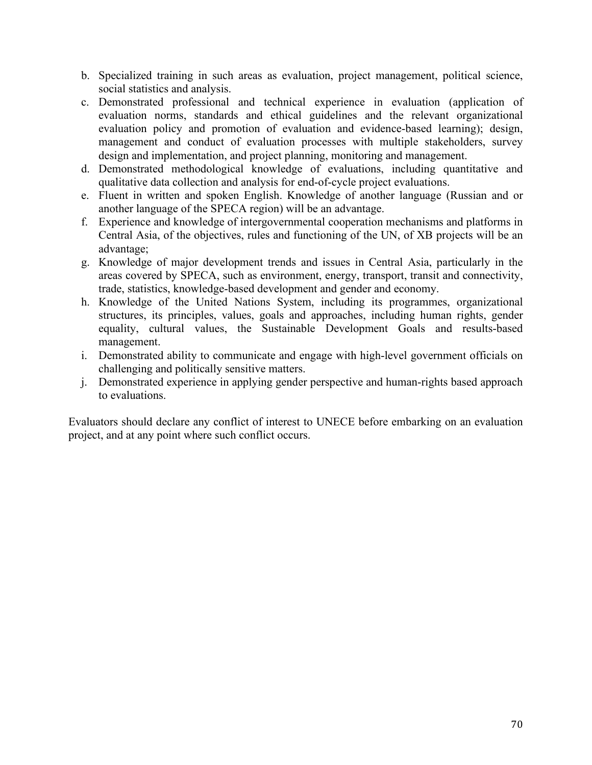b. Specialized training in such areas as evaluation, project management, political science, social statistics and analysis.
c. Demonstrated professional and technical experience in evaluation (application of evaluation norms, standards and ethical guidelines and the relevant organizational evaluation policy and promotion of evaluation and evidence-based learning); design, management and conduct of evaluation processes with multiple stakeholders, survey design and implementation, and project planning, monitoring and management.
d. Demonstrated methodological knowledge of evaluations, including quantitative and qualitative data collection and analysis for end-of-cycle project evaluations.
e. Fluent in written and spoken English. Knowledge of another language (Russian and or another language of the SPECA region) will be an advantage.
f. Experience and knowledge of intergovernmental cooperation mechanisms and platforms in Central Asia, of the objectives, rules and functioning of the UN, of XB projects will be an advantage;
g. Knowledge of major development trends and issues in Central Asia, particularly in the areas covered by SPECA, such as environment, energy, transport, transit and connectivity, trade, statistics, knowledge-based development and gender and economy.
h. Knowledge of the United Nations System, including its programmes, organizational structures, its principles, values, goals and approaches, including human rights, gender equality, cultural values, the Sustainable Development Goals and results-based management.
i. Demonstrated ability to communicate and engage with high-level government officials on challenging and politically sensitive matters.
j. Demonstrated experience in applying gender perspective and human-rights based approach to evaluations.

Evaluators should declare any conflict of interest to UNECE before embarking on an evaluation project, and at any point where such conflict occurs.